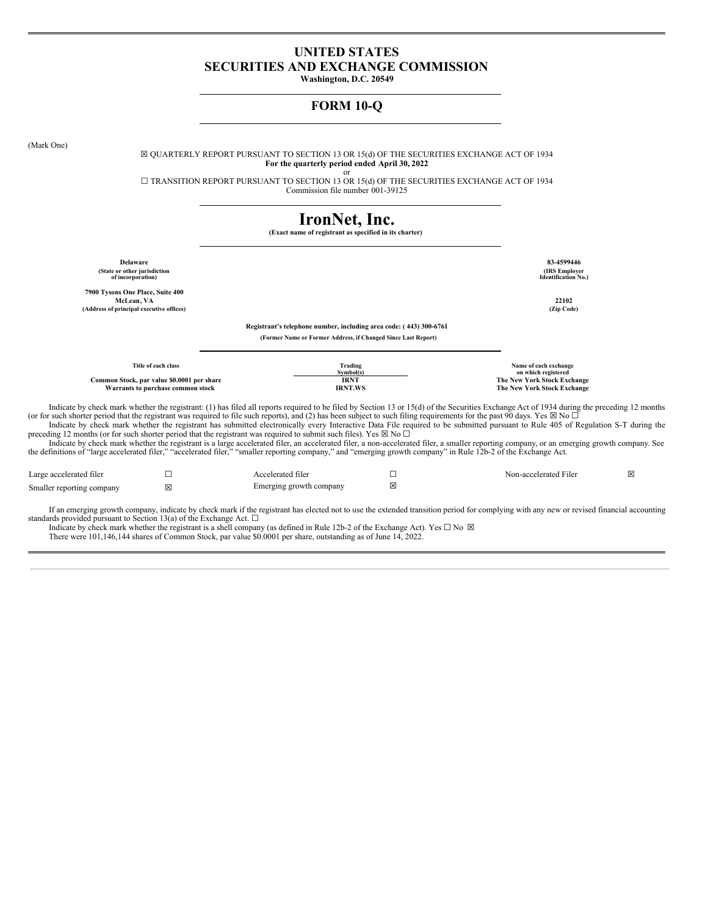# UNITED STATES
# SECURITIES AND EXCHANGE COMMISSION

**Washington, D.C. 20549**

## FORM 10-Q

(Mark One)

☒ QUARTERLY REPORT PURSUANT TO SECTION 13 OR 15(d) OF THE SECURITIES EXCHANGE ACT OF 1934
**For the quarterly period ended April 30, 2022**

or

☐ TRANSITION REPORT PURSUANT TO SECTION 13 OR 15(d) OF THE SECURITIES EXCHANGE ACT OF 1934
Commission file number 001-39125

# IronNet, Inc.

**(Exact name of registrant as specified in its charter)**

| | |
|---|---|
| **Delaware**<br>**(State or other jurisdiction of incorporation)** | **83-4599446**<br>**(IRS Employer Identification No.)** |
| **7900 Tysons One Place, Suite 400**<br>**McLean, VA**<br>**(Address of principal executive offices)** | **22102**<br>**(Zip Code)** |

**Registrant's telephone number, including area code: ( 443) 300-6761**

**(Former Name or Former Address, if Changed Since Last Report)**

| Title of each class | Trading Symbol(s) | Name of each exchange on which registered |
|---|---|---|
| **Common Stock, par value $0.0001 per share** | **IRNT** | **The New York Stock Exchange** |
| **Warrants to purchase common stock** | **IRNT.WS** | **The New York Stock Exchange** |

Indicate by check mark whether the registrant: (1) has filed all reports required to be filed by Section 13 or 15(d) of the Securities Exchange Act of 1934 during the preceding 12 months (or for such shorter period that the registrant was required to file such reports), and (2) has been subject to such filing requirements for the past 90 days. Yes ☒ No ☐

Indicate by check mark whether the registrant has submitted electronically every Interactive Data File required to be submitted pursuant to Rule 405 of Regulation S-T during the preceding 12 months (or for such shorter period that the registrant was required to submit such files). Yes ☒ No ☐

Indicate by check mark whether the registrant is a large accelerated filer, an accelerated filer, a non-accelerated filer, a smaller reporting company, or an emerging growth company. See the definitions of "large accelerated filer," "accelerated filer," "smaller reporting company," and "emerging growth company" in Rule 12b-2 of the Exchange Act.

| | | | | | |
|---|---|---|---|---|---|
| Large accelerated filer | ☐ | Accelerated filer | ☐ | Non-accelerated Filer | ☒ |
| Smaller reporting company | ☒ | Emerging growth company | ☒ | | |

If an emerging growth company, indicate by check mark if the registrant has elected not to use the extended transition period for complying with any new or revised financial accounting standards provided pursuant to Section 13(a) of the Exchange Act. ☐

Indicate by check mark whether the registrant is a shell company (as defined in Rule 12b-2 of the Exchange Act). Yes ☐ No ☒

There were 101,146,144 shares of Common Stock, par value $0.0001 per share, outstanding as of June 14, 2022.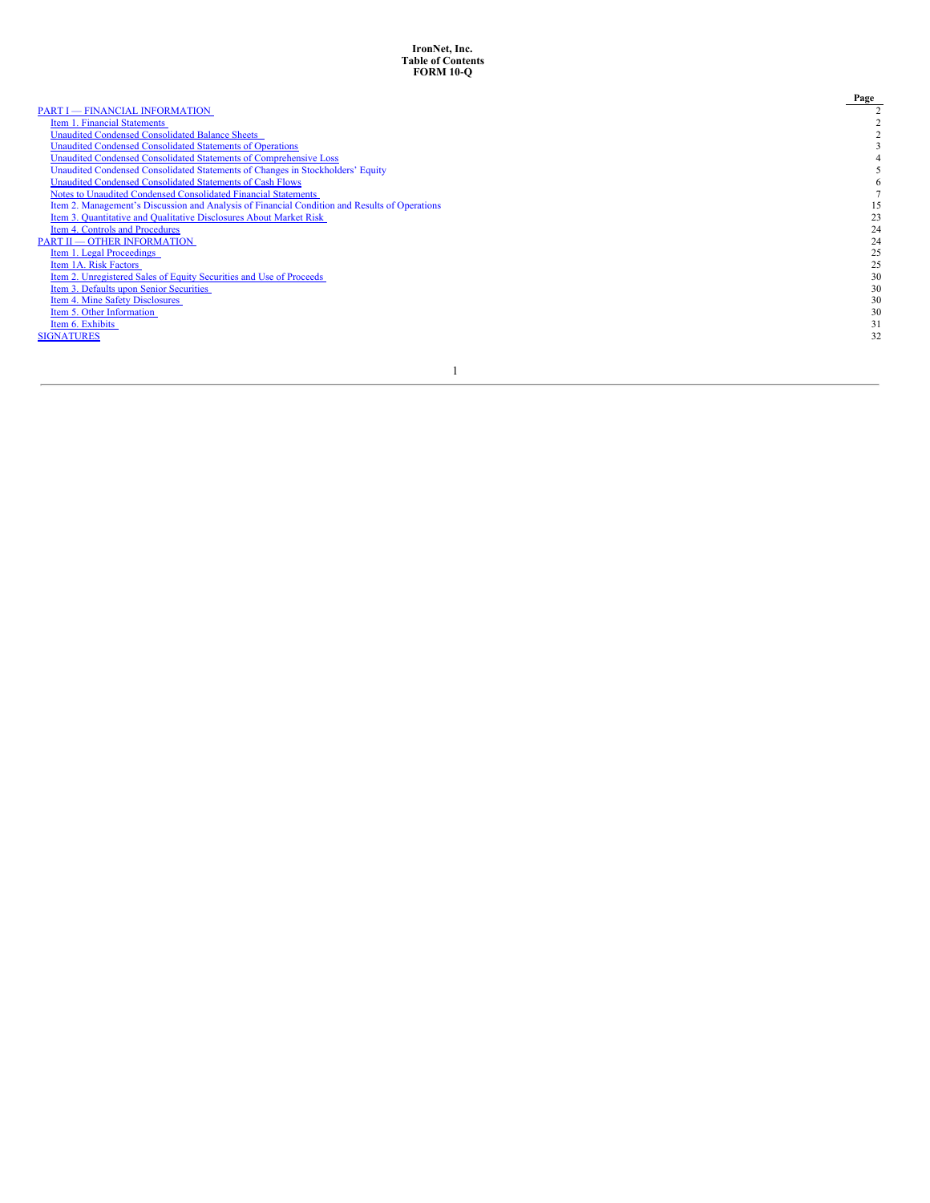**IronNet, Inc.**
**Table of Contents**
**FORM 10-Q**

| | Page |
|---|---|
| PART I — FINANCIAL INFORMATION | 2 |
| Item 1. Financial Statements | 2 |
| Unaudited Condensed Consolidated Balance Sheets | 2 |
| Unaudited Condensed Consolidated Statements of Operations | 3 |
| Unaudited Condensed Consolidated Statements of Comprehensive Loss | 4 |
| Unaudited Condensed Consolidated Statements of Changes in Stockholders' Equity | 5 |
| Unaudited Condensed Consolidated Statements of Cash Flows | 6 |
| Notes to Unaudited Condensed Consolidated Financial Statements | 7 |
| Item 2. Management's Discussion and Analysis of Financial Condition and Results of Operations | 15 |
| Item 3. Quantitative and Qualitative Disclosures About Market Risk | 23 |
| Item 4. Controls and Procedures | 24 |
| PART II — OTHER INFORMATION | 24 |
| Item 1. Legal Proceedings | 25 |
| Item 1A. Risk Factors | 25 |
| Item 2. Unregistered Sales of Equity Securities and Use of Proceeds | 30 |
| Item 3. Defaults upon Senior Securities | 30 |
| Item 4. Mine Safety Disclosures | 30 |
| Item 5. Other Information | 30 |
| Item 6. Exhibits | 31 |
| SIGNATURES | 32 |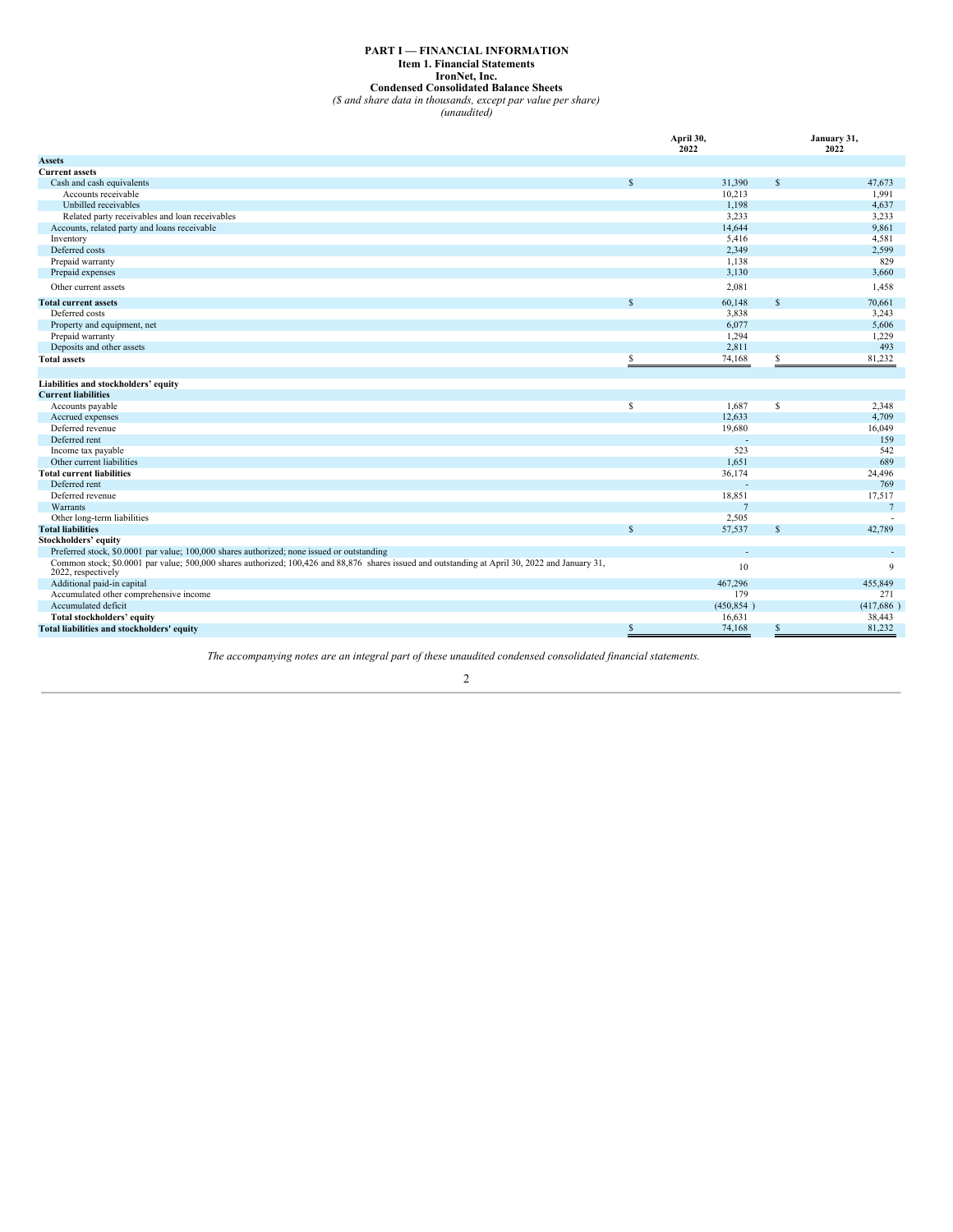# PART I — FINANCIAL INFORMATION

## Item 1. Financial Statements

**IronNet, Inc.**

**Condensed Consolidated Balance Sheets**

*($ and share data in thousands, except par value per share)*

*(unaudited)*

| | April 30, 2022 | January 31, 2022 |
|---|---|---|
| **Assets** | | |
| **Current assets** | | |
| Cash and cash equivalents | $ 31,390 | $ 47,673 |
| Accounts receivable | 10,213 | 1,991 |
| Unbilled receivables | 1,198 | 4,637 |
| Related party receivables and loan receivables | 3,233 | 3,233 |
| Accounts, related party and loans receivable | 14,644 | 9,861 |
| Inventory | 5,416 | 4,581 |
| Deferred costs | 2,349 | 2,599 |
| Prepaid warranty | 1,138 | 829 |
| Prepaid expenses | 3,130 | 3,660 |
| Other current assets | 2,081 | 1,458 |
| **Total current assets** | $ 60,148 | $ 70,661 |
| Deferred costs | 3,838 | 3,243 |
| Property and equipment, net | 6,077 | 5,606 |
| Prepaid warranty | 1,294 | 1,229 |
| Deposits and other assets | 2,811 | 493 |
| **Total assets** | $ 74,168 | $ 81,232 |
| | | |
| **Liabilities and stockholders' equity** | | |
| **Current liabilities** | | |
| Accounts payable | $ 1,687 | $ 2,348 |
| Accrued expenses | 12,633 | 4,709 |
| Deferred revenue | 19,680 | 16,049 |
| Deferred rent | - | 159 |
| Income tax payable | 523 | 542 |
| Other current liabilities | 1,651 | 689 |
| **Total current liabilities** | 36,174 | 24,496 |
| Deferred rent | - | 769 |
| Deferred revenue | 18,851 | 17,517 |
| Warrants | 7 | 7 |
| Other long-term liabilities | 2,505 | - |
| **Total liabilities** | $ 57,537 | $ 42,789 |
| **Stockholders' equity** | | |
| Preferred stock, $0.0001 par value; 100,000 shares authorized; none issued or outstanding | - | - |
| Common stock; $0.0001 par value; 500,000 shares authorized; 100,426 and 88,876 shares issued and outstanding at April 30, 2022 and January 31, 2022, respectively | 10 | 9 |
| Additional paid-in capital | 467,296 | 455,849 |
| Accumulated other comprehensive income | 179 | 271 |
| Accumulated deficit | (450,854 ) | (417,686 ) |
| **Total stockholders' equity** | 16,631 | 38,443 |
| **Total liabilities and stockholders' equity** | $ 74,168 | $ 81,232 |

*The accompanying notes are an integral part of these unaudited condensed consolidated financial statements.*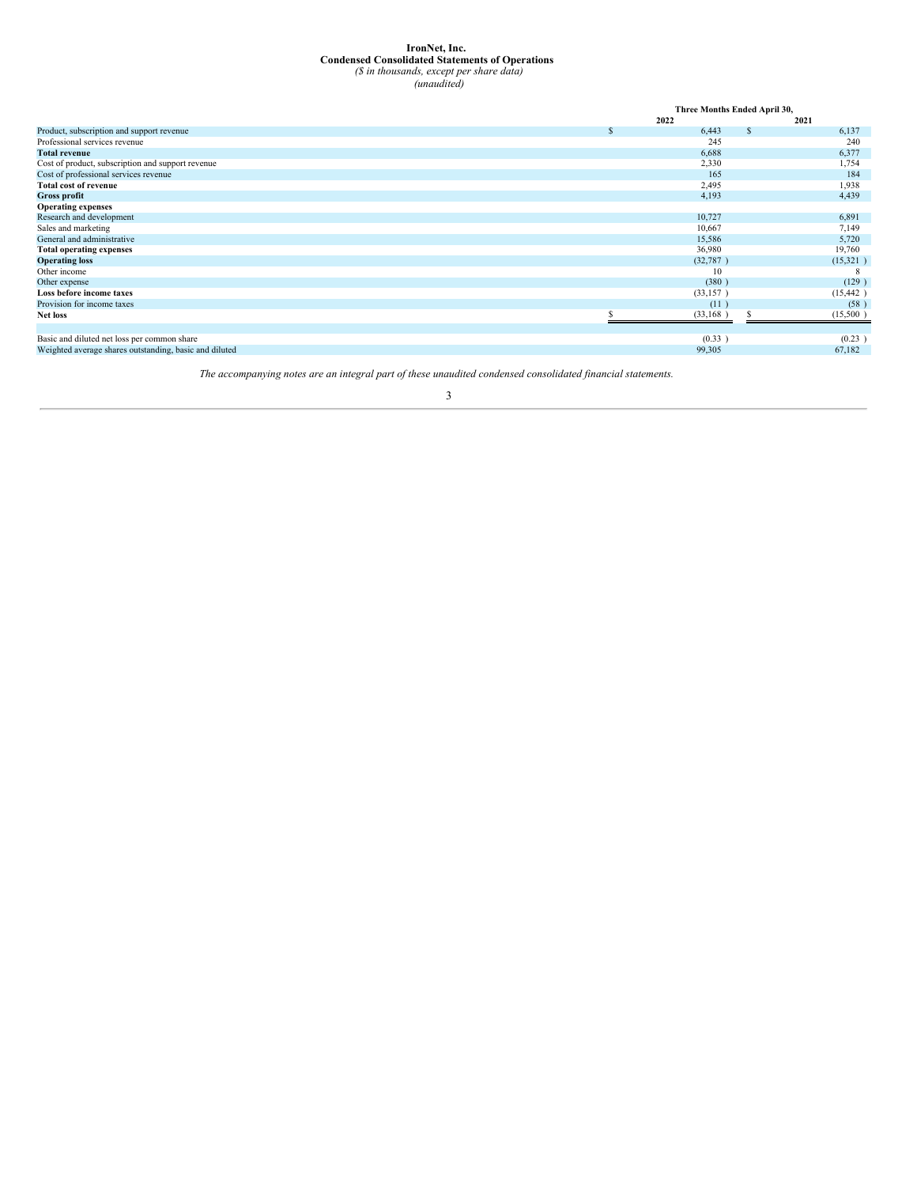# IronNet, Inc.

## Condensed Consolidated Statements of Operations

*($ in thousands, except per share data)*

*(unaudited)*

| | Three Months Ended April 30, | |
|---|---|---|
| | 2022 | 2021 |
| Product, subscription and support revenue | $ 6,443 | $ 6,137 |
| Professional services revenue | 245 | 240 |
| **Total revenue** | 6,688 | 6,377 |
| Cost of product, subscription and support revenue | 2,330 | 1,754 |
| Cost of professional services revenue | 165 | 184 |
| **Total cost of revenue** | 2,495 | 1,938 |
| **Gross profit** | 4,193 | 4,439 |
| **Operating expenses** | | |
| Research and development | 10,727 | 6,891 |
| Sales and marketing | 10,667 | 7,149 |
| General and administrative | 15,586 | 5,720 |
| **Total operating expenses** | 36,980 | 19,760 |
| **Operating loss** | (32,787 ) | (15,321 ) |
| Other income | 10 | 8 |
| Other expense | (380 ) | (129 ) |
| **Loss before income taxes** | (33,157 ) | (15,442 ) |
| Provision for income taxes | (11 ) | (58 ) |
| **Net loss** | $ (33,168 ) | $ (15,500 ) |
| | | |
| Basic and diluted net loss per common share | (0.33 ) | (0.23 ) |
| Weighted average shares outstanding, basic and diluted | 99,305 | 67,182 |

*The accompanying notes are an integral part of these unaudited condensed consolidated financial statements.*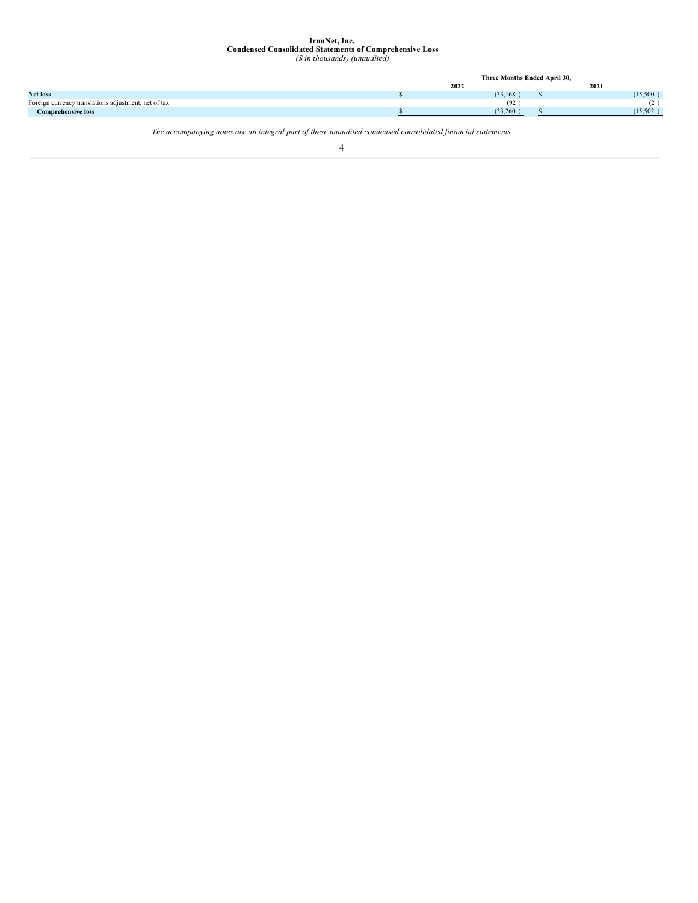**IronNet, Inc.**
**Condensed Consolidated Statements of Comprehensive Loss**
*($ in thousands) (unaudited)*

| | Three Months Ended April 30, | |
|---|---|---|
| | 2022 | 2021 |
| **Net loss** | $ (33,168) | $ (15,500) |
| Foreign currency translations adjustment, net of tax | (92) | (2) |
| **Comprehensive loss** | $ (33,260) | $ (15,502) |

*The accompanying notes are an integral part of these unaudited condensed consolidated financial statements.*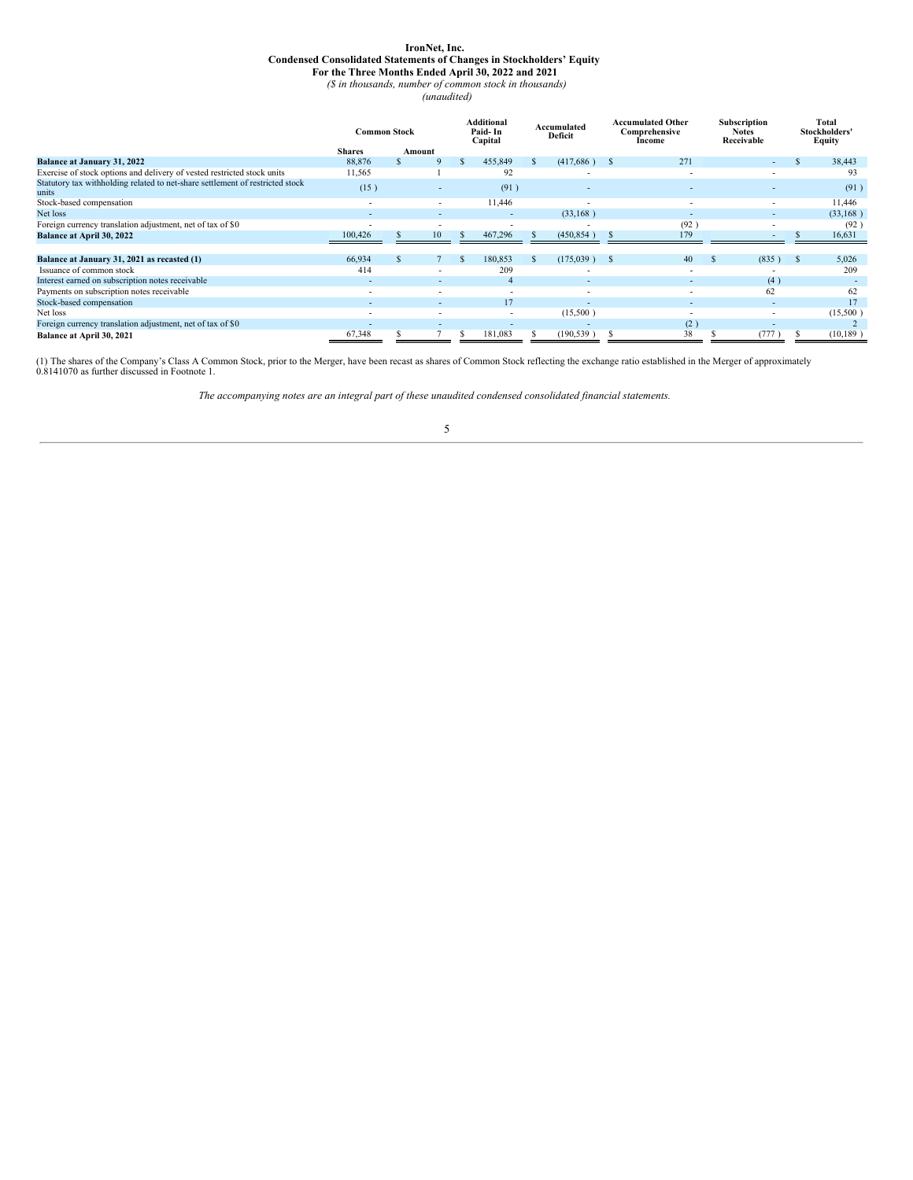**IronNet, Inc.**
**Condensed Consolidated Statements of Changes in Stockholders' Equity**
**For the Three Months Ended April 30, 2022 and 2021**
*($ in thousands, number of common stock in thousands)*
*(unaudited)*

| | Common Stock | | Additional Paid- In Capital | Accumulated Deficit | Accumulated Other Comprehensive Income | Subscription Notes Receivable | Total Stockholders' Equity |
|---|---|---|---|---|---|---|---|
| | Shares | Amount | | | | | |
| **Balance at January 31, 2022** | 88,876 | $ 9 | $ 455,849 | $ (417,686 ) | $ 271 | - | $ 38,443 |
| Exercise of stock options and delivery of vested restricted stock units | 11,565 | 1 | 92 | - | - | - | 93 |
| Statutory tax withholding related to net-share settlement of restricted stock units | (15 ) | - | (91 ) | - | - | - | (91 ) |
| Stock-based compensation | - | - | 11,446 | - | - | - | 11,446 |
| Net loss | - | - | - | (33,168 ) | - | - | (33,168 ) |
| Foreign currency translation adjustment, net of tax of $0 | - | - | - | - | (92 ) | - | (92 ) |
| **Balance at April 30, 2022** | 100,426 | $ 10 | $ 467,296 | $ (450,854 ) | $ 179 | - | $ 16,631 |
| | | | | | | | |
| **Balance at January 31, 2021 as recasted (1)** | 66,934 | $ 7 | $ 180,853 | $ (175,039 ) | $ 40 | $ (835 ) | $ 5,026 |
| Issuance of common stock | 414 | - | 209 | - | - | - | 209 |
| Interest earned on subscription notes receivable | - | - | 4 | - | - | (4 ) | - |
| Payments on subscription notes receivable | - | - | - | - | - | 62 | 62 |
| Stock-based compensation | - | - | 17 | - | - | - | 17 |
| Net loss | - | - | - | (15,500 ) | - | - | (15,500 ) |
| Foreign currency translation adjustment, net of tax of $0 | - | - | - | - | (2 ) | - | 2 |
| **Balance at April 30, 2021** | 67,348 | $ 7 | $ 181,083 | $ (190,539 ) | $ 38 | $ (777 ) | $ (10,189 ) |

(1) The shares of the Company's Class A Common Stock, prior to the Merger, have been recast as shares of Common Stock reflecting the exchange ratio established in the Merger of approximately 0.8141070 as further discussed in Footnote 1.

*The accompanying notes are an integral part of these unaudited condensed consolidated financial statements.*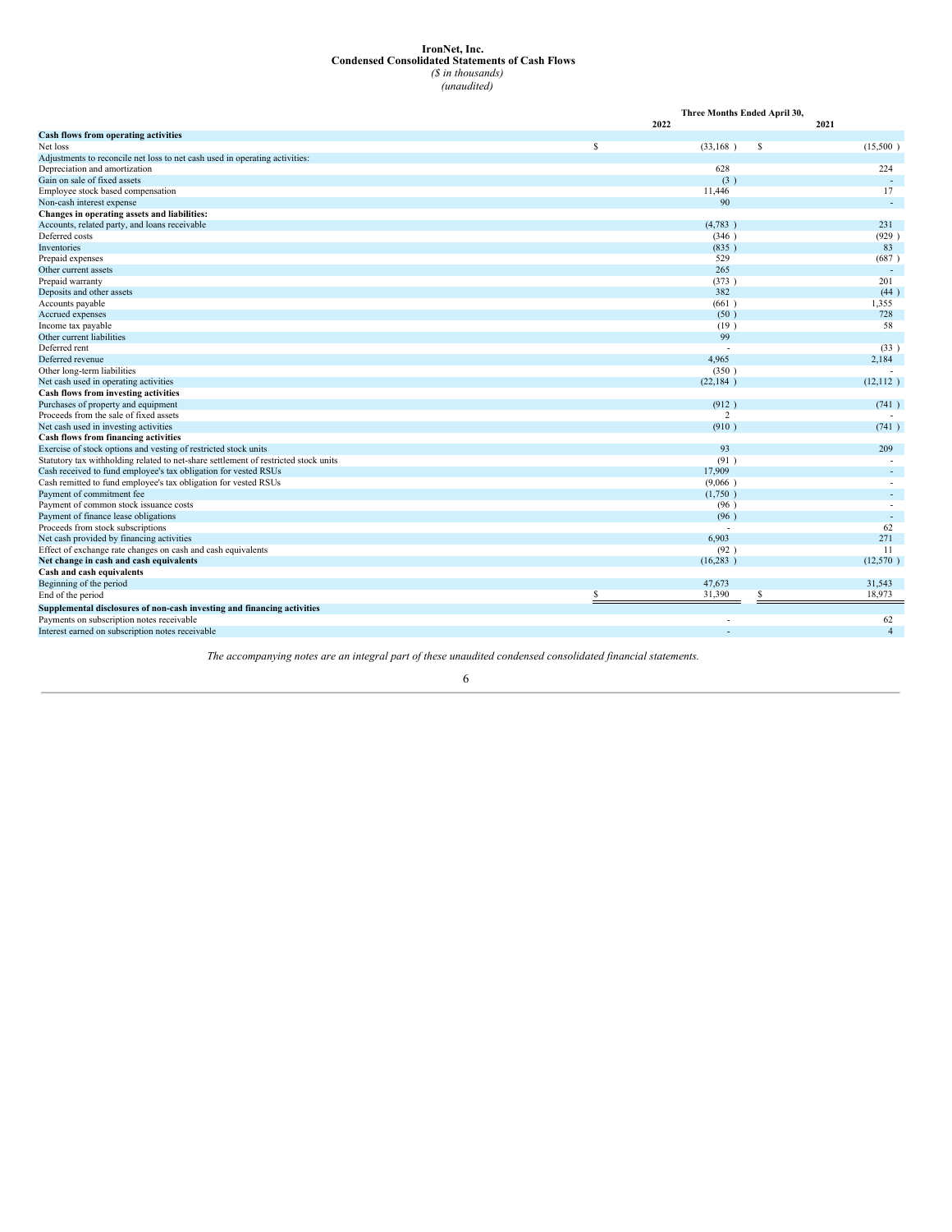**IronNet, Inc.**
**Condensed Consolidated Statements of Cash Flows**
*($ in thousands)*
*(unaudited)*

| | Three Months Ended April 30, | |
|---|---|---|
| | 2022 | 2021 |
| **Cash flows from operating activities** | | |
| Net loss | $ (33,168 ) | $ (15,500 ) |
| Adjustments to reconcile net loss to net cash used in operating activities: | | |
| Depreciation and amortization | 628 | 224 |
| Gain on sale of fixed assets | (3 ) | - |
| Employee stock based compensation | 11,446 | 17 |
| Non-cash interest expense | 90 | - |
| **Changes in operating assets and liabilities:** | | |
| Accounts, related party, and loans receivable | (4,783 ) | 231 |
| Deferred costs | (346 ) | (929 ) |
| Inventories | (835 ) | 83 |
| Prepaid expenses | 529 | (687 ) |
| Other current assets | 265 | - |
| Prepaid warranty | (373 ) | 201 |
| Deposits and other assets | 382 | (44 ) |
| Accounts payable | (661 ) | 1,355 |
| Accrued expenses | (50 ) | 728 |
| Income tax payable | (19 ) | 58 |
| Other current liabilities | 99 | |
| Deferred rent | - | (33 ) |
| Deferred revenue | 4,965 | 2,184 |
| Other long-term liabilities | (350 ) | - |
| Net cash used in operating activities | (22,184 ) | (12,112 ) |
| **Cash flows from investing activities** | | |
| Purchases of property and equipment | (912 ) | (741 ) |
| Proceeds from the sale of fixed assets | 2 | - |
| Net cash used in investing activities | (910 ) | (741 ) |
| **Cash flows from financing activities** | | |
| Exercise of stock options and vesting of restricted stock units | 93 | 209 |
| Statutory tax withholding related to net-share settlement of restricted stock units | (91 ) | - |
| Cash received to fund employee's tax obligation for vested RSUs | 17,909 | - |
| Cash remitted to fund employee's tax obligation for vested RSUs | (9,066 ) | - |
| Payment of commitment fee | (1,750 ) | - |
| Payment of common stock issuance costs | (96 ) | - |
| Payment of finance lease obligations | (96 ) | - |
| Proceeds from stock subscriptions | - | 62 |
| Net cash provided by financing activities | 6,903 | 271 |
| Effect of exchange rate changes on cash and cash equivalents | (92 ) | 11 |
| **Net change in cash and cash equivalents** | (16,283 ) | (12,570 ) |
| **Cash and cash equivalents** | | |
| Beginning of the period | 47,673 | 31,543 |
| End of the period | $ 31,390 | $ 18,973 |
| **Supplemental disclosures of non-cash investing and financing activities** | | |
| Payments on subscription notes receivable | - | 62 |
| Interest earned on subscription notes receivable | - | 4 |

*The accompanying notes are an integral part of these unaudited condensed consolidated financial statements.*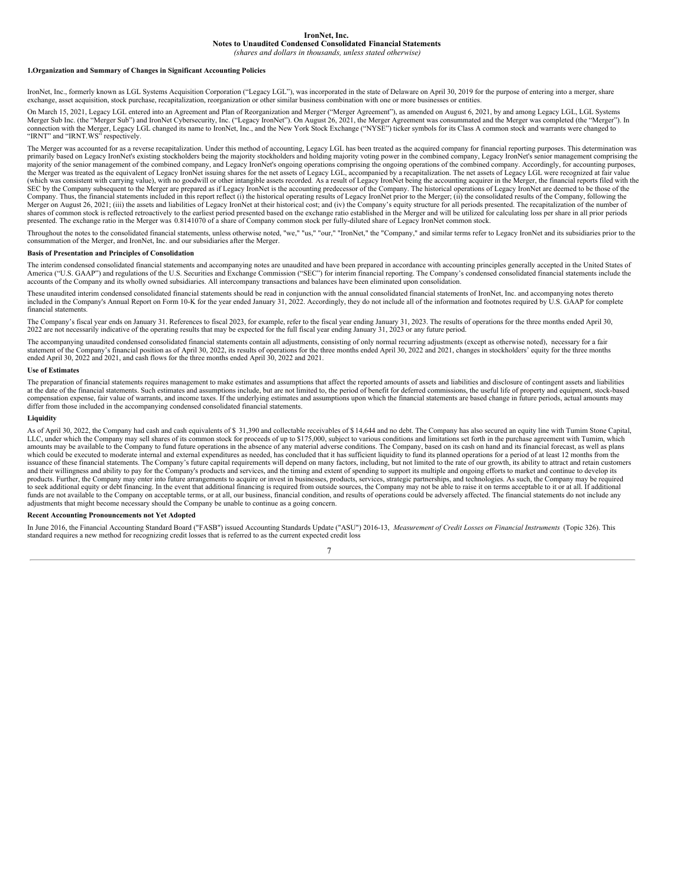**IronNet, Inc.**
**Notes to Unaudited Condensed Consolidated Financial Statements**
*(shares and dollars in thousands, unless stated otherwise)*

## 1.Organization and Summary of Changes in Significant Accounting Policies

IronNet, Inc., formerly known as LGL Systems Acquisition Corporation ("Legacy LGL"), was incorporated in the state of Delaware on April 30, 2019 for the purpose of entering into a merger, share exchange, asset acquisition, stock purchase, recapitalization, reorganization or other similar business combination with one or more businesses or entities.

On March 15, 2021, Legacy LGL entered into an Agreement and Plan of Reorganization and Merger ("Merger Agreement"), as amended on August 6, 2021, by and among Legacy LGL, LGL Systems Merger Sub Inc. (the "Merger Sub") and IronNet Cybersecurity, Inc. ("Legacy IronNet"). On August 26, 2021, the Merger Agreement was consummated and the Merger was completed (the "Merger"). In connection with the Merger, Legacy LGL changed its name to IronNet, Inc., and the New York Stock Exchange ("NYSE") ticker symbols for its Class A common stock and warrants were changed to "IRNT" and "IRNT.WS" respectively.

The Merger was accounted for as a reverse recapitalization. Under this method of accounting, Legacy LGL has been treated as the acquired company for financial reporting purposes. This determination was primarily based on Legacy IronNet's existing stockholders being the majority stockholders and holding majority voting power in the combined company, Legacy IronNet's senior management comprising the majority of the senior management of the combined company, and Legacy IronNet's ongoing operations comprising the ongoing operations of the combined company. Accordingly, for accounting purposes, the Merger was treated as the equivalent of Legacy IronNet issuing shares for the net assets of Legacy LGL, accompanied by a recapitalization. The net assets of Legacy LGL were recognized at fair value (which was consistent with carrying value), with no goodwill or other intangible assets recorded. As a result of Legacy IronNet being the accounting acquirer in the Merger, the financial reports filed with the SEC by the Company subsequent to the Merger are prepared as if Legacy IronNet is the accounting predecessor of the Company. The historical operations of Legacy IronNet are deemed to be those of the Company. Thus, the financial statements included in this report reflect (i) the historical operating results of Legacy IronNet prior to the Merger; (ii) the consolidated results of the Company, following the Merger on August 26, 2021; (iii) the assets and liabilities of Legacy IronNet at their historical cost; and (iv) the Company's equity structure for all periods presented. The recapitalization of the number of shares of common stock is reflected retroactively to the earliest period presented based on the exchange ratio established in the Merger and will be utilized for calculating loss per share in all prior periods presented. The exchange ratio in the Merger was 0.8141070 of a share of Company common stock per fully-diluted share of Legacy IronNet common stock.

Throughout the notes to the consolidated financial statements, unless otherwise noted, "we," "us," "our," "IronNet," the "Company," and similar terms refer to Legacy IronNet and its subsidiaries prior to the consummation of the Merger, and IronNet, Inc. and our subsidiaries after the Merger.

### Basis of Presentation and Principles of Consolidation

The interim condensed consolidated financial statements and accompanying notes are unaudited and have been prepared in accordance with accounting principles generally accepted in the United States of America ("U.S. GAAP") and regulations of the U.S. Securities and Exchange Commission ("SEC") for interim financial reporting. The Company's condensed consolidated financial statements include the accounts of the Company and its wholly owned subsidiaries. All intercompany transactions and balances have been eliminated upon consolidation.

These unaudited interim condensed consolidated financial statements should be read in conjunction with the annual consolidated financial statements of IronNet, Inc. and accompanying notes thereto included in the Company's Annual Report on Form 10-K for the year ended January 31, 2022. Accordingly, they do not include all of the information and footnotes required by U.S. GAAP for complete financial statements.

The Company's fiscal year ends on January 31. References to fiscal 2023, for example, refer to the fiscal year ending January 31, 2023. The results of operations for the three months ended April 30, 2022 are not necessarily indicative of the operating results that may be expected for the full fiscal year ending January 31, 2023 or any future period.

The accompanying unaudited condensed consolidated financial statements contain all adjustments, consisting of only normal recurring adjustments (except as otherwise noted), necessary for a fair statement of the Company's financial position as of April 30, 2022, its results of operations for the three months ended April 30, 2022 and 2021, changes in stockholders' equity for the three months ended April 30, 2022 and 2021, and cash flows for the three months ended April 30, 2022 and 2021.

### Use of Estimates

The preparation of financial statements requires management to make estimates and assumptions that affect the reported amounts of assets and liabilities and disclosure of contingent assets and liabilities at the date of the financial statements. Such estimates and assumptions include, but are not limited to, the period of benefit for deferred commissions, the useful life of property and equipment, stock-based compensation expense, fair value of warrants, and income taxes. If the underlying estimates and assumptions upon which the financial statements are based change in future periods, actual amounts may differ from those included in the accompanying condensed consolidated financial statements.

### Liquidity

As of April 30, 2022, the Company had cash and cash equivalents of $ 31,390 and collectable receivables of $ 14,644 and no debt. The Company has also secured an equity line with Tumim Stone Capital, LLC, under which the Company may sell shares of its common stock for proceeds of up to $175,000, subject to various conditions and limitations set forth in the purchase agreement with Tumim, which amounts may be available to the Company to fund future operations in the absence of any material adverse conditions. The Company, based on its cash on hand and its financial forecast, as well as plans which could be executed to moderate internal and external expenditures as needed, has concluded that it has sufficient liquidity to fund its planned operations for a period of at least 12 months from the issuance of these financial statements. The Company's future capital requirements will depend on many factors, including, but not limited to the rate of our growth, its ability to attract and retain customers and their willingness and ability to pay for the Company's products and services, and the timing and extent of spending to support its multiple and ongoing efforts to market and continue to develop its products. Further, the Company may enter into future arrangements to acquire or invest in businesses, products, services, strategic partnerships, and technologies. As such, the Company may be required to seek additional equity or debt financing. In the event that additional financing is required from outside sources, the Company may not be able to raise it on terms acceptable to it or at all. If additional funds are not available to the Company on acceptable terms, or at all, our business, financial condition, and results of operations could be adversely affected. The financial statements do not include any adjustments that might become necessary should the Company be unable to continue as a going concern.

### Recent Accounting Pronouncements not Yet Adopted

In June 2016, the Financial Accounting Standard Board ("FASB") issued Accounting Standards Update ("ASU") 2016-13, *Measurement of Credit Losses on Financial Instruments* (Topic 326). This standard requires a new method for recognizing credit losses that is referred to as the current expected credit loss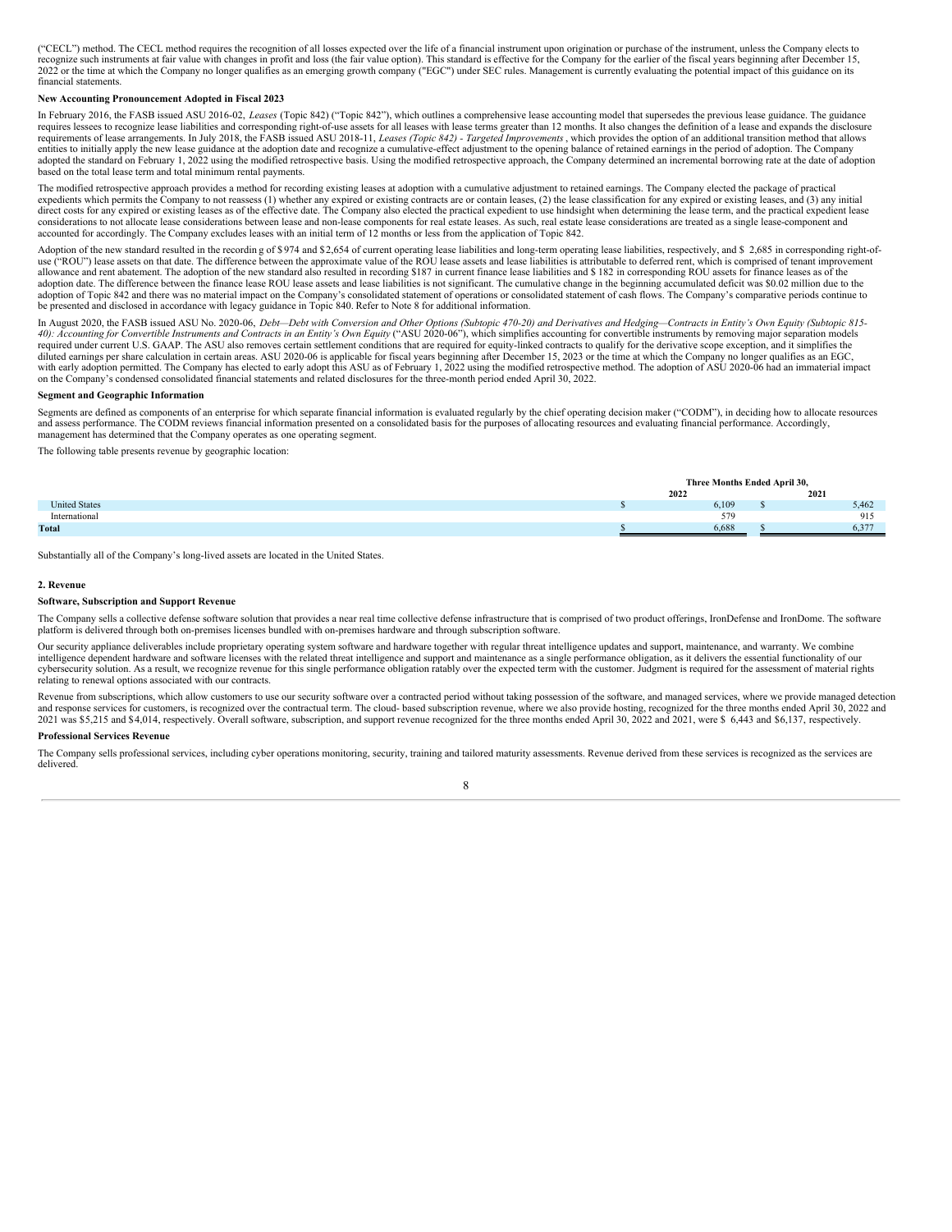("CECL") method. The CECL method requires the recognition of all losses expected over the life of a financial instrument upon origination or purchase of the instrument, unless the Company elects to recognize such instruments at fair value with changes in profit and loss (the fair value option). This standard is effective for the Company for the earlier of the fiscal years beginning after December 15, 2022 or the time at which the Company no longer qualifies as an emerging growth company ("EGC") under SEC rules. Management is currently evaluating the potential impact of this guidance on its financial statements.

**New Accounting Pronouncement Adopted in Fiscal 2023**

In February 2016, the FASB issued ASU 2016-02, *Leases* (Topic 842) ("Topic 842"), which outlines a comprehensive lease accounting model that supersedes the previous lease guidance. The guidance requires lessees to recognize lease liabilities and corresponding right-of-use assets for all leases with lease terms greater than 12 months. It also changes the definition of a lease and expands the disclosure requirements of lease arrangements. In July 2018, the FASB issued ASU 2018-11, *Leases (Topic 842) - Targeted Improvements* , which provides the option of an additional transition method that allows entities to initially apply the new lease guidance at the adoption date and recognize a cumulative-effect adjustment to the opening balance of retained earnings in the period of adoption. The Company adopted the standard on February 1, 2022 using the modified retrospective basis. Using the modified retrospective approach, the Company determined an incremental borrowing rate at the date of adoption based on the total lease term and total minimum rental payments.

The modified retrospective approach provides a method for recording existing leases at adoption with a cumulative adjustment to retained earnings. The Company elected the package of practical expedients which permits the Company to not reassess (1) whether any expired or existing contracts are or contain leases, (2) the lease classification for any expired or existing leases, and (3) any initial direct costs for any expired or existing leases as of the effective date. The Company also elected the practical expedient to use hindsight when determining the lease term, and the practical expedient lease considerations to not allocate lease considerations between lease and non-lease components for real estate leases. As such, real estate lease considerations are treated as a single lease-component and accounted for accordingly. The Company excludes leases with an initial term of 12 months or less from the application of Topic 842.

Adoption of the new standard resulted in the recording of $974 and $2,654 of current operating lease liabilities and long-term operating lease liabilities, respectively, and $ 2,685 in corresponding right-of-use ("ROU") lease assets on that date. The difference between the approximate value of the ROU lease assets and lease liabilities is attributable to deferred rent, which is comprised of tenant improvement allowance and rent abatement. The adoption of the new standard also resulted in recording $187 in current finance lease liabilities and $ 182 in corresponding ROU assets for finance leases as of the adoption date. The difference between the finance lease ROU lease assets and lease liabilities is not significant. The cumulative change in the beginning accumulated deficit was $0.02 million due to the adoption of Topic 842 and there was no material impact on the Company's consolidated statement of operations or consolidated statement of cash flows. The Company's comparative periods continue to be presented and disclosed in accordance with legacy guidance in Topic 840. Refer to Note 8 for additional information.

In August 2020, the FASB issued ASU No. 2020-06, *Debt—Debt with Conversion and Other Options (Subtopic 470-20) and Derivatives and Hedging—Contracts in Entity's Own Equity (Subtopic 815-40): Accounting for Convertible Instruments and Contracts in an Entity's Own Equity* ("ASU 2020-06"), which simplifies accounting for convertible instruments by removing major separation models required under current U.S. GAAP. The ASU also removes certain settlement conditions that are required for equity-linked contracts to qualify for the derivative scope exception, and it simplifies the diluted earnings per share calculation in certain areas. ASU 2020-06 is applicable for fiscal years beginning after December 15, 2023 or the time at which the Company no longer qualifies as an EGC, with early adoption permitted. The Company has elected to early adopt this ASU as of February 1, 2022 using the modified retrospective method. The adoption of ASU 2020-06 had an immaterial impact on the Company's condensed consolidated financial statements and related disclosures for the three-month period ended April 30, 2022.

**Segment and Geographic Information**

Segments are defined as components of an enterprise for which separate financial information is evaluated regularly by the chief operating decision maker ("CODM"), in deciding how to allocate resources and assess performance. The CODM reviews financial information presented on a consolidated basis for the purposes of allocating resources and evaluating financial performance. Accordingly, management has determined that the Company operates as one operating segment.

The following table presents revenue by geographic location:

| | Three Months Ended April 30, | |
|---|---|---|
| | 2022 | 2021 |
| United States | $ 6,109 | $ 5,462 |
| International | 579 | 915 |
| **Total** | $ 6,688 | $ 6,377 |

Substantially all of the Company's long-lived assets are located in the United States.

**2. Revenue**

**Software, Subscription and Support Revenue**

The Company sells a collective defense software solution that provides a near real time collective defense infrastructure that is comprised of two product offerings, IronDefense and IronDome. The software platform is delivered through both on-premises licenses bundled with on-premises hardware and through subscription software.

Our security appliance deliverables include proprietary operating system software and hardware together with regular threat intelligence updates and support, maintenance, and warranty. We combine intelligence dependent hardware and software licenses with the related threat intelligence and support and maintenance as a single performance obligation, as it delivers the essential functionality of our cybersecurity solution. As a result, we recognize revenue for this single performance obligation ratably over the expected term with the customer. Judgment is required for the assessment of material rights relating to renewal options associated with our contracts.

Revenue from subscriptions, which allow customers to use our security software over a contracted period without taking possession of the software, and managed services, where we provide managed detection and response services for customers, is recognized over the contractual term. The cloud- based subscription revenue, where we also provide hosting, recognized for the three months ended April 30, 2022 and 2021 was $5,215 and $4,014, respectively. Overall software, subscription, and support revenue recognized for the three months ended April 30, 2022 and 2021, were $ 6,443 and $6,137, respectively.

**Professional Services Revenue**

The Company sells professional services, including cyber operations monitoring, security, training and tailored maturity assessments. Revenue derived from these services is recognized as the services are delivered.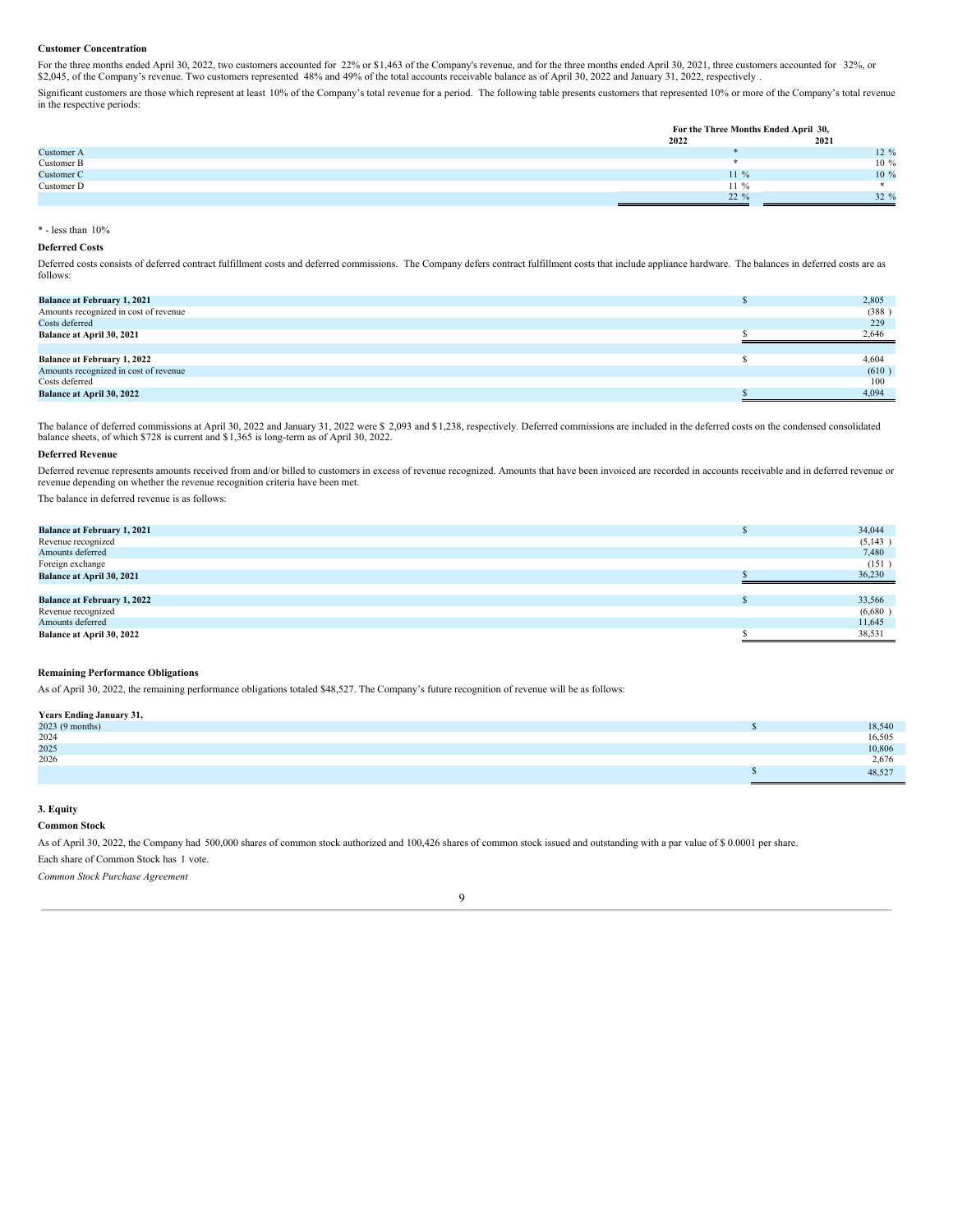**Customer Concentration**

For the three months ended April 30, 2022, two customers accounted for 22% or $1,463 of the Company's revenue, and for the three months ended April 30, 2021, three customers accounted for 32%, or $2,045, of the Company's revenue. Two customers represented 48% and 49% of the total accounts receivable balance as of April 30, 2022 and January 31, 2022, respectively .

Significant customers are those which represent at least 10% of the Company's total revenue for a period. The following table presents customers that represented 10% or more of the Company's total revenue in the respective periods:

| | For the Three Months Ended April 30, | |
|---|---|---|
| | 2022 | 2021 |
| Customer A | * | 12 % |
| Customer B | * | 10 % |
| Customer C | 11 % | 10 % |
| Customer D | 11 % | * |
| | 22 % | 32 % |

* - less than 10%

**Deferred Costs**

Deferred costs consists of deferred contract fulfillment costs and deferred commissions. The Company defers contract fulfillment costs that include appliance hardware. The balances in deferred costs are as follows:

| | |
|---|---|
| **Balance at February 1, 2021** | $ 2,805 |
| Amounts recognized in cost of revenue | (388 ) |
| Costs deferred | 229 |
| **Balance at April 30, 2021** | $ 2,646 |
| | |
| **Balance at February 1, 2022** | $ 4,604 |
| Amounts recognized in cost of revenue | (610 ) |
| Costs deferred | 100 |
| **Balance at April 30, 2022** | $ 4,094 |

The balance of deferred commissions at April 30, 2022 and January 31, 2022 were $ 2,093 and $1,238, respectively. Deferred commissions are included in the deferred costs on the condensed consolidated balance sheets, of which $728 is current and $1,365 is long-term as of April 30, 2022.

**Deferred Revenue**

Deferred revenue represents amounts received from and/or billed to customers in excess of revenue recognized. Amounts that have been invoiced are recorded in accounts receivable and in deferred revenue or revenue depending on whether the revenue recognition criteria have been met.

The balance in deferred revenue is as follows:

| | |
|---|---|
| **Balance at February 1, 2021** | $ 34,044 |
| Revenue recognized | (5,143 ) |
| Amounts deferred | 7,480 |
| Foreign exchange | (151 ) |
| **Balance at April 30, 2021** | $ 36,230 |
| | |
| **Balance at February 1, 2022** | $ 33,566 |
| Revenue recognized | (6,680 ) |
| Amounts deferred | 11,645 |
| **Balance at April 30, 2022** | $ 38,531 |

**Remaining Performance Obligations**

As of April 30, 2022, the remaining performance obligations totaled $48,527. The Company's future recognition of revenue will be as follows:

| **Years Ending January 31,** | |
|---|---|
| 2023 (9 months) | $ 18,540 |
| 2024 | 16,505 |
| 2025 | 10,806 |
| 2026 | 2,676 |
| | $ 48,527 |

**3. Equity**

**Common Stock**

As of April 30, 2022, the Company had 500,000 shares of common stock authorized and 100,426 shares of common stock issued and outstanding with a par value of $ 0.0001 per share.

Each share of Common Stock has 1 vote.

*Common Stock Purchase Agreement*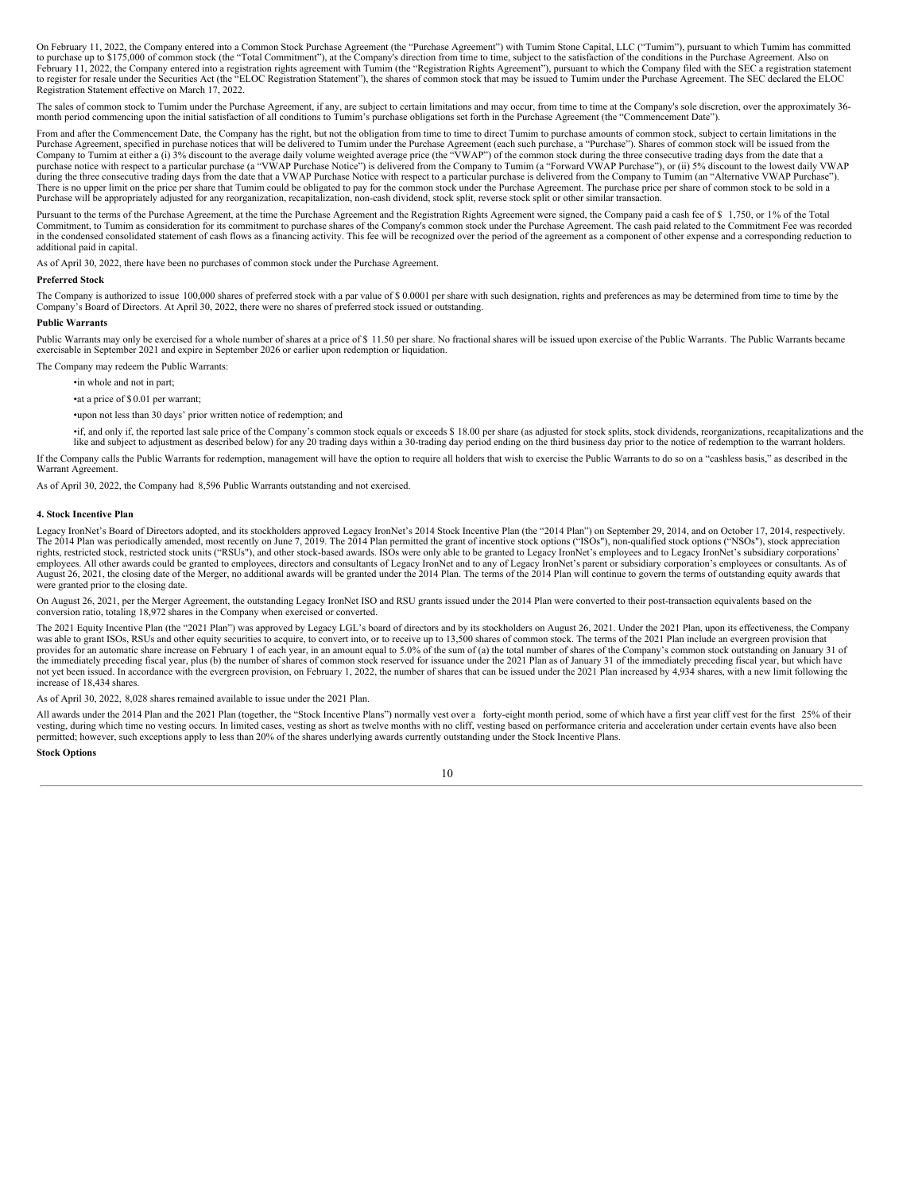On February 11, 2022, the Company entered into a Common Stock Purchase Agreement (the "Purchase Agreement") with Tumim Stone Capital, LLC ("Tumim"), pursuant to which Tumim has committed to purchase up to $175,000 of common stock (the "Total Commitment"), at the Company's direction from time to time, subject to the satisfaction of the conditions in the Purchase Agreement. Also on February 11, 2022, the Company entered into a registration rights agreement with Tumim (the "Registration Rights Agreement"), pursuant to which the Company filed with the SEC a registration statement to register for resale under the Securities Act (the "ELOC Registration Statement"), the shares of common stock that may be issued to Tumim under the Purchase Agreement. The SEC declared the ELOC Registration Statement effective on March 17, 2022.

The sales of common stock to Tumim under the Purchase Agreement, if any, are subject to certain limitations and may occur, from time to time at the Company's sole discretion, over the approximately 36-month period commencing upon the initial satisfaction of all conditions to Tumim's purchase obligations set forth in the Purchase Agreement (the "Commencement Date").

From and after the Commencement Date, the Company has the right, but not the obligation from time to time to direct Tumim to purchase amounts of common stock, subject to certain limitations in the Purchase Agreement, specified in purchase notices that will be delivered to Tumim under the Purchase Agreement (each such purchase, a "Purchase"). Shares of common stock will be issued from the Company to Tumim at either a (i) 3% discount to the average daily volume weighted average price (the "VWAP") of the common stock during the three consecutive trading days from the date that a purchase notice with respect to a particular purchase (a "VWAP Purchase Notice") is delivered from the Company to Tumim (a "Forward VWAP Purchase"), or (ii) 5% discount to the lowest daily VWAP during the three consecutive trading days from the date that a VWAP Purchase Notice with respect to a particular purchase is delivered from the Company to Tumim (an "Alternative VWAP Purchase"). There is no upper limit on the price per share that Tumim could be obligated to pay for the common stock under the Purchase Agreement. The purchase price per share of common stock to be sold in a Purchase will be appropriately adjusted for any reorganization, recapitalization, non-cash dividend, stock split, reverse stock split or other similar transaction.

Pursuant to the terms of the Purchase Agreement, at the time the Purchase Agreement and the Registration Rights Agreement were signed, the Company paid a cash fee of $ 1,750, or 1% of the Total Commitment, to Tumim as consideration for its commitment to purchase shares of the Company's common stock under the Purchase Agreement. The cash paid related to the Commitment Fee was recorded in the condensed consolidated statement of cash flows as a financing activity. This fee will be recognized over the period of the agreement as a component of other expense and a corresponding reduction to additional paid in capital.

As of April 30, 2022, there have been no purchases of common stock under the Purchase Agreement.

**Preferred Stock**

The Company is authorized to issue 100,000 shares of preferred stock with a par value of $ 0.0001 per share with such designation, rights and preferences as may be determined from time to time by the Company's Board of Directors. At April 30, 2022, there were no shares of preferred stock issued or outstanding.

**Public Warrants**

Public Warrants may only be exercised for a whole number of shares at a price of $ 11.50 per share. No fractional shares will be issued upon exercise of the Public Warrants. The Public Warrants became exercisable in September 2021 and expire in September 2026 or earlier upon redemption or liquidation.

The Company may redeem the Public Warrants:

- in whole and not in part;
- at a price of $ 0.01 per warrant;
- upon not less than 30 days' prior written notice of redemption; and
- if, and only if, the reported last sale price of the Company's common stock equals or exceeds $ 18.00 per share (as adjusted for stock splits, stock dividends, reorganizations, recapitalizations and the like and subject to adjustment as described below) for any 20 trading days within a 30-trading day period ending on the third business day prior to the notice of redemption to the warrant holders.

If the Company calls the Public Warrants for redemption, management will have the option to require all holders that wish to exercise the Public Warrants to do so on a "cashless basis," as described in the Warrant Agreement.

As of April 30, 2022, the Company had 8,596 Public Warrants outstanding and not exercised.

**4. Stock Incentive Plan**

Legacy IronNet's Board of Directors adopted, and its stockholders approved Legacy IronNet's 2014 Stock Incentive Plan (the "2014 Plan") on September 29, 2014, and on October 17, 2014, respectively. The 2014 Plan was periodically amended, most recently on June 7, 2019. The 2014 Plan permitted the grant of incentive stock options ("ISOs"), non-qualified stock options ("NSOs"), stock appreciation rights, restricted stock, restricted stock units ("RSUs"), and other stock-based awards. ISOs were only able to be granted to Legacy IronNet's employees and to Legacy IronNet's subsidiary corporations' employees. All other awards could be granted to employees, directors and consultants of Legacy IronNet and to any of Legacy IronNet's parent or subsidiary corporation's employees or consultants. As of August 26, 2021, the closing date of the Merger, no additional awards will be granted under the 2014 Plan. The terms of the 2014 Plan will continue to govern the terms of outstanding equity awards that were granted prior to the closing date.

On August 26, 2021, per the Merger Agreement, the outstanding Legacy IronNet ISO and RSU grants issued under the 2014 Plan were converted to their post-transaction equivalents based on the conversion ratio, totaling 18,972 shares in the Company when exercised or converted.

The 2021 Equity Incentive Plan (the "2021 Plan") was approved by Legacy LGL's board of directors and by its stockholders on August 26, 2021. Under the 2021 Plan, upon its effectiveness, the Company was able to grant ISOs, RSUs and other equity securities to acquire, to convert into, or to receive up to 13,500 shares of common stock. The terms of the 2021 Plan include an evergreen provision that provides for an automatic share increase on February 1 of each year, in an amount equal to 5.0% of the sum of (a) the total number of shares of the Company's common stock outstanding on January 31 of the immediately preceding fiscal year, plus (b) the number of shares of common stock reserved for issuance under the 2021 Plan as of January 31 of the immediately preceding fiscal year, but which have not yet been issued. In accordance with the evergreen provision, on February 1, 2022, the number of shares that can be issued under the 2021 Plan increased by 4,934 shares, with a new limit following the increase of 18,434 shares.

As of April 30, 2022, 8,028 shares remained available to issue under the 2021 Plan.

All awards under the 2014 Plan and the 2021 Plan (together, the "Stock Incentive Plans") normally vest over a forty-eight month period, some of which have a first year cliff vest for the first 25% of their vesting, during which time no vesting occurs. In limited cases, vesting as short as twelve months with no cliff, vesting based on performance criteria and acceleration under certain events have also been permitted; however, such exceptions apply to less than 20% of the shares underlying awards currently outstanding under the Stock Incentive Plans.

**Stock Options**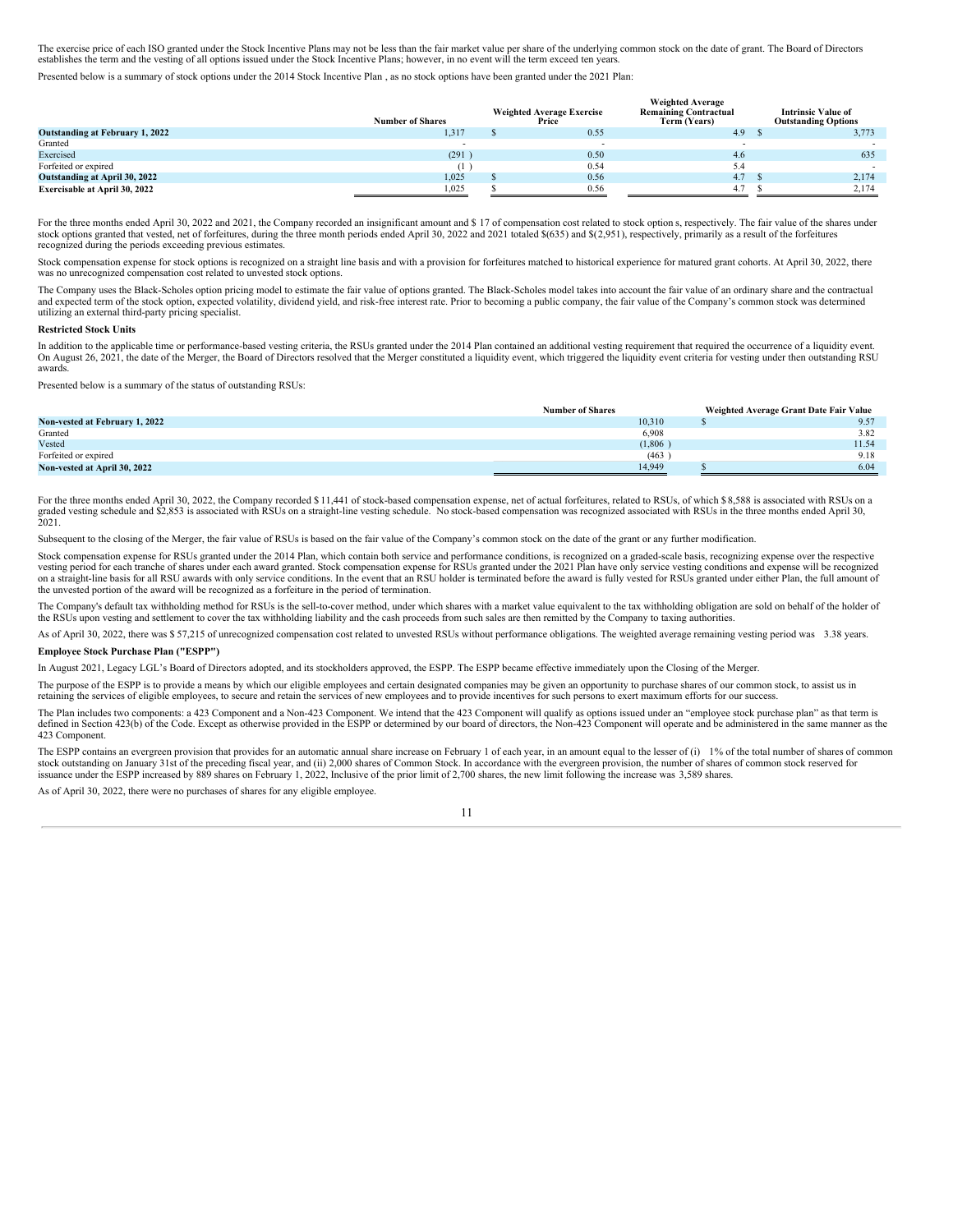The exercise price of each ISO granted under the Stock Incentive Plans may not be less than the fair market value per share of the underlying common stock on the date of grant. The Board of Directors establishes the term and the vesting of all options issued under the Stock Incentive Plans; however, in no event will the term exceed ten years.

Presented below is a summary of stock options under the 2014 Stock Incentive Plan , as no stock options have been granted under the 2021 Plan:

| | Number of Shares | Weighted Average Exercise Price | Weighted Average Remaining Contractual Term (Years) | Intrinsic Value of Outstanding Options |
|---|---|---|---|---|
| **Outstanding at February 1, 2022** | 1,317 | $ 0.55 | 4.9 | $ 3,773 |
| Granted | - | - | - | - |
| Exercised | (291 ) | 0.50 | 4.6 | 635 |
| Forfeited or expired | (1 ) | 0.54 | 5.4 | - |
| **Outstanding at April 30, 2022** | 1,025 | $ 0.56 | 4.7 | $ 2,174 |
| **Exercisable at April 30, 2022** | 1,025 | $ 0.56 | 4.7 | $ 2,174 |

For the three months ended April 30, 2022 and 2021, the Company recorded an insignificant amount and $ 17 of compensation cost related to stock option s, respectively. The fair value of the shares under stock options granted that vested, net of forfeitures, during the three month periods ended April 30, 2022 and 2021 totaled $(635) and $(2,951), respectively, primarily as a result of the forfeitures recognized during the periods exceeding previous estimates.

Stock compensation expense for stock options is recognized on a straight line basis and with a provision for forfeitures matched to historical experience for matured grant cohorts. At April 30, 2022, there was no unrecognized compensation cost related to unvested stock options.

The Company uses the Black-Scholes option pricing model to estimate the fair value of options granted. The Black-Scholes model takes into account the fair value of an ordinary share and the contractual and expected term of the stock option, expected volatility, dividend yield, and risk-free interest rate. Prior to becoming a public company, the fair value of the Company's common stock was determined utilizing an external third-party pricing specialist.

**Restricted Stock Units**

In addition to the applicable time or performance-based vesting criteria, the RSUs granted under the 2014 Plan contained an additional vesting requirement that required the occurrence of a liquidity event. On August 26, 2021, the date of the Merger, the Board of Directors resolved that the Merger constituted a liquidity event, which triggered the liquidity event criteria for vesting under then outstanding RSU awards.

Presented below is a summary of the status of outstanding RSUs:

| | Number of Shares | Weighted Average Grant Date Fair Value |
|---|---|---|
| **Non-vested at February 1, 2022** | 10,310 | $ 9.57 |
| Granted | 6,908 | 3.82 |
| Vested | (1,806 ) | 11.54 |
| Forfeited or expired | (463 ) | 9.18 |
| **Non-vested at April 30, 2022** | 14,949 | $ 6.04 |

For the three months ended April 30, 2022, the Company recorded $ 11,441 of stock-based compensation expense, net of actual forfeitures, related to RSUs, of which $ 8,588 is associated with RSUs on a graded vesting schedule and $2,853 is associated with RSUs on a straight-line vesting schedule. No stock-based compensation was recognized associated with RSUs in the three months ended April 30, 2021.

Subsequent to the closing of the Merger, the fair value of RSUs is based on the fair value of the Company's common stock on the date of the grant or any further modification.

Stock compensation expense for RSUs granted under the 2014 Plan, which contain both service and performance conditions, is recognized on a graded-scale basis, recognizing expense over the respective vesting period for each tranche of shares under each award granted. Stock compensation expense for RSUs granted under the 2021 Plan have only service vesting conditions and expense will be recognized on a straight-line basis for all RSU awards with only service conditions. In the event that an RSU holder is terminated before the award is fully vested for RSUs granted under either Plan, the full amount of the unvested portion of the award will be recognized as a forfeiture in the period of termination.

The Company's default tax withholding method for RSUs is the sell-to-cover method, under which shares with a market value equivalent to the tax withholding obligation are sold on behalf of the holder of the RSUs upon vesting and settlement to cover the tax withholding liability and the cash proceeds from such sales are then remitted by the Company to taxing authorities.

As of April 30, 2022, there was $ 57,215 of unrecognized compensation cost related to unvested RSUs without performance obligations. The weighted average remaining vesting period was 3.38 years.

**Employee Stock Purchase Plan ("ESPP")**

In August 2021, Legacy LGL's Board of Directors adopted, and its stockholders approved, the ESPP. The ESPP became effective immediately upon the Closing of the Merger.

The purpose of the ESPP is to provide a means by which our eligible employees and certain designated companies may be given an opportunity to purchase shares of our common stock, to assist us in retaining the services of eligible employees, to secure and retain the services of new employees and to provide incentives for such persons to exert maximum efforts for our success.

The Plan includes two components: a 423 Component and a Non-423 Component. We intend that the 423 Component will qualify as options issued under an "employee stock purchase plan" as that term is defined in Section 423(b) of the Code. Except as otherwise provided in the ESPP or determined by our board of directors, the Non-423 Component will operate and be administered in the same manner as the 423 Component.

The ESPP contains an evergreen provision that provides for an automatic annual share increase on February 1 of each year, in an amount equal to the lesser of (i) 1% of the total number of shares of common stock outstanding on January 31st of the preceding fiscal year, and (ii) 2,000 shares of Common Stock. In accordance with the evergreen provision, the number of shares of common stock reserved for issuance under the ESPP increased by 889 shares on February 1, 2022, Inclusive of the prior limit of 2,700 shares, the new limit following the increase was 3,589 shares.

As of April 30, 2022, there were no purchases of shares for any eligible employee.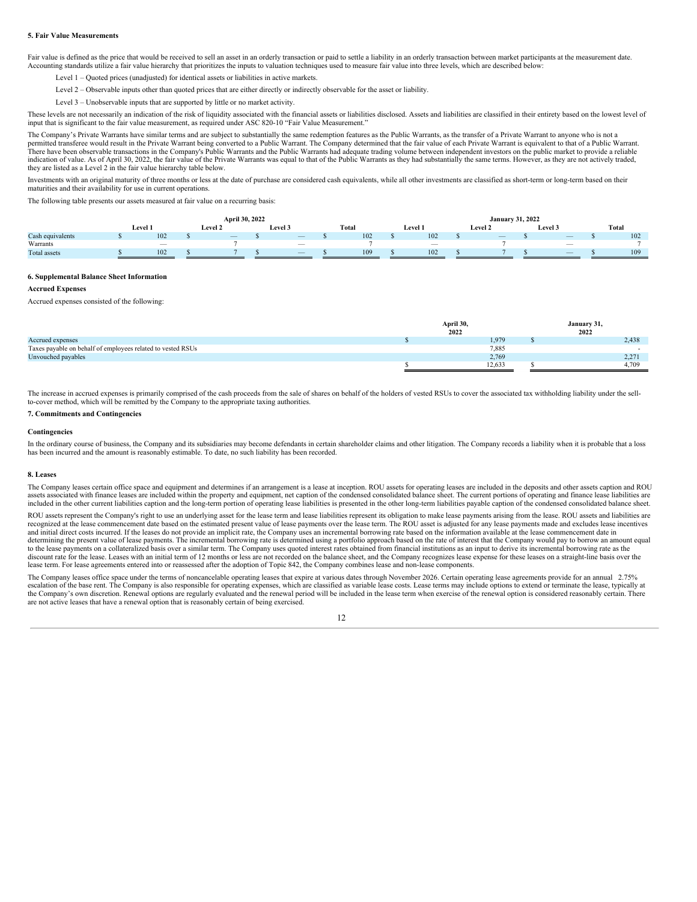## 5. Fair Value Measurements

Fair value is defined as the price that would be received to sell an asset in an orderly transaction or paid to settle a liability in an orderly transaction between market participants at the measurement date. Accounting standards utilize a fair value hierarchy that prioritizes the inputs to valuation techniques used to measure fair value into three levels, which are described below:

Level 1 – Quoted prices (unadjusted) for identical assets or liabilities in active markets.

Level 2 – Observable inputs other than quoted prices that are either directly or indirectly observable for the asset or liability.

Level 3 – Unobservable inputs that are supported by little or no market activity.

These levels are not necessarily an indication of the risk of liquidity associated with the financial assets or liabilities disclosed. Assets and liabilities are classified in their entirety based on the lowest level of input that is significant to the fair value measurement, as required under ASC 820-10 "Fair Value Measurement."

The Company's Private Warrants have similar terms and are subject to substantially the same redemption features as the Public Warrants, as the transfer of a Private Warrant to anyone who is not a permitted transferee would result in the Private Warrant being converted to a Public Warrant. The Company determined that the fair value of each Private Warrant is equivalent to that of a Public Warrant. There have been observable transactions in the Company's Public Warrants and the Public Warrants had adequate trading volume between independent investors on the public market to provide a reliable indication of value. As of April 30, 2022, the fair value of the Private Warrants was equal to that of the Public Warrants as they had substantially the same terms. However, as they are not actively traded, they are listed as a Level 2 in the fair value hierarchy table below.

Investments with an original maturity of three months or less at the date of purchase are considered cash equivalents, while all other investments are classified as short-term or long-term based on their maturities and their availability for use in current operations.

The following table presents our assets measured at fair value on a recurring basis:

| | April 30, 2022 | | | | January 31, 2022 | | | |
|---|---|---|---|---|---|---|---|---|
| | Level 1 | Level 2 | Level 3 | Total | Level 1 | Level 2 | Level 3 | Total |
| Cash equivalents | $ 102 | $ — | $ — | $ 102 | $ 102 | $ — | $ — | $ 102 |
| Warrants | — | 7 | — | 7 | — | 7 | — | 7 |
| Total assets | $ 102 | $ 7 | $ — | $ 109 | $ 102 | $ 7 | $ — | $ 109 |

## 6. Supplemental Balance Sheet Information

### Accrued Expenses

Accrued expenses consisted of the following:

| | April 30, 2022 | January 31, 2022 |
|---|---|---|
| Accrued expenses | $ 1,979 | $ 2,438 |
| Taxes payable on behalf of employees related to vested RSUs | 7,885 | - |
| Unvouched payables | 2,769 | 2,271 |
| | $ 12,633 | $ 4,709 |

The increase in accrued expenses is primarily comprised of the cash proceeds from the sale of shares on behalf of the holders of vested RSUs to cover the associated tax withholding liability under the sell-to-cover method, which will be remitted by the Company to the appropriate taxing authorities.

## 7. Commitments and Contingencies

### Contingencies

In the ordinary course of business, the Company and its subsidiaries may become defendants in certain shareholder claims and other litigation. The Company records a liability when it is probable that a loss has been incurred and the amount is reasonably estimable. To date, no such liability has been recorded.

## 8. Leases

The Company leases certain office space and equipment and determines if an arrangement is a lease at inception. ROU assets for operating leases are included in the deposits and other assets caption and ROU assets associated with finance leases are included within the property and equipment, net caption of the condensed consolidated balance sheet. The current portions of operating and finance lease liabilities are included in the other current liabilities caption and the long-term portion of operating lease liabilities is presented in the other long-term liabilities payable caption of the condensed consolidated balance sheet.

ROU assets represent the Company's right to use an underlying asset for the lease term and lease liabilities represent its obligation to make lease payments arising from the lease. ROU assets and liabilities are recognized at the lease commencement date based on the estimated present value of lease payments over the lease term. The ROU asset is adjusted for any lease payments made and excludes lease incentives and initial direct costs incurred. If the leases do not provide an implicit rate, the Company uses an incremental borrowing rate based on the information available at the lease commencement date in determining the present value of lease payments. The incremental borrowing rate is determined using a portfolio approach based on the rate of interest that the Company would pay to borrow an amount equal to the lease payments on a collateralized basis over a similar term. The Company uses quoted interest rates obtained from financial institutions as an input to derive its incremental borrowing rate as the discount rate for the lease. Leases with an initial term of 12 months or less are not recorded on the balance sheet, and the Company recognizes lease expense for these leases on a straight-line basis over the lease term. For lease agreements entered into or reassessed after the adoption of Topic 842, the Company combines lease and non-lease components.

The Company leases office space under the terms of noncancelable operating leases that expire at various dates through November 2026. Certain operating lease agreements provide for an annual 2.75% escalation of the base rent. The Company is also responsible for operating expenses, which are classified as variable lease costs. Lease terms may include options to extend or terminate the lease, typically at the Company's own discretion. Renewal options are regularly evaluated and the renewal period will be included in the lease term when exercise of the renewal option is considered reasonably certain. There are not active leases that have a renewal option that is reasonably certain of being exercised.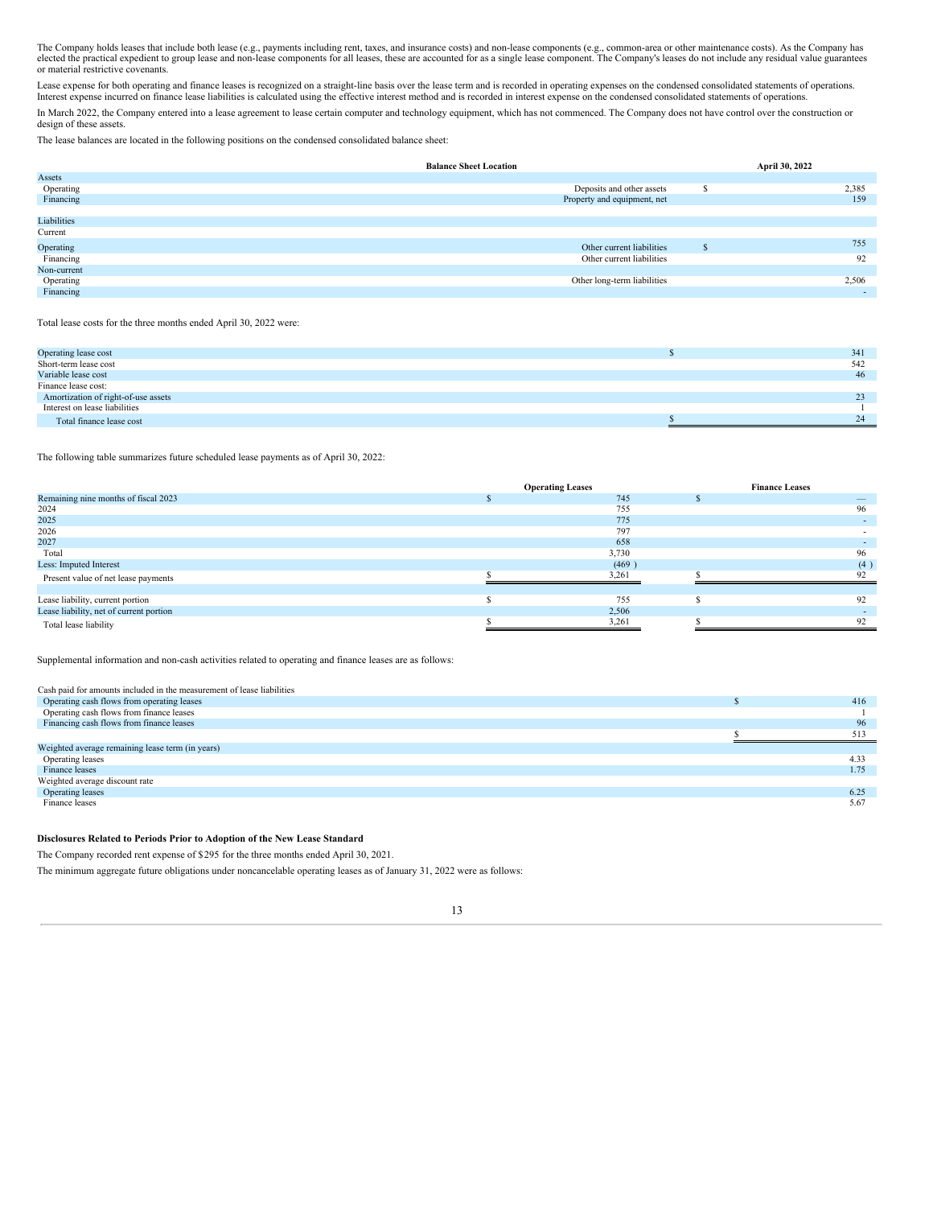The Company holds leases that include both lease (e.g., payments including rent, taxes, and insurance costs) and non-lease components (e.g., common-area or other maintenance costs). As the Company has elected the practical expedient to group lease and non-lease components for all leases, these are accounted for as a single lease component. The Company's leases do not include any residual value guarantees or material restrictive covenants.

Lease expense for both operating and finance leases is recognized on a straight-line basis over the lease term and is recorded in operating expenses on the condensed consolidated statements of operations. Interest expense incurred on finance lease liabilities is calculated using the effective interest method and is recorded in interest expense on the condensed consolidated statements of operations.

In March 2022, the Company entered into a lease agreement to lease certain computer and technology equipment, which has not commenced. The Company does not have control over the construction or design of these assets.

The lease balances are located in the following positions on the condensed consolidated balance sheet:

| | Balance Sheet Location | | April 30, 2022 |
|---|---|---|---|
| Assets | | | |
| Operating | Deposits and other assets | $ | 2,385 |
| Financing | Property and equipment, net | | 159 |
| | | | |
| Liabilities | | | |
| Current | | | |
| Operating | Other current liabilities | $ | 755 |
| Financing | Other current liabilities | | 92 |
| Non-current | | | |
| Operating | Other long-term liabilities | | 2,506 |
| Financing | | | - |

Total lease costs for the three months ended April 30, 2022 were:

| | | |
|---|---|---|
| Operating lease cost | $ | 341 |
| Short-term lease cost | | 542 |
| Variable lease cost | | 46 |
| Finance lease cost: | | |
| Amortization of right-of-use assets | | 23 |
| Interest on lease liabilities | | 1 |
| Total finance lease cost | $ | 24 |

The following table summarizes future scheduled lease payments as of April 30, 2022:

| | | Operating Leases | | Finance Leases |
|---|---|---|---|---|
| Remaining nine months of fiscal 2023 | $ | 745 | $ | — |
| 2024 | | 755 | | 96 |
| 2025 | | 775 | | - |
| 2026 | | 797 | | - |
| 2027 | | 658 | | - |
| Total | | 3,730 | | 96 |
| Less: Imputed Interest | | (469 ) | | (4 ) |
| Present value of net lease payments | $ | 3,261 | $ | 92 |
| | | | | |
| Lease liability, current portion | $ | 755 | $ | 92 |
| Lease liability, net of current portion | | 2,506 | | - |
| Total lease liability | $ | 3,261 | $ | 92 |

Supplemental information and non-cash activities related to operating and finance leases are as follows:

| | | |
|---|---|---|
| Cash paid for amounts included in the measurement of lease liabilities | | |
| Operating cash flows from operating leases | $ | 416 |
| Operating cash flows from finance leases | | 1 |
| Financing cash flows from finance leases | | 96 |
| | $ | 513 |
| Weighted average remaining lease term (in years) | | |
| Operating leases | | 4.33 |
| Finance leases | | 1.75 |
| Weighted average discount rate | | |
| Operating leases | | 6.25 |
| Finance leases | | 5.67 |

**Disclosures Related to Periods Prior to Adoption of the New Lease Standard**

The Company recorded rent expense of $295 for the three months ended April 30, 2021.

The minimum aggregate future obligations under noncancelable operating leases as of January 31, 2022 were as follows: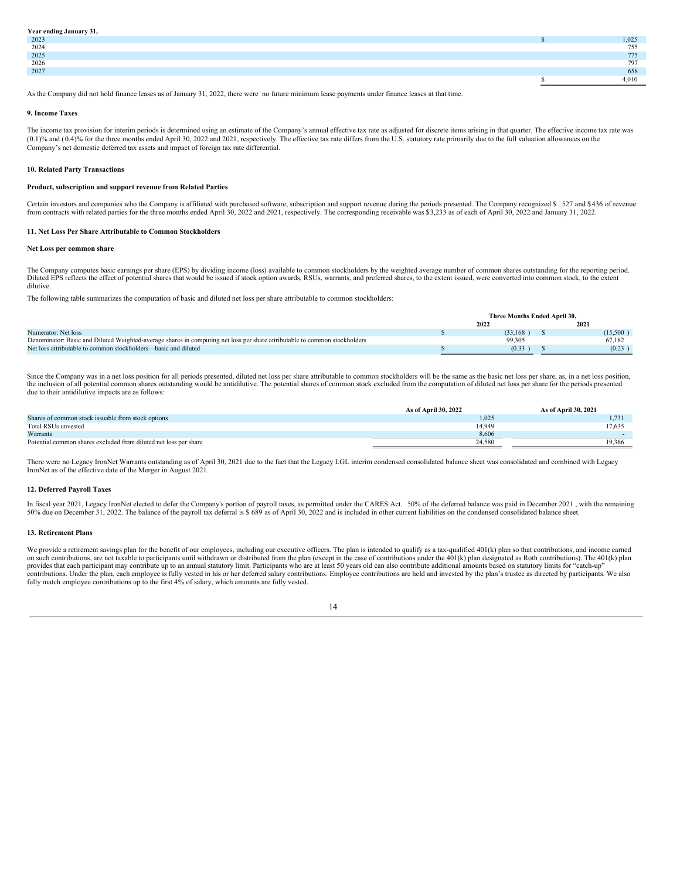| Year ending January 31, | | |
|---|---|---|
| 2023 | $ | 1,025 |
| 2024 | | 755 |
| 2025 | | 775 |
| 2026 | | 797 |
| 2027 | | 658 |
| | $ | 4,010 |

As the Company did not hold finance leases as of January 31, 2022, there were no future minimum lease payments under finance leases at that time.

**9. Income Taxes**

The income tax provision for interim periods is determined using an estimate of the Company's annual effective tax rate as adjusted for discrete items arising in that quarter. The effective income tax rate was (0.1)% and (0.4)% for the three months ended April 30, 2022 and 2021, respectively. The effective tax rate differs from the U.S. statutory rate primarily due to the full valuation allowances on the Company's net domestic deferred tax assets and impact of foreign tax rate differential.

**10. Related Party Transactions**

**Product, subscription and support revenue from Related Parties**

Certain investors and companies who the Company is affiliated with purchased software, subscription and support revenue during the periods presented. The Company recognized $ 527 and $436 of revenue from contracts with related parties for the three months ended April 30, 2022 and 2021, respectively. The corresponding receivable was $3,233 as of each of April 30, 2022 and January 31, 2022.

**11. Net Loss Per Share Attributable to Common Stockholders**

**Net Loss per common share**

The Company computes basic earnings per share (EPS) by dividing income (loss) available to common stockholders by the weighted average number of common shares outstanding for the reporting period. Diluted EPS reflects the effect of potential shares that would be issued if stock option awards, RSUs, warrants, and preferred shares, to the extent issued, were converted into common stock, to the extent dilutive.

The following table summarizes the computation of basic and diluted net loss per share attributable to common stockholders:

| | Three Months Ended April 30, | | | |
|---|---|---|---|---|
| | | 2022 | | 2021 |
| Numerator: Net loss | $ | (33,168 ) | $ | (15,500 ) |
| Denominator: Basic and Diluted Weighted-average shares in computing net loss per share attributable to common stockholders | | 99,305 | | 67,182 |
| Net loss attributable to common stockholders—basic and diluted | $ | (0.33 ) | $ | (0.23 ) |

Since the Company was in a net loss position for all periods presented, diluted net loss per share attributable to common stockholders will be the same as the basic net loss per share, as, in a net loss position, the inclusion of all potential common shares outstanding would be antidilutive. The potential shares of common stock excluded from the computation of diluted net loss per share for the periods presented due to their antidilutive impacts are as follows:

| | As of April 30, 2022 | As of April 30, 2021 |
|---|---|---|
| Shares of common stock issuable from stock options | 1,025 | 1,731 |
| Total RSUs unvested | 14,949 | 17,635 |
| Warrants | 8,606 | - |
| Potential common shares excluded from diluted net loss per share | 24,580 | 19,366 |

There were no Legacy IronNet Warrants outstanding as of April 30, 2021 due to the fact that the Legacy LGL interim condensed consolidated balance sheet was consolidated and combined with Legacy IronNet as of the effective date of the Merger in August 2021.

**12. Deferred Payroll Taxes**

In fiscal year 2021, Legacy IronNet elected to defer the Company's portion of payroll taxes, as permitted under the CARES Act. 50% of the deferred balance was paid in December 2021 , with the remaining 50% due on December 31, 2022. The balance of the payroll tax deferral is $ 689 as of April 30, 2022 and is included in other current liabilities on the condensed consolidated balance sheet.

**13. Retirement Plans**

We provide a retirement savings plan for the benefit of our employees, including our executive officers. The plan is intended to qualify as a tax-qualified 401(k) plan so that contributions, and income earned on such contributions, are not taxable to participants until withdrawn or distributed from the plan (except in the case of contributions under the 401(k) plan designated as Roth contributions). The 401(k) plan provides that each participant may contribute up to an annual statutory limit. Participants who are at least 50 years old can also contribute additional amounts based on statutory limits for "catch-up" contributions. Under the plan, each employee is fully vested in his or her deferred salary contributions. Employee contributions are held and invested by the plan's trustee as directed by participants. We also fully match employee contributions up to the first 4% of salary, which amounts are fully vested.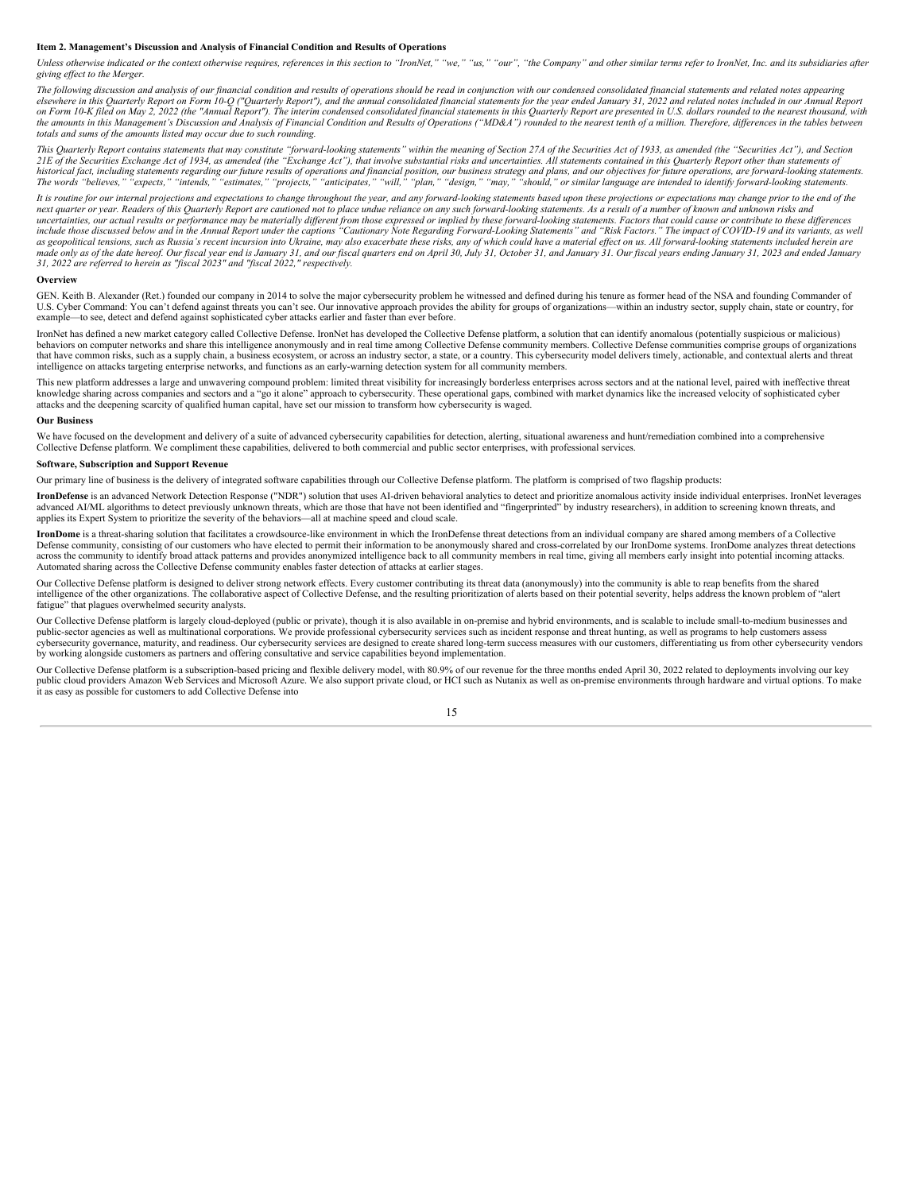## Item 2. Management's Discussion and Analysis of Financial Condition and Results of Operations

*Unless otherwise indicated or the context otherwise requires, references in this section to "IronNet," "we," "us," "our", "the Company" and other similar terms refer to IronNet, Inc. and its subsidiaries after giving effect to the Merger.*

*The following discussion and analysis of our financial condition and results of operations should be read in conjunction with our condensed consolidated financial statements and related notes appearing elsewhere in this Quarterly Report on Form 10-Q ("Quarterly Report"), and the annual consolidated financial statements for the year ended January 31, 2022 and related notes included in our Annual Report on Form 10-K filed on May 2, 2022 (the "Annual Report"). The interim condensed consolidated financial statements in this Quarterly Report are presented in U.S. dollars rounded to the nearest thousand, with the amounts in this Management's Discussion and Analysis of Financial Condition and Results of Operations ("MD&A") rounded to the nearest tenth of a million. Therefore, differences in the tables between totals and sums of the amounts listed may occur due to such rounding.*

*This Quarterly Report contains statements that may constitute "forward-looking statements" within the meaning of Section 27A of the Securities Act of 1933, as amended (the "Securities Act"), and Section 21E of the Securities Exchange Act of 1934, as amended (the "Exchange Act"), that involve substantial risks and uncertainties. All statements contained in this Quarterly Report other than statements of historical fact, including statements regarding our future results of operations and financial position, our business strategy and plans, and our objectives for future operations, are forward-looking statements. The words "believes," "expects," "intends," "estimates," "projects," "anticipates," "will," "plan," "design," "may," "should," or similar language are intended to identify forward-looking statements.*

*It is routine for our internal projections and expectations to change throughout the year, and any forward-looking statements based upon these projections or expectations may change prior to the end of the next quarter or year. Readers of this Quarterly Report are cautioned not to place undue reliance on any such forward-looking statements. As a result of a number of known and unknown risks and uncertainties, our actual results or performance may be materially different from those expressed or implied by these forward-looking statements. Factors that could cause or contribute to these differences include those discussed below and in the Annual Report under the captions "Cautionary Note Regarding Forward-Looking Statements" and "Risk Factors." The impact of COVID-19 and its variants, as well as geopolitical tensions, such as Russia's recent incursion into Ukraine, may also exacerbate these risks, any of which could have a material effect on us. All forward-looking statements included herein are made only as of the date hereof. Our fiscal year end is January 31, and our fiscal quarters end on April 30, July 31, October 31, and January 31. Our fiscal years ending January 31, 2023 and ended January 31, 2022 are referred to herein as "fiscal 2023" and "fiscal 2022," respectively.*

### Overview

GEN. Keith B. Alexander (Ret.) founded our company in 2014 to solve the major cybersecurity problem he witnessed and defined during his tenure as former head of the NSA and founding Commander of U.S. Cyber Command: You can't defend against threats you can't see. Our innovative approach provides the ability for groups of organizations—within an industry sector, supply chain, state or country, for example—to see, detect and defend against sophisticated cyber attacks earlier and faster than ever before.

IronNet has defined a new market category called Collective Defense. IronNet has developed the Collective Defense platform, a solution that can identify anomalous (potentially suspicious or malicious) behaviors on computer networks and share this intelligence anonymously and in real time among Collective Defense community members. Collective Defense communities comprise groups of organizations that have common risks, such as a supply chain, a business ecosystem, or across an industry sector, a state, or a country. This cybersecurity model delivers timely, actionable, and contextual alerts and threat intelligence on attacks targeting enterprise networks, and functions as an early-warning detection system for all community members.

This new platform addresses a large and unwavering compound problem: limited threat visibility for increasingly borderless enterprises across sectors and at the national level, paired with ineffective threat knowledge sharing across companies and sectors and a "go it alone" approach to cybersecurity. These operational gaps, combined with market dynamics like the increased velocity of sophisticated cyber attacks and the deepening scarcity of qualified human capital, have set our mission to transform how cybersecurity is waged.

### Our Business

We have focused on the development and delivery of a suite of advanced cybersecurity capabilities for detection, alerting, situational awareness and hunt/remediation combined into a comprehensive Collective Defense platform. We compliment these capabilities, delivered to both commercial and public sector enterprises, with professional services.

### Software, Subscription and Support Revenue

Our primary line of business is the delivery of integrated software capabilities through our Collective Defense platform. The platform is comprised of two flagship products:

**IronDefense** is an advanced Network Detection Response ("NDR") solution that uses AI-driven behavioral analytics to detect and prioritize anomalous activity inside individual enterprises. IronNet leverages advanced AI/ML algorithms to detect previously unknown threats, which are those that have not been identified and "fingerprinted" by industry researchers), in addition to screening known threats, and applies its Expert System to prioritize the severity of the behaviors—all at machine speed and cloud scale.

**IronDome** is a threat-sharing solution that facilitates a crowdsource-like environment in which the IronDefense threat detections from an individual company are shared among members of a Collective Defense community, consisting of our customers who have elected to permit their information to be anonymously shared and cross-correlated by our IronDome systems. IronDome analyzes threat detections across the community to identify broad attack patterns and provides anonymized intelligence back to all community members in real time, giving all members early insight into potential incoming attacks. Automated sharing across the Collective Defense community enables faster detection of attacks at earlier stages.

Our Collective Defense platform is designed to deliver strong network effects. Every customer contributing its threat data (anonymously) into the community is able to reap benefits from the shared intelligence of the other organizations. The collaborative aspect of Collective Defense, and the resulting prioritization of alerts based on their potential severity, helps address the known problem of "alert fatigue" that plagues overwhelmed security analysts.

Our Collective Defense platform is largely cloud-deployed (public or private), though it is also available in on-premise and hybrid environments, and is scalable to include small-to-medium businesses and public-sector agencies as well as multinational corporations. We provide professional cybersecurity services such as incident response and threat hunting, as well as programs to help customers assess cybersecurity governance, maturity, and readiness. Our cybersecurity services are designed to create shared long-term success measures with our customers, differentiating us from other cybersecurity vendors by working alongside customers as partners and offering consultative and service capabilities beyond implementation.

Our Collective Defense platform is a subscription-based pricing and flexible delivery model, with 80.9% of our revenue for the three months ended April 30, 2022 related to deployments involving our key public cloud providers Amazon Web Services and Microsoft Azure. We also support private cloud, or HCI such as Nutanix as well as on-premise environments through hardware and virtual options. To make it as easy as possible for customers to add Collective Defense into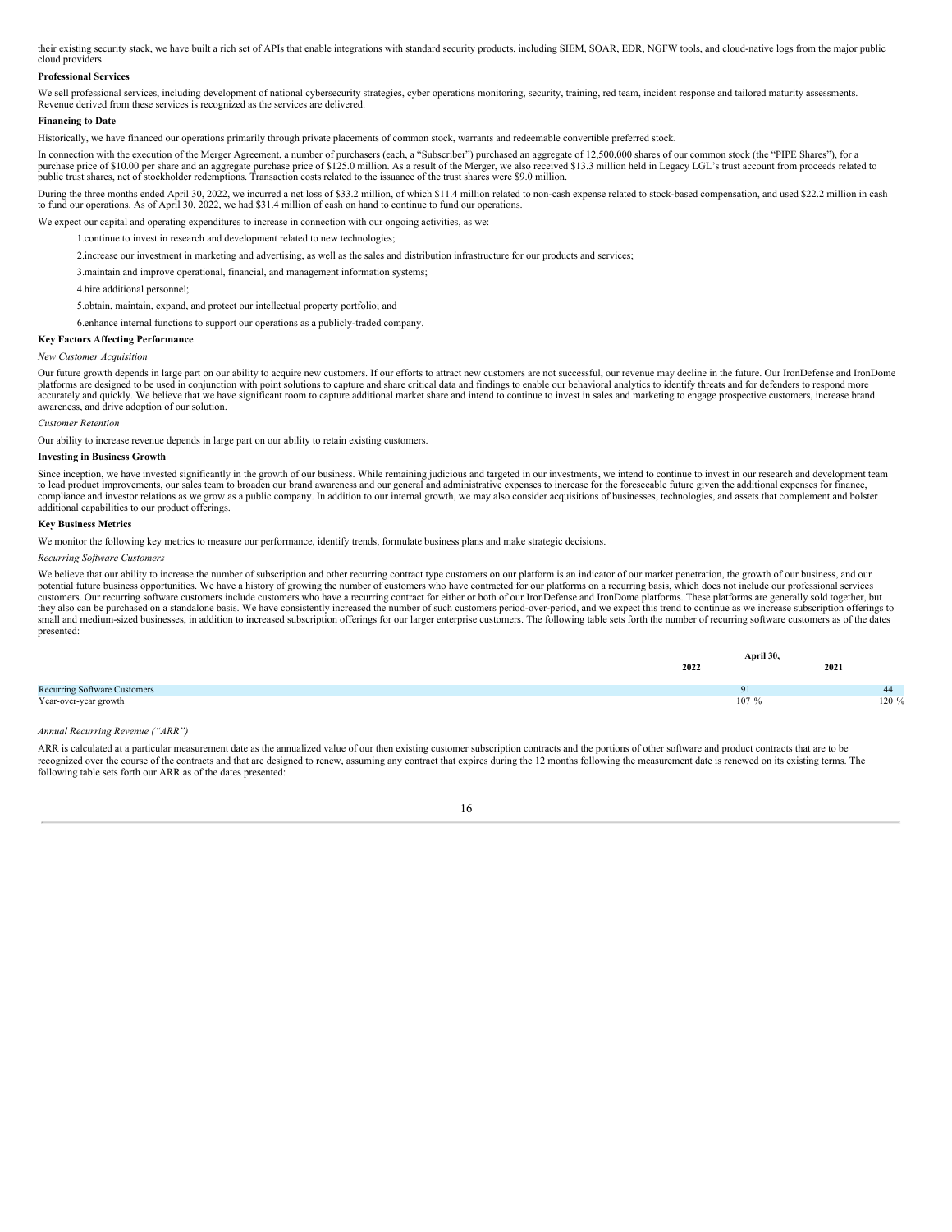their existing security stack, we have built a rich set of APIs that enable integrations with standard security products, including SIEM, SOAR, EDR, NGFW tools, and cloud-native logs from the major public cloud providers.

**Professional Services**

We sell professional services, including development of national cybersecurity strategies, cyber operations monitoring, security, training, red team, incident response and tailored maturity assessments. Revenue derived from these services is recognized as the services are delivered.

**Financing to Date**

Historically, we have financed our operations primarily through private placements of common stock, warrants and redeemable convertible preferred stock.

In connection with the execution of the Merger Agreement, a number of purchasers (each, a "Subscriber") purchased an aggregate of 12,500,000 shares of our common stock (the "PIPE Shares"), for a purchase price of $10.00 per share and an aggregate purchase price of $125.0 million. As a result of the Merger, we also received $13.3 million held in Legacy LGL's trust account from proceeds related to public trust shares, net of stockholder redemptions. Transaction costs related to the issuance of the trust shares were $9.0 million.

During the three months ended April 30, 2022, we incurred a net loss of $33.2 million, of which $11.4 million related to non-cash expense related to stock-based compensation, and used $22.2 million in cash to fund our operations. As of April 30, 2022, we had $31.4 million of cash on hand to continue to fund our operations.

We expect our capital and operating expenditures to increase in connection with our ongoing activities, as we:

1. continue to invest in research and development related to new technologies;
2. increase our investment in marketing and advertising, as well as the sales and distribution infrastructure for our products and services;
3. maintain and improve operational, financial, and management information systems;
4. hire additional personnel;
5. obtain, maintain, expand, and protect our intellectual property portfolio; and
6. enhance internal functions to support our operations as a publicly-traded company.

**Key Factors Affecting Performance**

*New Customer Acquisition*

Our future growth depends in large part on our ability to acquire new customers. If our efforts to attract new customers are not successful, our revenue may decline in the future. Our IronDefense and IronDome platforms are designed to be used in conjunction with point solutions to capture and share critical data and findings to enable our behavioral analytics to identify threats and for defenders to respond more accurately and quickly. We believe that we have significant room to capture additional market share and intend to continue to invest in sales and marketing to engage prospective customers, increase brand awareness, and drive adoption of our solution.

*Customer Retention*

Our ability to increase revenue depends in large part on our ability to retain existing customers.

**Investing in Business Growth**

Since inception, we have invested significantly in the growth of our business. While remaining judicious and targeted in our investments, we intend to continue to invest in our research and development team to lead product improvements, our sales team to broaden our brand awareness and our general and administrative expenses to increase for the foreseeable future given the additional expenses for finance, compliance and investor relations as we grow as a public company. In addition to our internal growth, we may also consider acquisitions of businesses, technologies, and assets that complement and bolster additional capabilities to our product offerings.

**Key Business Metrics**

We monitor the following key metrics to measure our performance, identify trends, formulate business plans and make strategic decisions.

*Recurring Software Customers*

We believe that our ability to increase the number of subscription and other recurring contract type customers on our platform is an indicator of our market penetration, the growth of our business, and our potential future business opportunities. We have a history of growing the number of customers who have contracted for our platforms on a recurring basis, which does not include our professional services customers. Our recurring software customers include customers who have a recurring contract for either or both of our IronDefense and IronDome platforms. These platforms are generally sold together, but they also can be purchased on a standalone basis. We have consistently increased the number of such customers period-over-period, and we expect this trend to continue as we increase subscription offerings to small and medium-sized businesses, in addition to increased subscription offerings for our larger enterprise customers. The following table sets forth the number of recurring software customers as of the dates presented:

| | April 30, | |
|---|---|---|
| | 2022 | 2021 |
| Recurring Software Customers | 91 | 44 |
| Year-over-year growth | 107 % | 120 % |

*Annual Recurring Revenue ("ARR")*

ARR is calculated at a particular measurement date as the annualized value of our then existing customer subscription contracts and the portions of other software and product contracts that are to be recognized over the course of the contracts and that are designed to renew, assuming any contract that expires during the 12 months following the measurement date is renewed on its existing terms. The following table sets forth our ARR as of the dates presented: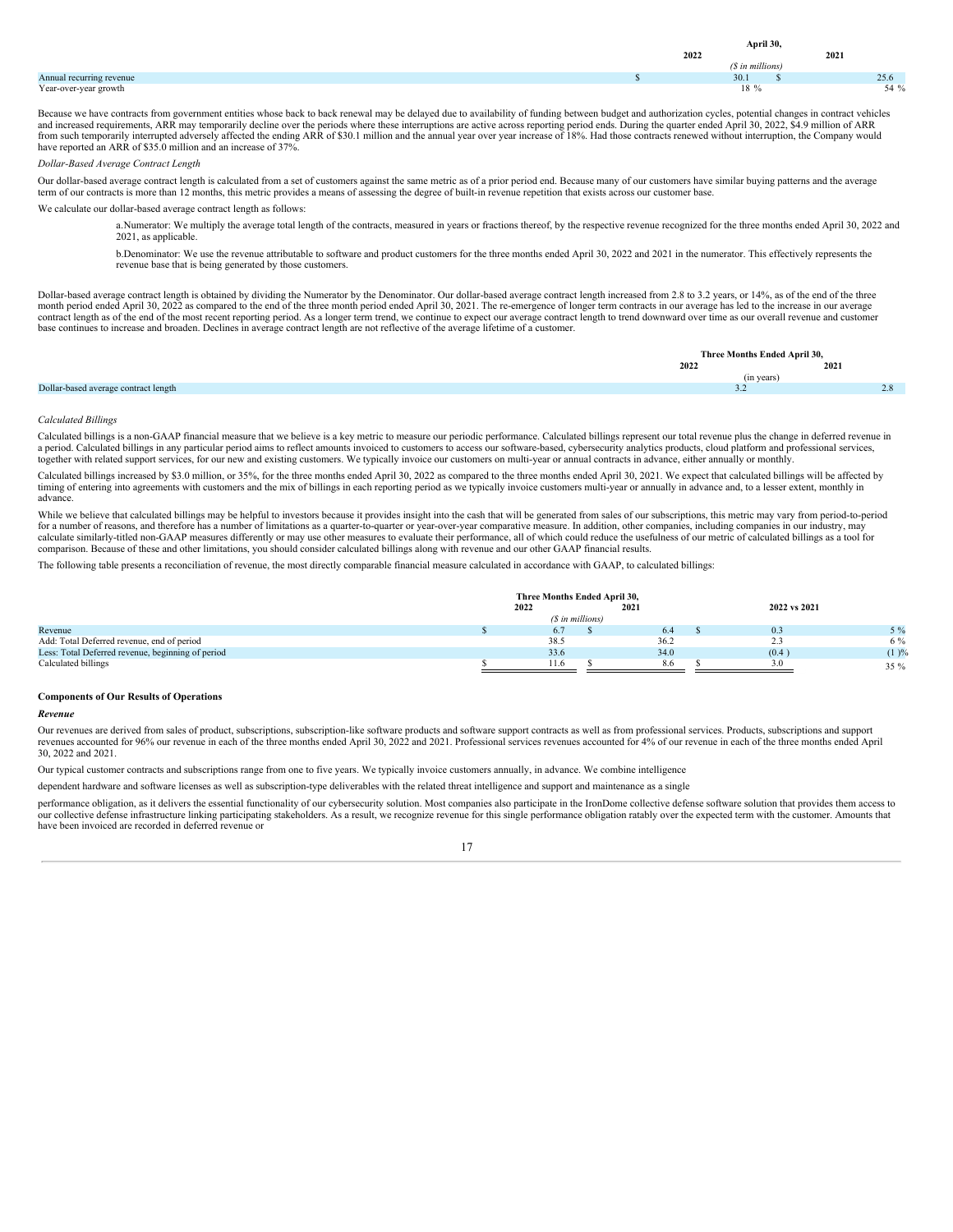| | April 30, | | | |
|---|---|---|---|---|
| | 2022 | | 2021 | |
| | ($ in millions) | | | |
| Annual recurring revenue | $ | 30.1 | $ | 25.6 |
| Year-over-year growth | | 18 % | | 54 % |

Because we have contracts from government entities whose back to back renewal may be delayed due to availability of funding between budget and authorization cycles, potential changes in contract vehicles and increased requirements, ARR may temporarily decline over the periods where these interruptions are active across reporting period ends. During the quarter ended April 30, 2022, $4.9 million of ARR from such temporarily interrupted adversely affected the ending ARR of $30.1 million and the annual year over year increase of 18%. Had those contracts renewed without interruption, the Company would have reported an ARR of $35.0 million and an increase of 37%.

*Dollar-Based Average Contract Length*

Our dollar-based average contract length is calculated from a set of customers against the same metric as of a prior period end. Because many of our customers have similar buying patterns and the average term of our contracts is more than 12 months, this metric provides a means of assessing the degree of built-in revenue repetition that exists across our customer base.

We calculate our dollar-based average contract length as follows:

a.Numerator: We multiply the average total length of the contracts, measured in years or fractions thereof, by the respective revenue recognized for the three months ended April 30, 2022 and 2021, as applicable.

b.Denominator: We use the revenue attributable to software and product customers for the three months ended April 30, 2022 and 2021 in the numerator. This effectively represents the revenue base that is being generated by those customers.

Dollar-based average contract length is obtained by dividing the Numerator by the Denominator. Our dollar-based average contract length increased from 2.8 to 3.2 years, or 14%, as of the end of the three month period ended April 30, 2022 as compared to the end of the three month period ended April 30, 2021. The re-emergence of longer term contracts in our average has led to the increase in our average contract length as of the end of the most recent reporting period. As a longer term trend, we continue to expect our average contract length to trend downward over time as our overall revenue and customer base continues to increase and broaden. Declines in average contract length are not reflective of the average lifetime of a customer.

| | Three Months Ended April 30, | |
|---|---|---|
| | 2022 | 2021 |
| | (in years) | |
| Dollar-based average contract length | 3.2 | 2.8 |

*Calculated Billings*

Calculated billings is a non-GAAP financial measure that we believe is a key metric to measure our periodic performance. Calculated billings represent our total revenue plus the change in deferred revenue in a period. Calculated billings in any particular period aims to reflect amounts invoiced to customers to access our software-based, cybersecurity analytics products, cloud platform and professional services, together with related support services, for our new and existing customers. We typically invoice our customers on multi-year or annual contracts in advance, either annually or monthly.

Calculated billings increased by $3.0 million, or 35%, for the three months ended April 30, 2022 as compared to the three months ended April 30, 2021. We expect that calculated billings will be affected by timing of entering into agreements with customers and the mix of billings in each reporting period as we typically invoice customers multi-year or annually in advance and, to a lesser extent, monthly in advance.

While we believe that calculated billings may be helpful to investors because it provides insight into the cash that will be generated from sales of our subscriptions, this metric may vary from period-to-period for a number of reasons, and therefore has a number of limitations as a quarter-to-quarter or year-over-year comparative measure. In addition, other companies, including companies in our industry, may calculate similarly-titled non-GAAP measures differently or may use other measures to evaluate their performance, all of which could reduce the usefulness of our metric of calculated billings as a tool for comparison. Because of these and other limitations, you should consider calculated billings along with revenue and our other GAAP financial results.

The following table presents a reconciliation of revenue, the most directly comparable financial measure calculated in accordance with GAAP, to calculated billings:

| | Three Months Ended April 30, | | | | 2022 vs 2021 | | |
|---|---|---|---|---|---|---|---|
| | 2022 | | 2021 | | | | |
| | ($ in millions) | | | | | | |
| Revenue | $ | 6.7 | $ | 6.4 | $ | 0.3 | 5 % |
| Add: Total Deferred revenue, end of period | | 38.5 | | 36.2 | | 2.3 | 6 % |
| Less: Total Deferred revenue, beginning of period | | 33.6 | | 34.0 | | (0.4 ) | (1 )% |
| Calculated billings | $ | 11.6 | $ | 8.6 | $ | 3.0 | 35 % |

**Components of Our Results of Operations**

***Revenue***

Our revenues are derived from sales of product, subscriptions, subscription-like software products and software support contracts as well as from professional services. Products, subscriptions and support revenues accounted for 96% our revenue in each of the three months ended April 30, 2022 and 2021. Professional services revenues accounted for 4% of our revenue in each of the three months ended April 30, 2022 and 2021.

Our typical customer contracts and subscriptions range from one to five years. We typically invoice customers annually, in advance. We combine intelligence

dependent hardware and software licenses as well as subscription-type deliverables with the related threat intelligence and support and maintenance as a single

performance obligation, as it delivers the essential functionality of our cybersecurity solution. Most companies also participate in the IronDome collective defense software solution that provides them access to our collective defense infrastructure linking participating stakeholders. As a result, we recognize revenue for this single performance obligation ratably over the expected term with the customer. Amounts that have been invoiced are recorded in deferred revenue or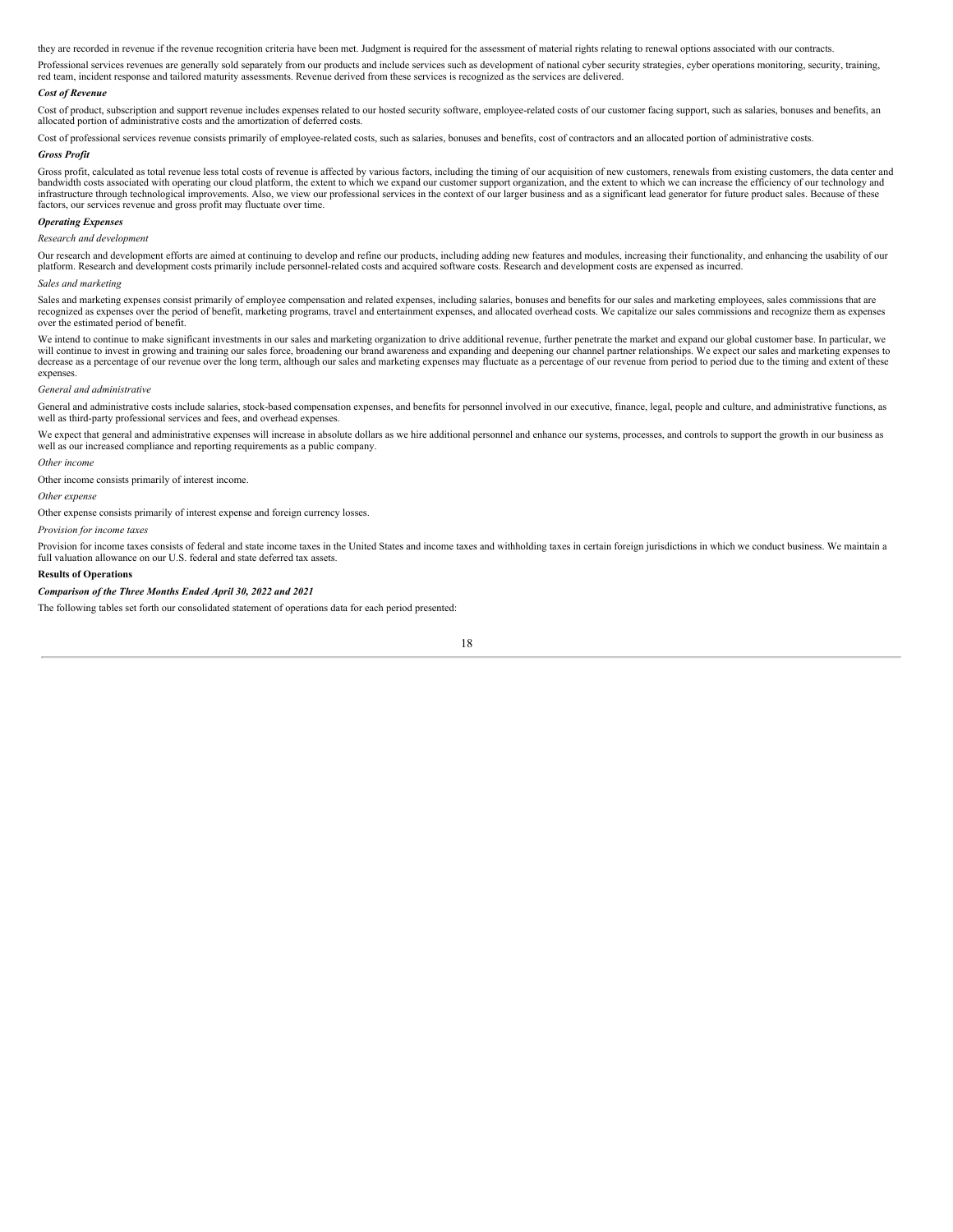they are recorded in revenue if the revenue recognition criteria have been met. Judgment is required for the assessment of material rights relating to renewal options associated with our contracts.

Professional services revenues are generally sold separately from our products and include services such as development of national cyber security strategies, cyber operations monitoring, security, training, red team, incident response and tailored maturity assessments. Revenue derived from these services is recognized as the services are delivered.

***Cost of Revenue***

Cost of product, subscription and support revenue includes expenses related to our hosted security software, employee-related costs of our customer facing support, such as salaries, bonuses and benefits, an allocated portion of administrative costs and the amortization of deferred costs.

Cost of professional services revenue consists primarily of employee-related costs, such as salaries, bonuses and benefits, cost of contractors and an allocated portion of administrative costs.

***Gross Profit***

Gross profit, calculated as total revenue less total costs of revenue is affected by various factors, including the timing of our acquisition of new customers, renewals from existing customers, the data center and bandwidth costs associated with operating our cloud platform, the extent to which we expand our customer support organization, and the extent to which we can increase the efficiency of our technology and infrastructure through technological improvements. Also, we view our professional services in the context of our larger business and as a significant lead generator for future product sales. Because of these factors, our services revenue and gross profit may fluctuate over time.

***Operating Expenses***

*Research and development*

Our research and development efforts are aimed at continuing to develop and refine our products, including adding new features and modules, increasing their functionality, and enhancing the usability of our platform. Research and development costs primarily include personnel-related costs and acquired software costs. Research and development costs are expensed as incurred.

*Sales and marketing*

Sales and marketing expenses consist primarily of employee compensation and related expenses, including salaries, bonuses and benefits for our sales and marketing employees, sales commissions that are recognized as expenses over the period of benefit, marketing programs, travel and entertainment expenses, and allocated overhead costs. We capitalize our sales commissions and recognize them as expenses over the estimated period of benefit.

We intend to continue to make significant investments in our sales and marketing organization to drive additional revenue, further penetrate the market and expand our global customer base. In particular, we will continue to invest in growing and training our sales force, broadening our brand awareness and expanding and deepening our channel partner relationships. We expect our sales and marketing expenses to decrease as a percentage of our revenue over the long term, although our sales and marketing expenses may fluctuate as a percentage of our revenue from period to period due to the timing and extent of these expenses.

*General and administrative*

General and administrative costs include salaries, stock-based compensation expenses, and benefits for personnel involved in our executive, finance, legal, people and culture, and administrative functions, as well as third-party professional services and fees, and overhead expenses.

We expect that general and administrative expenses will increase in absolute dollars as we hire additional personnel and enhance our systems, processes, and controls to support the growth in our business as well as our increased compliance and reporting requirements as a public company.

*Other income*

Other income consists primarily of interest income.

*Other expense*

Other expense consists primarily of interest expense and foreign currency losses.

*Provision for income taxes*

Provision for income taxes consists of federal and state income taxes in the United States and income taxes and withholding taxes in certain foreign jurisdictions in which we conduct business. We maintain a full valuation allowance on our U.S. federal and state deferred tax assets.

**Results of Operations**

***Comparison of the Three Months Ended April 30, 2022 and 2021***

The following tables set forth our consolidated statement of operations data for each period presented: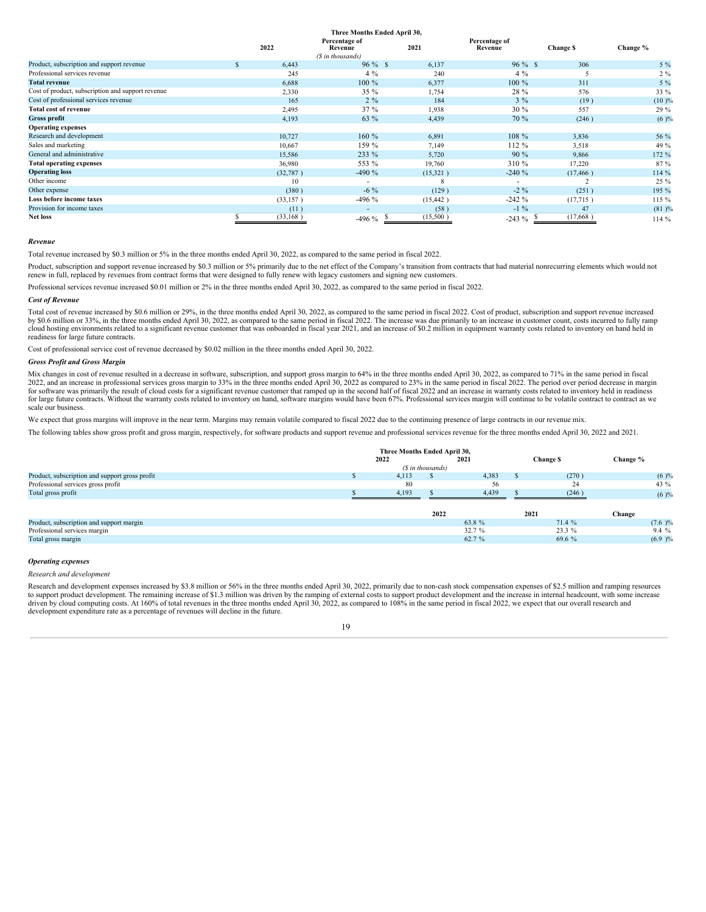| | Three Months Ended April 30, | | | | | |
|---|---|---|---|---|---|---|
| | 2022 | Percentage of Revenue | 2021 | Percentage of Revenue | Change $ | Change % |
| | | ($ in thousands) | | | | |
| Product, subscription and support revenue | $ 6,443 | 96 % | $ 6,137 | 96 % | $ 306 | 5 % |
| Professional services revenue | 245 | 4 % | 240 | 4 % | 5 | 2 % |
| **Total revenue** | 6,688 | 100 % | 6,377 | 100 % | 311 | 5 % |
| Cost of product, subscription and support revenue | 2,330 | 35 % | 1,754 | 28 % | 576 | 33 % |
| Cost of professional services revenue | 165 | 2 % | 184 | 3 % | (19 ) | (10 )% |
| **Total cost of revenue** | 2,495 | 37 % | 1,938 | 30 % | 557 | 29 % |
| **Gross profit** | 4,193 | 63 % | 4,439 | 70 % | (246 ) | (6 )% |
| **Operating expenses** | | | | | | |
| Research and development | 10,727 | 160 % | 6,891 | 108 % | 3,836 | 56 % |
| Sales and marketing | 10,667 | 159 % | 7,149 | 112 % | 3,518 | 49 % |
| General and administrative | 15,586 | 233 % | 5,720 | 90 % | 9,866 | 172 % |
| **Total operating expenses** | 36,980 | 553 % | 19,760 | 310 % | 17,220 | 87 % |
| **Operating loss** | (32,787 ) | -490 % | (15,321 ) | -240 % | (17,466 ) | 114 % |
| Other income | 10 | - | 8 | - | 2 | 25 % |
| Other expense | (380 ) | -6 % | (129 ) | -2 % | (251 ) | 195 % |
| **Loss before income taxes** | (33,157 ) | -496 % | (15,442 ) | -242 % | (17,715 ) | 115 % |
| Provision for income taxes | (11 ) | - | (58 ) | -1 % | 47 | (81 )% |
| **Net loss** | $ (33,168 ) | -496 % | $ (15,500 ) | -243 % | $ (17,668 ) | 114 % |

### *Revenue*

Total revenue increased by $0.3 million or 5% in the three months ended April 30, 2022, as compared to the same period in fiscal 2022.

Product, subscription and support revenue increased by $0.3 million or 5% primarily due to the net effect of the Company's transition from contracts that had material nonrecurring elements which would not renew in full, replaced by revenues from contract forms that were designed to fully renew with legacy customers and signing new customers.

Professional services revenue increased $0.01 million or 2% in the three months ended April 30, 2022, as compared to the same period in fiscal 2022.

### *Cost of Revenue*

Total cost of revenue increased by $0.6 million or 29%, in the three months ended April 30, 2022, as compared to the same period in fiscal 2022. Cost of product, subscription and support revenue increased by $0.6 million or 33%, in the three months ended April 30, 2022, as compared to the same period in fiscal 2022. The increase was due primarily to an increase in customer count, costs incurred to fully ramp cloud hosting environments related to a significant revenue customer that was onboarded in fiscal year 2021, and an increase of $0.2 million in equipment warranty costs related to inventory on hand held in readiness for large future contracts.

Cost of professional service cost of revenue decreased by $0.02 million in the three months ended April 30, 2022.

### *Gross Profit and Gross Margin*

Mix changes in cost of revenue resulted in a decrease in software, subscription, and support gross margin to 64% in the three months ended April 30, 2022, as compared to 71% in the same period in fiscal 2022, and an increase in professional services gross margin to 33% in the three months ended April 30, 2022 as compared to 23% in the same period in fiscal 2022. The period over period decrease in margin for software was primarily the result of cloud costs for a significant revenue customer that ramped up in the second half of fiscal 2022 and an increase in warranty costs related to inventory held in readiness for large future contracts. Without the warranty costs related to inventory on hand, software margins would have been 67%. Professional services margin will continue to be volatile contract to contract as we scale our business.

We expect that gross margins will improve in the near term. Margins may remain volatile compared to fiscal 2022 due to the continuing presence of large contracts in our revenue mix.

The following tables show gross profit and gross margin, respectively, for software products and support revenue and professional services revenue for the three months ended April 30, 2022 and 2021.

| | Three Months Ended April 30, | | | |
|---|---|---|---|---|
| | 2022 | 2021 | Change $ | Change % |
| | ($ in thousands) | | | |
| Product, subscription and support gross profit | $ 4,113 | $ 4,383 | $ (270 ) | (6 )% |
| Professional services gross profit | 80 | 56 | 24 | 43 % |
| Total gross profit | $ 4,193 | $ 4,439 | $ (246 ) | (6 )% |

| | 2022 | 2021 | Change |
|---|---|---|---|
| Product, subscription and support margin | 63.8 % | 71.4 % | (7.6 )% |
| Professional services margin | 32.7 % | 23.3 % | 9.4 % |
| Total gross margin | 62.7 % | 69.6 % | (6.9 )% |

### *Operating expenses*

*Research and development*

Research and development expenses increased by $3.8 million or 56% in the three months ended April 30, 2022, primarily due to non-cash stock compensation expenses of $2.5 million and ramping resources to support product development. The remaining increase of $1.3 million was driven by the ramping of external costs to support product development and the increase in internal headcount, with some increase driven by cloud computing costs. At 160% of total revenues in the three months ended April 30, 2022, as compared to 108% in the same period in fiscal 2022, we expect that our overall research and development expenditure rate as a percentage of revenues will decline in the future.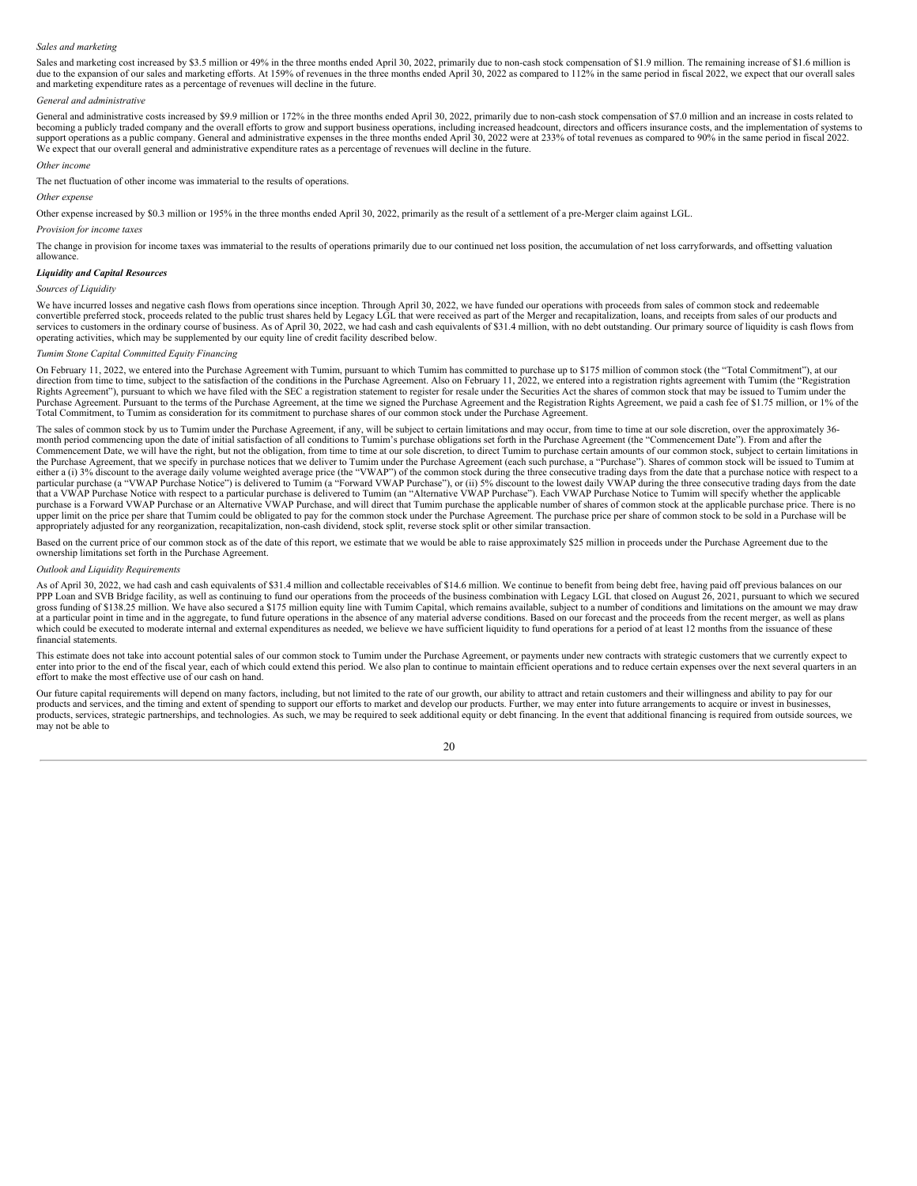*Sales and marketing*

Sales and marketing cost increased by $3.5 million or 49% in the three months ended April 30, 2022, primarily due to non-cash stock compensation of $1.9 million. The remaining increase of $1.6 million is due to the expansion of our sales and marketing efforts. At 159% of revenues in the three months ended April 30, 2022 as compared to 112% in the same period in fiscal 2022, we expect that our overall sales and marketing expenditure rates as a percentage of revenues will decline in the future.

*General and administrative*

General and administrative costs increased by $9.9 million or 172% in the three months ended April 30, 2022, primarily due to non-cash stock compensation of $7.0 million and an increase in costs related to becoming a publicly traded company and the overall efforts to grow and support business operations, including increased headcount, directors and officers insurance costs, and the implementation of systems to support operations as a public company. General and administrative expenses in the three months ended April 30, 2022 were at 233% of total revenues as compared to 90% in the same period in fiscal 2022. We expect that our overall general and administrative expenditure rates as a percentage of revenues will decline in the future.

*Other income*

The net fluctuation of other income was immaterial to the results of operations.

*Other expense*

Other expense increased by $0.3 million or 195% in the three months ended April 30, 2022, primarily as the result of a settlement of a pre-Merger claim against LGL.

*Provision for income taxes*

The change in provision for income taxes was immaterial to the results of operations primarily due to our continued net loss position, the accumulation of net loss carryforwards, and offsetting valuation allowance.

***Liquidity and Capital Resources***

*Sources of Liquidity*

We have incurred losses and negative cash flows from operations since inception. Through April 30, 2022, we have funded our operations with proceeds from sales of common stock and redeemable convertible preferred stock, proceeds related to the public trust shares held by Legacy LGL that were received as part of the Merger and recapitalization, loans, and receipts from sales of our products and services to customers in the ordinary course of business. As of April 30, 2022, we had cash and cash equivalents of $31.4 million, with no debt outstanding. Our primary source of liquidity is cash flows from operating activities, which may be supplemented by our equity line of credit facility described below.

*Tumim Stone Capital Committed Equity Financing*

On February 11, 2022, we entered into the Purchase Agreement with Tumim, pursuant to which Tumim has committed to purchase up to $175 million of common stock (the "Total Commitment"), at our direction from time to time, subject to the satisfaction of the conditions in the Purchase Agreement. Also on February 11, 2022, we entered into a registration rights agreement with Tumim (the "Registration Rights Agreement"), pursuant to which we have filed with the SEC a registration statement to register for resale under the Securities Act the shares of common stock that may be issued to Tumim under the Purchase Agreement. Pursuant to the terms of the Purchase Agreement, at the time we signed the Purchase Agreement and the Registration Rights Agreement, we paid a cash fee of $1.75 million, or 1% of the Total Commitment, to Tumim as consideration for its commitment to purchase shares of our common stock under the Purchase Agreement.

The sales of common stock by us to Tumim under the Purchase Agreement, if any, will be subject to certain limitations and may occur, from time to time at our sole discretion, over the approximately 36-month period commencing upon the date of initial satisfaction of all conditions to Tumim's purchase obligations set forth in the Purchase Agreement (the "Commencement Date"). From and after the Commencement Date, we will have the right, but not the obligation, from time to time at our sole discretion, to direct Tumim to purchase certain amounts of our common stock, subject to certain limitations in the Purchase Agreement, that we specify in purchase notices that we deliver to Tumim under the Purchase Agreement (each such purchase, a "Purchase"). Shares of common stock will be issued to Tumim at either a (i) 3% discount to the average daily volume weighted average price (the "VWAP") of the common stock during the three consecutive trading days from the date that a purchase notice with respect to a particular purchase (a "VWAP Purchase Notice") is delivered to Tumim (a "Forward VWAP Purchase"), or (ii) 5% discount to the lowest daily VWAP during the three consecutive trading days from the date that a VWAP Purchase Notice with respect to a particular purchase is delivered to Tumim (an "Alternative VWAP Purchase"). Each VWAP Purchase Notice to Tumim will specify whether the applicable purchase is a Forward VWAP Purchase or an Alternative VWAP Purchase, and will direct that Tumim purchase the applicable number of shares of common stock at the applicable purchase price. There is no upper limit on the price per share that Tumim could be obligated to pay for the common stock under the Purchase Agreement. The purchase price per share of common stock to be sold in a Purchase will be appropriately adjusted for any reorganization, recapitalization, non-cash dividend, stock split, reverse stock split or other similar transaction.

Based on the current price of our common stock as of the date of this report, we estimate that we would be able to raise approximately $25 million in proceeds under the Purchase Agreement due to the ownership limitations set forth in the Purchase Agreement.

*Outlook and Liquidity Requirements*

As of April 30, 2022, we had cash and cash equivalents of $31.4 million and collectable receivables of $14.6 million. We continue to benefit from being debt free, having paid off previous balances on our PPP Loan and SVB Bridge facility, as well as continuing to fund our operations from the proceeds of the business combination with Legacy LGL that closed on August 26, 2021, pursuant to which we secured gross funding of $138.25 million. We have also secured a $175 million equity line with Tumim Capital, which remains available, subject to a number of conditions and limitations on the amount we may draw at a particular point in time and in the aggregate, to fund future operations in the absence of any material adverse conditions. Based on our forecast and the proceeds from the recent merger, as well as plans which could be executed to moderate internal and external expenditures as needed, we believe we have sufficient liquidity to fund operations for a period of at least 12 months from the issuance of these financial statements.

This estimate does not take into account potential sales of our common stock to Tumim under the Purchase Agreement, or payments under new contracts with strategic customers that we currently expect to enter into prior to the end of the fiscal year, each of which could extend this period. We also plan to continue to maintain efficient operations and to reduce certain expenses over the next several quarters in an effort to make the most effective use of our cash on hand.

Our future capital requirements will depend on many factors, including, but not limited to the rate of our growth, our ability to attract and retain customers and their willingness and ability to pay for our products and services, and the timing and extent of spending to support our efforts to market and develop our products. Further, we may enter into future arrangements to acquire or invest in businesses, products, services, strategic partnerships, and technologies. As such, we may be required to seek additional equity or debt financing. In the event that additional financing is required from outside sources, we may not be able to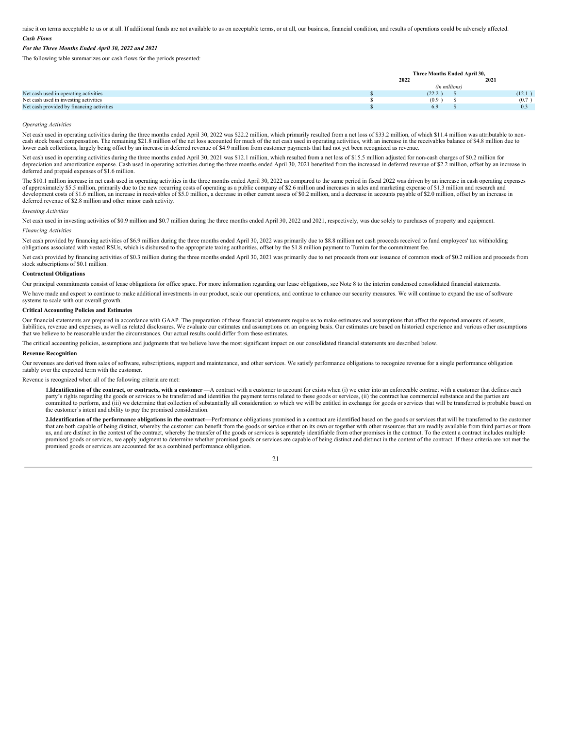raise it on terms acceptable to us or at all. If additional funds are not available to us on acceptable terms, or at all, our business, financial condition, and results of operations could be adversely affected.

***Cash Flows***

***For the Three Months Ended April 30, 2022 and 2021***

The following table summarizes our cash flows for the periods presented:

| | Three Months Ended April 30, | |
|---|---|---|
| | 2022 | 2021 |
| | *(in millions)* | |
| Net cash used in operating activities | $ (22.2 ) | $ (12.1 ) |
| Net cash used in investing activities | $ (0.9 ) | $ (0.7 ) |
| Net cash provided by financing activities | $ 6.9 | $ 0.3 |

*Operating Activities*

Net cash used in operating activities during the three months ended April 30, 2022 was $22.2 million, which primarily resulted from a net loss of $33.2 million, of which $11.4 million was attributable to non-cash stock based compensation. The remaining $21.8 million of the net loss accounted for much of the net cash used in operating activities, with an increase in the receivables balance of $4.8 million due to lower cash collections, largely being offset by an increase in deferred revenue of $4.9 million from customer payments that had not yet been recognized as revenue.

Net cash used in operating activities during the three months ended April 30, 2021 was $12.1 million, which resulted from a net loss of $15.5 million adjusted for non-cash charges of $0.2 million for depreciation and amortization expense. Cash used in operating activities during the three months ended April 30, 2021 benefited from the increased in deferred revenue of $2.2 million, offset by an increase in deferred and prepaid expenses of $1.6 million.

The $10.1 million increase in net cash used in operating activities in the three months ended April 30, 2022 as compared to the same period in fiscal 2022 was driven by an increase in cash operating expenses of approximately $5.5 million, primarily due to the new recurring costs of operating as a public company of $2.6 million and increases in sales and marketing expense of $1.3 million and research and development costs of $1.6 million, an increase in receivables of $5.0 million, a decrease in other current assets of $0.2 million, and a decrease in accounts payable of $2.0 million, offset by an increase in deferred revenue of $2.8 million and other minor cash activity.

*Investing Activities*

Net cash used in investing activities of $0.9 million and $0.7 million during the three months ended April 30, 2022 and 2021, respectively, was due solely to purchases of property and equipment.

*Financing Activities*

Net cash provided by financing activities of $6.9 million during the three months ended April 30, 2022 was primarily due to $8.8 million net cash proceeds received to fund employees' tax withholding obligations associated with vested RSUs, which is disbursed to the appropriate taxing authorities, offset by the $1.8 million payment to Tumim for the commitment fee.

Net cash provided by financing activities of $0.3 million during the three months ended April 30, 2021 was primarily due to net proceeds from our issuance of common stock of $0.2 million and proceeds from stock subscriptions of $0.1 million.

**Contractual Obligations**

Our principal commitments consist of lease obligations for office space. For more information regarding our lease obligations, see Note 8 to the interim condensed consolidated financial statements.

We have made and expect to continue to make additional investments in our product, scale our operations, and continue to enhance our security measures. We will continue to expand the use of software systems to scale with our overall growth.

**Critical Accounting Policies and Estimates**

Our financial statements are prepared in accordance with GAAP. The preparation of these financial statements require us to make estimates and assumptions that affect the reported amounts of assets, liabilities, revenue and expenses, as well as related disclosures. We evaluate our estimates and assumptions on an ongoing basis. Our estimates are based on historical experience and various other assumptions that we believe to be reasonable under the circumstances. Our actual results could differ from these estimates.

The critical accounting policies, assumptions and judgments that we believe have the most significant impact on our consolidated financial statements are described below.

**Revenue Recognition**

Our revenues are derived from sales of software, subscriptions, support and maintenance, and other services. We satisfy performance obligations to recognize revenue for a single performance obligation ratably over the expected term with the customer.

Revenue is recognized when all of the following criteria are met:

1. **Identification of the contract, or contracts, with a customer**—A contract with a customer to account for exists when (i) we enter into an enforceable contract with a customer that defines each party's rights regarding the goods or services to be transferred and identifies the payment terms related to these goods or services, (ii) the contract has commercial substance and the parties are committed to perform, and (iii) we determine that collection of substantially all consideration to which we will be entitled in exchange for goods or services that will be transferred is probable based on the customer's intent and ability to pay the promised consideration.

2. **Identification of the performance obligations in the contract**—Performance obligations promised in a contract are identified based on the goods or services that will be transferred to the customer that are both capable of being distinct, whereby the customer can benefit from the goods or service either on its own or together with other resources that are readily available from third parties or from us, and are distinct in the context of the contract, whereby the transfer of the goods or services is separately identifiable from other promises in the contract. To the extent a contract includes multiple promised goods or services, we apply judgment to determine whether promised goods or services are capable of being distinct and distinct in the context of the contract. If these criteria are not met the promised goods or services are accounted for as a combined performance obligation.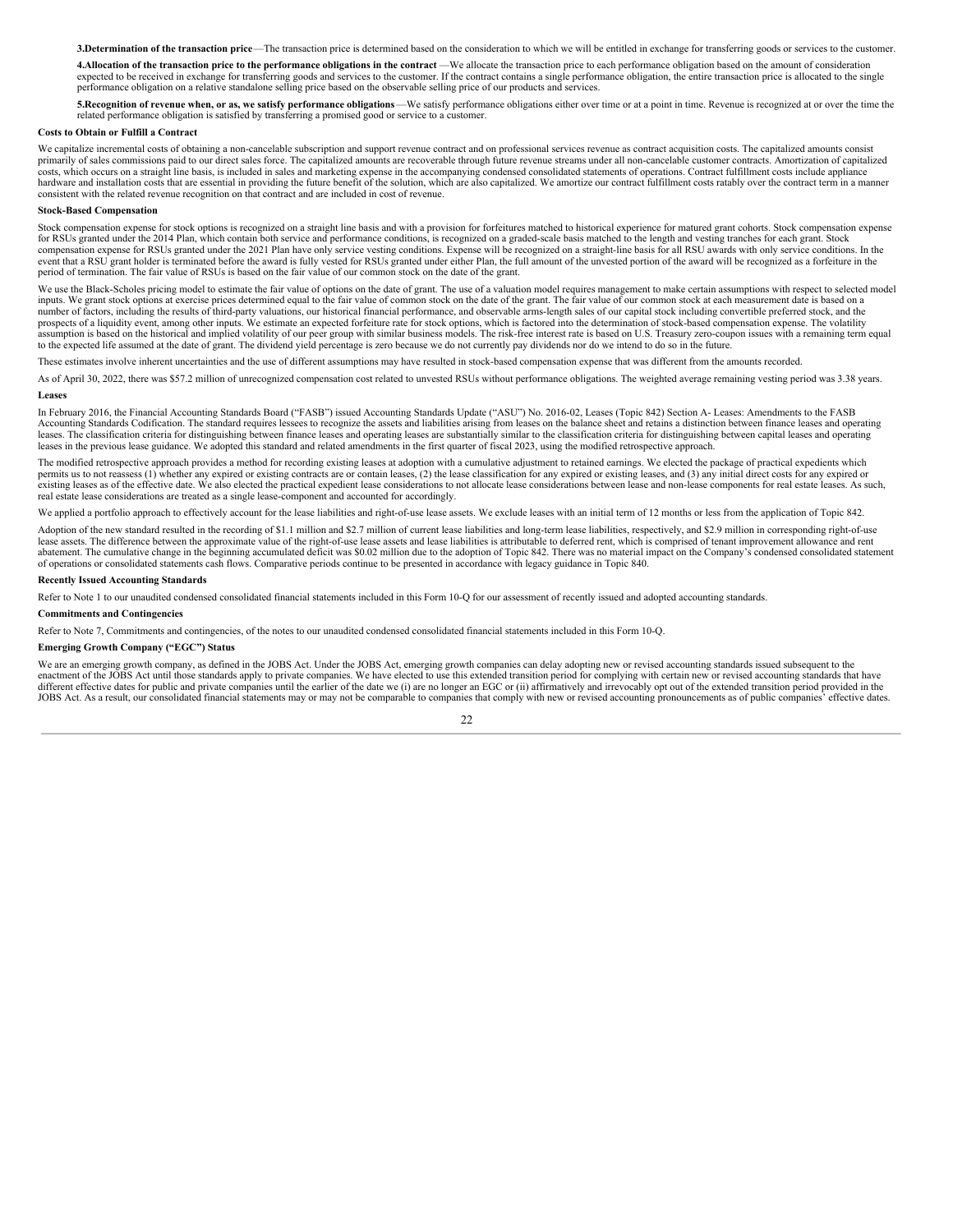3. **Determination of the transaction price**—The transaction price is determined based on the consideration to which we will be entitled in exchange for transferring goods or services to the customer.

4. **Allocation of the transaction price to the performance obligations in the contract** —We allocate the transaction price to each performance obligation based on the amount of consideration expected to be received in exchange for transferring goods and services to the customer. If the contract contains a single performance obligation, the entire transaction price is allocated to the single performance obligation on a relative standalone selling price based on the observable selling price of our products and services.

5. **Recognition of revenue when, or as, we satisfy performance obligations** —We satisfy performance obligations either over time or at a point in time. Revenue is recognized at or over the time the related performance obligation is satisfied by transferring a promised good or service to a customer.

**Costs to Obtain or Fulfill a Contract**

We capitalize incremental costs of obtaining a non-cancelable subscription and support revenue contract and on professional services revenue as contract acquisition costs. The capitalized amounts consist primarily of sales commissions paid to our direct sales force. The capitalized amounts are recoverable through future revenue streams under all non-cancelable customer contracts. Amortization of capitalized costs, which occurs on a straight line basis, is included in sales and marketing expense in the accompanying condensed consolidated statements of operations. Contract fulfillment costs include appliance hardware and installation costs that are essential in providing the future benefit of the solution, which are also capitalized. We amortize our contract fulfillment costs ratably over the contract term in a manner consistent with the related revenue recognition on that contract and are included in cost of revenue.

**Stock-Based Compensation**

Stock compensation expense for stock options is recognized on a straight line basis and with a provision for forfeitures matched to historical experience for matured grant cohorts. Stock compensation expense for RSUs granted under the 2014 Plan, which contain both service and performance conditions, is recognized on a graded-scale basis matched to the length and vesting tranches for each grant. Stock compensation expense for RSUs granted under the 2021 Plan have only service vesting conditions. Expense will be recognized on a straight-line basis for all RSU awards with only service conditions. In the event that a RSU grant holder is terminated before the award is fully vested for RSUs granted under either Plan, the full amount of the unvested portion of the award will be recognized as a forfeiture in the period of termination. The fair value of RSUs is based on the fair value of our common stock on the date of the grant.

We use the Black-Scholes pricing model to estimate the fair value of options on the date of grant. The use of a valuation model requires management to make certain assumptions with respect to selected model inputs. We grant stock options at exercise prices determined equal to the fair value of common stock on the date of the grant. The fair value of our common stock at each measurement date is based on a number of factors, including the results of third-party valuations, our historical financial performance, and observable arms-length sales of our capital stock including convertible preferred stock, and the prospects of a liquidity event, among other inputs. We estimate an expected forfeiture rate for stock options, which is factored into the determination of stock-based compensation expense. The volatility assumption is based on the historical and implied volatility of our peer group with similar business models. The risk-free interest rate is based on U.S. Treasury zero-coupon issues with a remaining term equal to the expected life assumed at the date of grant. The dividend yield percentage is zero because we do not currently pay dividends nor do we intend to do so in the future.

These estimates involve inherent uncertainties and the use of different assumptions may have resulted in stock-based compensation expense that was different from the amounts recorded.

As of April 30, 2022, there was $57.2 million of unrecognized compensation cost related to unvested RSUs without performance obligations. The weighted average remaining vesting period was 3.38 years.

**Leases**

In February 2016, the Financial Accounting Standards Board ("FASB") issued Accounting Standards Update ("ASU") No. 2016-02, Leases (Topic 842) Section A- Leases: Amendments to the FASB Accounting Standards Codification. The standard requires lessees to recognize the assets and liabilities arising from leases on the balance sheet and retains a distinction between finance leases and operating leases. The classification criteria for distinguishing between finance leases and operating leases are substantially similar to the classification criteria for distinguishing between capital leases and operating leases in the previous lease guidance. We adopted this standard and related amendments in the first quarter of fiscal 2023, using the modified retrospective approach.

The modified retrospective approach provides a method for recording existing leases at adoption with a cumulative adjustment to retained earnings. We elected the package of practical expedients which permits us to not reassess (1) whether any expired or existing contracts are or contain leases, (2) the lease classification for any expired or existing leases, and (3) any initial direct costs for any expired or existing leases as of the effective date. We also elected the practical expedient lease considerations to not allocate lease considerations between lease and non-lease components for real estate leases. As such, real estate lease considerations are treated as a single lease-component and accounted for accordingly.

We applied a portfolio approach to effectively account for the lease liabilities and right-of-use lease assets. We exclude leases with an initial term of 12 months or less from the application of Topic 842.

Adoption of the new standard resulted in the recording of $1.1 million and $2.7 million of current lease liabilities and long-term lease liabilities, respectively, and $2.9 million in corresponding right-of-use lease assets. The difference between the approximate value of the right-of-use lease assets and lease liabilities is attributable to deferred rent, which is comprised of tenant improvement allowance and rent abatement. The cumulative change in the beginning accumulated deficit was $0.02 million due to the adoption of Topic 842. There was no material impact on the Company's condensed consolidated statement of operations or consolidated statements cash flows. Comparative periods continue to be presented in accordance with legacy guidance in Topic 840.

**Recently Issued Accounting Standards**

Refer to Note 1 to our unaudited condensed consolidated financial statements included in this Form 10-Q for our assessment of recently issued and adopted accounting standards.

**Commitments and Contingencies**

Refer to Note 7, Commitments and contingencies, of the notes to our unaudited condensed consolidated financial statements included in this Form 10-Q.

**Emerging Growth Company ("EGC") Status**

We are an emerging growth company, as defined in the JOBS Act. Under the JOBS Act, emerging growth companies can delay adopting new or revised accounting standards issued subsequent to the enactment of the JOBS Act until those standards apply to private companies. We have elected to use this extended transition period for complying with certain new or revised accounting standards that have different effective dates for public and private companies until the earlier of the date we (i) are no longer an EGC or (ii) affirmatively and irrevocably opt out of the extended transition period provided in the JOBS Act. As a result, our consolidated financial statements may or may not be comparable to companies that comply with new or revised accounting pronouncements as of public companies' effective dates.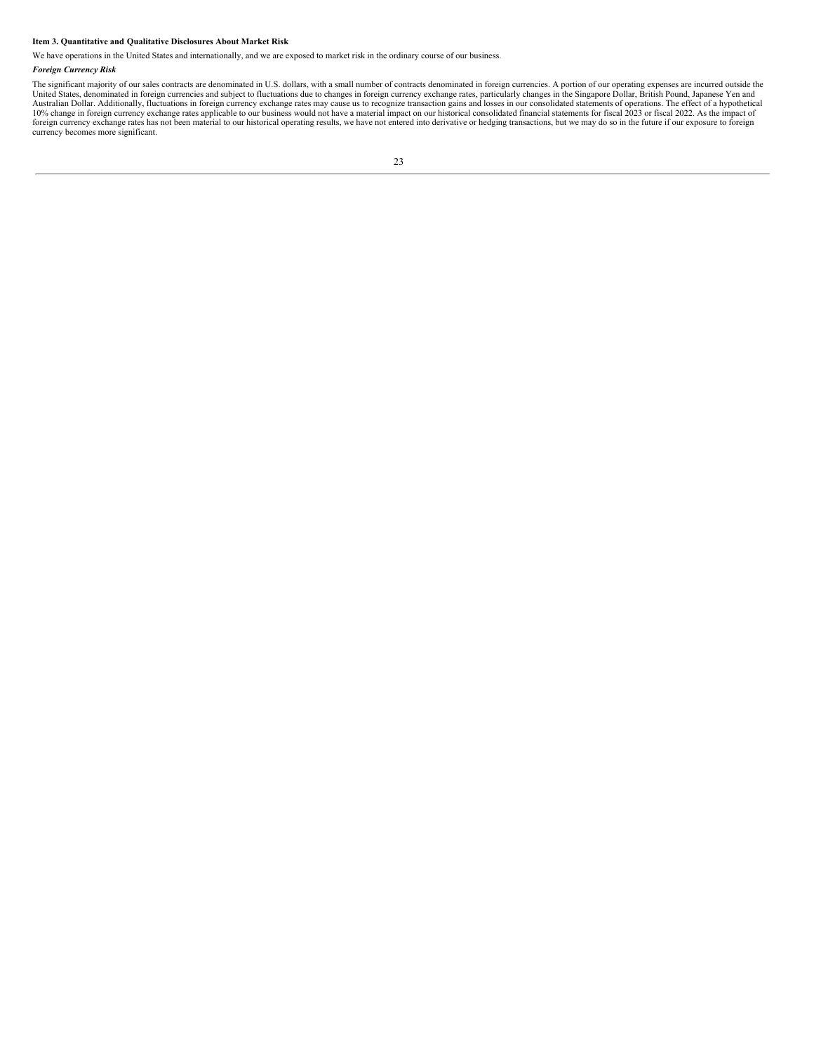## Item 3. Quantitative and Qualitative Disclosures About Market Risk

We have operations in the United States and internationally, and we are exposed to market risk in the ordinary course of our business.

***Foreign Currency Risk***

The significant majority of our sales contracts are denominated in U.S. dollars, with a small number of contracts denominated in foreign currencies. A portion of our operating expenses are incurred outside the United States, denominated in foreign currencies and subject to fluctuations due to changes in foreign currency exchange rates, particularly changes in the Singapore Dollar, British Pound, Japanese Yen and Australian Dollar. Additionally, fluctuations in foreign currency exchange rates may cause us to recognize transaction gains and losses in our consolidated statements of operations. The effect of a hypothetical 10% change in foreign currency exchange rates applicable to our business would not have a material impact on our historical consolidated financial statements for fiscal 2023 or fiscal 2022. As the impact of foreign currency exchange rates has not been material to our historical operating results, we have not entered into derivative or hedging transactions, but we may do so in the future if our exposure to foreign currency becomes more significant.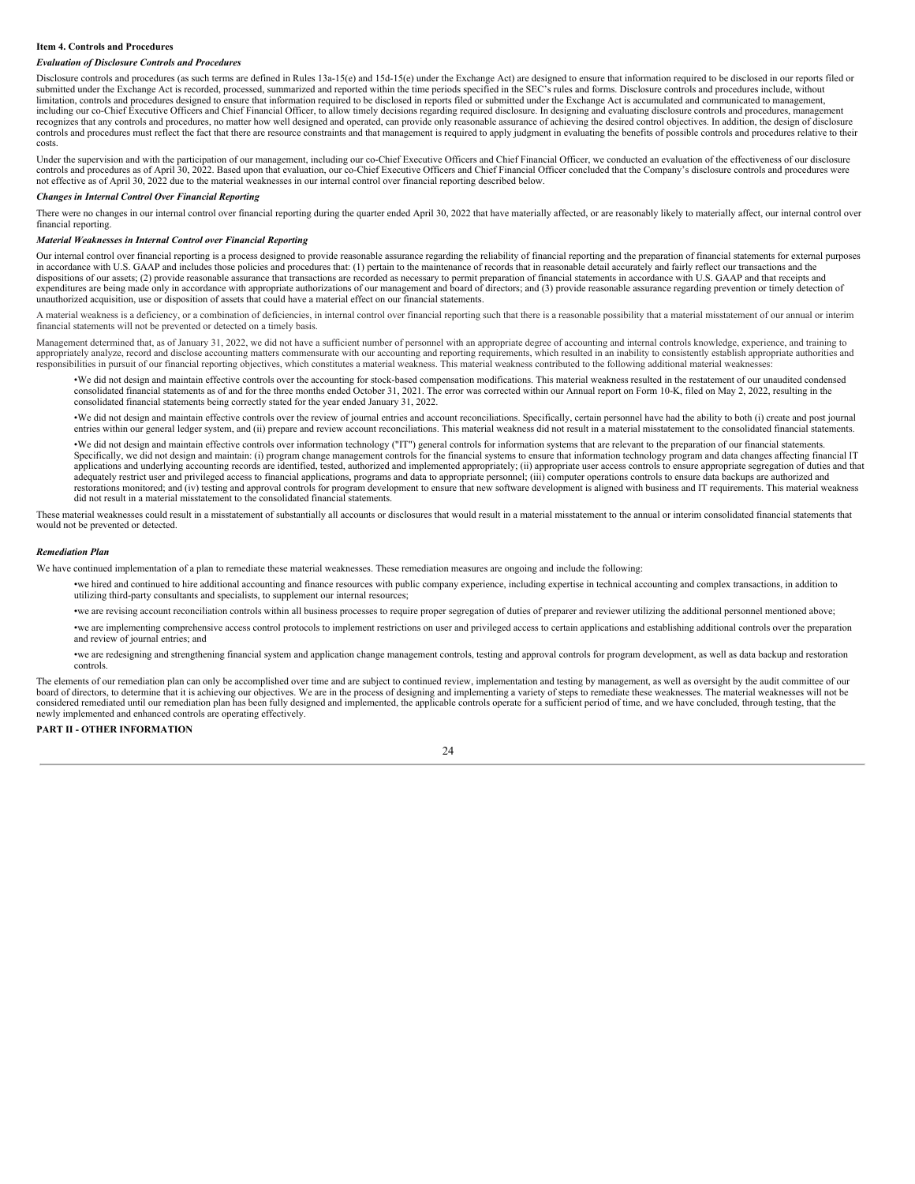**Item 4. Controls and Procedures**

***Evaluation of Disclosure Controls and Procedures***

Disclosure controls and procedures (as such terms are defined in Rules 13a-15(e) and 15d-15(e) under the Exchange Act) are designed to ensure that information required to be disclosed in our reports filed or submitted under the Exchange Act is recorded, processed, summarized and reported within the time periods specified in the SEC's rules and forms. Disclosure controls and procedures include, without limitation, controls and procedures designed to ensure that information required to be disclosed in reports filed or submitted under the Exchange Act is accumulated and communicated to management, including our co-Chief Executive Officers and Chief Financial Officer, to allow timely decisions regarding required disclosure. In designing and evaluating disclosure controls and procedures, management recognizes that any controls and procedures, no matter how well designed and operated, can provide only reasonable assurance of achieving the desired control objectives. In addition, the design of disclosure controls and procedures must reflect the fact that there are resource constraints and that management is required to apply judgment in evaluating the benefits of possible controls and procedures relative to their costs.

Under the supervision and with the participation of our management, including our co-Chief Executive Officers and Chief Financial Officer, we conducted an evaluation of the effectiveness of our disclosure controls and procedures as of April 30, 2022. Based upon that evaluation, our co-Chief Executive Officers and Chief Financial Officer concluded that the Company's disclosure controls and procedures were not effective as of April 30, 2022 due to the material weaknesses in our internal control over financial reporting described below.

***Changes in Internal Control Over Financial Reporting***

There were no changes in our internal control over financial reporting during the quarter ended April 30, 2022 that have materially affected, or are reasonably likely to materially affect, our internal control over financial reporting.

***Material Weaknesses in Internal Control over Financial Reporting***

Our internal control over financial reporting is a process designed to provide reasonable assurance regarding the reliability of financial reporting and the preparation of financial statements for external purposes in accordance with U.S. GAAP and includes those policies and procedures that: (1) pertain to the maintenance of records that in reasonable detail accurately and fairly reflect our transactions and the dispositions of our assets; (2) provide reasonable assurance that transactions are recorded as necessary to permit preparation of financial statements in accordance with U.S. GAAP and that receipts and expenditures are being made only in accordance with appropriate authorizations of our management and board of directors; and (3) provide reasonable assurance regarding prevention or timely detection of unauthorized acquisition, use or disposition of assets that could have a material effect on our financial statements.

A material weakness is a deficiency, or a combination of deficiencies, in internal control over financial reporting such that there is a reasonable possibility that a material misstatement of our annual or interim financial statements will not be prevented or detected on a timely basis.

Management determined that, as of January 31, 2022, we did not have a sufficient number of personnel with an appropriate degree of accounting and internal controls knowledge, experience, and training to appropriately analyze, record and disclose accounting matters commensurate with our accounting and reporting requirements, which resulted in an inability to consistently establish appropriate authorities and responsibilities in pursuit of our financial reporting objectives, which constitutes a material weakness. This material weakness contributed to the following additional material weaknesses:

- We did not design and maintain effective controls over the accounting for stock-based compensation modifications. This material weakness resulted in the restatement of our unaudited condensed consolidated financial statements as of and for the three months ended October 31, 2021. The error was corrected within our Annual report on Form 10-K, filed on May 2, 2022, resulting in the consolidated financial statements being correctly stated for the year ended January 31, 2022.
- We did not design and maintain effective controls over the review of journal entries and account reconciliations. Specifically, certain personnel have had the ability to both (i) create and post journal entries within our general ledger system, and (ii) prepare and review account reconciliations. This material weakness did not result in a material misstatement to the consolidated financial statements.
- We did not design and maintain effective controls over information technology ("IT") general controls for information systems that are relevant to the preparation of our financial statements. Specifically, we did not design and maintain: (i) program change management controls for the financial systems to ensure that information technology program and data changes affecting financial IT applications and underlying accounting records are identified, tested, authorized and implemented appropriately; (ii) appropriate user access controls to ensure appropriate segregation of duties and that adequately restrict user and privileged access to financial applications, programs and data to appropriate personnel; (iii) computer operations controls to ensure data backups are authorized and restorations monitored; and (iv) testing and approval controls for program development to ensure that new software development is aligned with business and IT requirements. This material weakness did not result in a material misstatement to the consolidated financial statements.

These material weaknesses could result in a misstatement of substantially all accounts or disclosures that would result in a material misstatement to the annual or interim consolidated financial statements that would not be prevented or detected.

***Remediation Plan***

We have continued implementation of a plan to remediate these material weaknesses. These remediation measures are ongoing and include the following:

- we hired and continued to hire additional accounting and finance resources with public company experience, including expertise in technical accounting and complex transactions, in addition to utilizing third-party consultants and specialists, to supplement our internal resources;
- we are revising account reconciliation controls within all business processes to require proper segregation of duties of preparer and reviewer utilizing the additional personnel mentioned above;
- we are implementing comprehensive access control protocols to implement restrictions on user and privileged access to certain applications and establishing additional controls over the preparation and review of journal entries; and
- we are redesigning and strengthening financial system and application change management controls, testing and approval controls for program development, as well as data backup and restoration controls.

The elements of our remediation plan can only be accomplished over time and are subject to continued review, implementation and testing by management, as well as oversight by the audit committee of our board of directors, to determine that it is achieving our objectives. We are in the process of designing and implementing a variety of steps to remediate these weaknesses. The material weaknesses will not be considered remediated until our remediation plan has been fully designed and implemented, the applicable controls operate for a sufficient period of time, and we have concluded, through testing, that the newly implemented and enhanced controls are operating effectively.

**PART II - OTHER INFORMATION**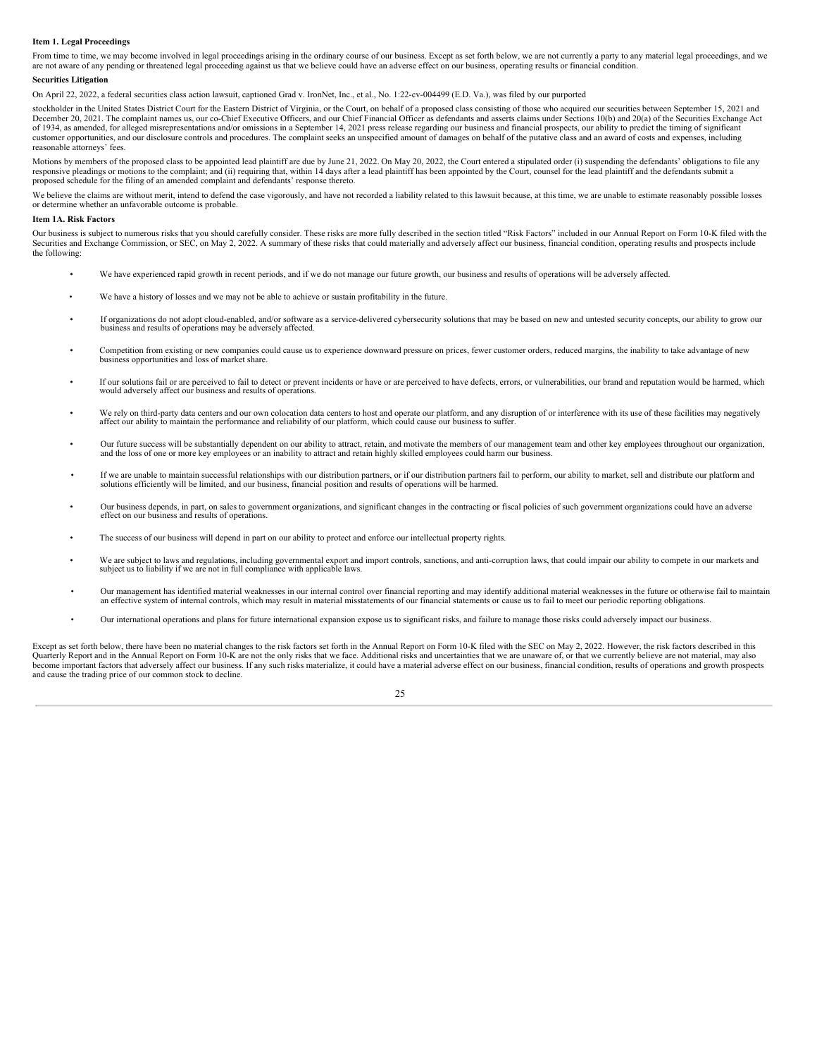**Item 1. Legal Proceedings**

From time to time, we may become involved in legal proceedings arising in the ordinary course of our business. Except as set forth below, we are not currently a party to any material legal proceedings, and we are not aware of any pending or threatened legal proceeding against us that we believe could have an adverse effect on our business, operating results or financial condition.

**Securities Litigation**

On April 22, 2022, a federal securities class action lawsuit, captioned Grad v. IronNet, Inc., et al., No. 1:22-cv-004499 (E.D. Va.), was filed by our purported

stockholder in the United States District Court for the Eastern District of Virginia, or the Court, on behalf of a proposed class consisting of those who acquired our securities between September 15, 2021 and December 20, 2021. The complaint names us, our co-Chief Executive Officers, and our Chief Financial Officer as defendants and asserts claims under Sections 10(b) and 20(a) of the Securities Exchange Act of 1934, as amended, for alleged misrepresentations and/or omissions in a September 14, 2021 press release regarding our business and financial prospects, our ability to predict the timing of significant customer opportunities, and our disclosure controls and procedures. The complaint seeks an unspecified amount of damages on behalf of the putative class and an award of costs and expenses, including reasonable attorneys' fees.

Motions by members of the proposed class to be appointed lead plaintiff are due by June 21, 2022. On May 20, 2022, the Court entered a stipulated order (i) suspending the defendants' obligations to file any responsive pleadings or motions to the complaint; and (ii) requiring that, within 14 days after a lead plaintiff has been appointed by the Court, counsel for the lead plaintiff and the defendants submit a proposed schedule for the filing of an amended complaint and defendants' response thereto.

We believe the claims are without merit, intend to defend the case vigorously, and have not recorded a liability related to this lawsuit because, at this time, we are unable to estimate reasonably possible losses or determine whether an unfavorable outcome is probable.

**Item 1A. Risk Factors**

Our business is subject to numerous risks that you should carefully consider. These risks are more fully described in the section titled "Risk Factors" included in our Annual Report on Form 10-K filed with the Securities and Exchange Commission, or SEC, on May 2, 2022. A summary of these risks that could materially and adversely affect our business, financial condition, operating results and prospects include the following:

- We have experienced rapid growth in recent periods, and if we do not manage our future growth, our business and results of operations will be adversely affected.
- We have a history of losses and we may not be able to achieve or sustain profitability in the future.
- If organizations do not adopt cloud-enabled, and/or software as a service-delivered cybersecurity solutions that may be based on new and untested security concepts, our ability to grow our business and results of operations may be adversely affected.
- Competition from existing or new companies could cause us to experience downward pressure on prices, fewer customer orders, reduced margins, the inability to take advantage of new business opportunities and loss of market share.
- If our solutions fail or are perceived to fail to detect or prevent incidents or have or are perceived to have defects, errors, or vulnerabilities, our brand and reputation would be harmed, which would adversely affect our business and results of operations.
- We rely on third-party data centers and our own colocation data centers to host and operate our platform, and any disruption of or interference with its use of these facilities may negatively affect our ability to maintain the performance and reliability of our platform, which could cause our business to suffer.
- Our future success will be substantially dependent on our ability to attract, retain, and motivate the members of our management team and other key employees throughout our organization, and the loss of one or more key employees or an inability to attract and retain highly skilled employees could harm our business.
- If we are unable to maintain successful relationships with our distribution partners, or if our distribution partners fail to perform, our ability to market, sell and distribute our platform and solutions efficiently will be limited, and our business, financial position and results of operations will be harmed.
- Our business depends, in part, on sales to government organizations, and significant changes in the contracting or fiscal policies of such government organizations could have an adverse effect on our business and results of operations.
- The success of our business will depend in part on our ability to protect and enforce our intellectual property rights.
- We are subject to laws and regulations, including governmental export and import controls, sanctions, and anti-corruption laws, that could impair our ability to compete in our markets and subject us to liability if we are not in full compliance with applicable laws.
- Our management has identified material weaknesses in our internal control over financial reporting and may identify additional material weaknesses in the future or otherwise fail to maintain an effective system of internal controls, which may result in material misstatements of our financial statements or cause us to fail to meet our periodic reporting obligations.
- Our international operations and plans for future international expansion expose us to significant risks, and failure to manage those risks could adversely impact our business.

Except as set forth below, there have been no material changes to the risk factors set forth in the Annual Report on Form 10-K filed with the SEC on May 2, 2022. However, the risk factors described in this Quarterly Report and in the Annual Report on Form 10-K are not the only risks that we face. Additional risks and uncertainties that we are unaware of, or that we currently believe are not material, may also become important factors that adversely affect our business. If any such risks materialize, it could have a material adverse effect on our business, financial condition, results of operations and growth prospects and cause the trading price of our common stock to decline.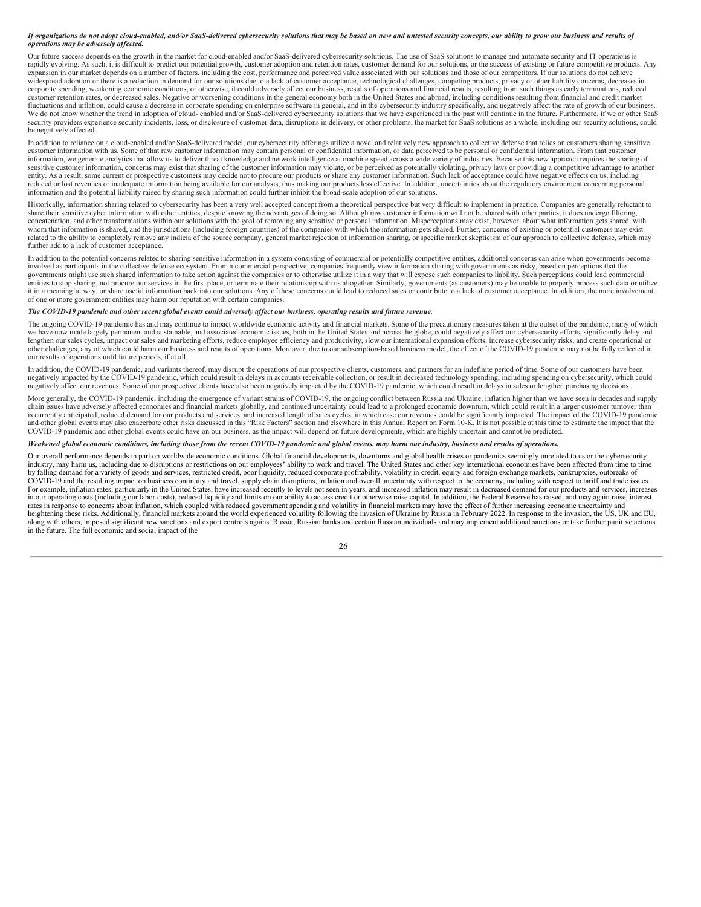***If organizations do not adopt cloud-enabled, and/or SaaS-delivered cybersecurity solutions that may be based on new and untested security concepts, our ability to grow our business and results of operations may be adversely affected.***

Our future success depends on the growth in the market for cloud-enabled and/or SaaS-delivered cybersecurity solutions. The use of SaaS solutions to manage and automate security and IT operations is rapidly evolving. As such, it is difficult to predict our potential growth, customer adoption and retention rates, customer demand for our solutions, or the success of existing or future competitive products. Any expansion in our market depends on a number of factors, including the cost, performance and perceived value associated with our solutions and those of our competitors. If our solutions do not achieve widespread adoption or there is a reduction in demand for our solutions due to a lack of customer acceptance, technological challenges, competing products, privacy or other liability concerns, decreases in corporate spending, weakening economic conditions, or otherwise, it could adversely affect our business, results of operations and financial results, resulting from such things as early terminations, reduced customer retention rates, or decreased sales. Negative or worsening conditions in the general economy both in the United States and abroad, including conditions resulting from financial and credit market fluctuations and inflation, could cause a decrease in corporate spending on enterprise software in general, and in the cybersecurity industry specifically, and negatively affect the rate of growth of our business. We do not know whether the trend in adoption of cloud- enabled and/or SaaS-delivered cybersecurity solutions that we have experienced in the past will continue in the future. Furthermore, if we or other SaaS security providers experience security incidents, loss, or disclosure of customer data, disruptions in delivery, or other problems, the market for SaaS solutions as a whole, including our security solutions, could be negatively affected.

In addition to reliance on a cloud-enabled and/or SaaS-delivered model, our cybersecurity offerings utilize a novel and relatively new approach to collective defense that relies on customers sharing sensitive customer information with us. Some of that raw customer information may contain personal or confidential information, or data perceived to be personal or confidential information. From that customer information, we generate analytics that allow us to deliver threat knowledge and network intelligence at machine speed across a wide variety of industries. Because this new approach requires the sharing of sensitive customer information, concerns may exist that sharing of the customer information may violate, or be perceived as potentially violating, privacy laws or providing a competitive advantage to another entity. As a result, some current or prospective customers may decide not to procure our products or share any customer information. Such lack of acceptance could have negative effects on us, including reduced or lost revenues or inadequate information being available for our analysis, thus making our products less effective. In addition, uncertainties about the regulatory environment concerning personal information and the potential liability raised by sharing such information could further inhibit the broad-scale adoption of our solutions.

Historically, information sharing related to cybersecurity has been a very well accepted concept from a theoretical perspective but very difficult to implement in practice. Companies are generally reluctant to share their sensitive cyber information with other entities, despite knowing the advantages of doing so. Although raw customer information will not be shared with other parties, it does undergo filtering, concatenation, and other transformations within our solutions with the goal of removing any sensitive or personal information. Misperceptions may exist, however, about what information gets shared, with whom that information is shared, and the jurisdictions (including foreign countries) of the companies with which the information gets shared. Further, concerns of existing or potential customers may exist related to the ability to completely remove any indicia of the source company, general market rejection of information sharing, or specific market skepticism of our approach to collective defense, which may further add to a lack of customer acceptance.

In addition to the potential concerns related to sharing sensitive information in a system consisting of commercial or potentially competitive entities, additional concerns can arise when governments become involved as participants in the collective defense ecosystem. From a commercial perspective, companies frequently view information sharing with governments as risky, based on perceptions that the governments might use such shared information to take action against the companies or to otherwise utilize it in a way that will expose such companies to liability. Such perceptions could lead commercial entities to stop sharing, not procure our services in the first place, or terminate their relationship with us altogether. Similarly, governments (as customers) may be unable to properly process such data or utilize it in a meaningful way, or share useful information back into our solutions. Any of these concerns could lead to reduced sales or contribute to a lack of customer acceptance. In addition, the mere involvement of one or more government entities may harm our reputation with certain companies.

***The COVID-19 pandemic and other recent global events could adversely affect our business, operating results and future revenue.***

The ongoing COVID-19 pandemic has and may continue to impact worldwide economic activity and financial markets. Some of the precautionary measures taken at the outset of the pandemic, many of which we have now made largely permanent and sustainable, and associated economic issues, both in the United States and across the globe, could negatively affect our cybersecurity efforts, significantly delay and lengthen our sales cycles, impact our sales and marketing efforts, reduce employee efficiency and productivity, slow our international expansion efforts, increase cybersecurity risks, and create operational or other challenges, any of which could harm our business and results of operations. Moreover, due to our subscription-based business model, the effect of the COVID-19 pandemic may not be fully reflected in our results of operations until future periods, if at all.

In addition, the COVID-19 pandemic, and variants thereof, may disrupt the operations of our prospective clients, customers, and partners for an indefinite period of time. Some of our customers have been negatively impacted by the COVID-19 pandemic, which could result in delays in accounts receivable collection, or result in decreased technology spending, including spending on cybersecurity, which could negatively affect our revenues. Some of our prospective clients have also been negatively impacted by the COVID-19 pandemic, which could result in delays in sales or lengthen purchasing decisions.

More generally, the COVID-19 pandemic, including the emergence of variant strains of COVID-19, the ongoing conflict between Russia and Ukraine, inflation higher than we have seen in decades and supply chain issues have adversely affected economies and financial markets globally, and continued uncertainty could lead to a prolonged economic downturn, which could result in a larger customer turnover than is currently anticipated, reduced demand for our products and services, and increased length of sales cycles, in which case our revenues could be significantly impacted. The impact of the COVID-19 pandemic and other global events may also exacerbate other risks discussed in this "Risk Factors" section and elsewhere in this Annual Report on Form 10-K. It is not possible at this time to estimate the impact that the COVID-19 pandemic and other global events could have on our business, as the impact will depend on future developments, which are highly uncertain and cannot be predicted.

***Weakened global economic conditions, including those from the recent COVID-19 pandemic and global events, may harm our industry, business and results of operations.***

Our overall performance depends in part on worldwide economic conditions. Global financial developments, downturns and global health crises or pandemics seemingly unrelated to us or the cybersecurity industry, may harm us, including due to disruptions or restrictions on our employees' ability to work and travel. The United States and other key international economies have been affected from time to time by falling demand for a variety of goods and services, restricted credit, poor liquidity, reduced corporate profitability, volatility in credit, equity and foreign exchange markets, bankruptcies, outbreaks of COVID-19 and the resulting impact on business continuity and travel, supply chain disruptions, inflation and overall uncertainty with respect to the economy, including with respect to tariff and trade issues. For example, inflation rates, particularly in the United States, have increased recently to levels not seen in years, and increased inflation may result in decreased demand for our products and services, increases in our operating costs (including our labor costs), reduced liquidity and limits on our ability to access credit or otherwise raise capital. In addition, the Federal Reserve has raised, and may again raise, interest rates in response to concerns about inflation, which coupled with reduced government spending and volatility in financial markets may have the effect of further increasing economic uncertainty and heightening these risks. Additionally, financial markets around the world experienced volatility following the invasion of Ukraine by Russia in February 2022. In response to the invasion, the US, UK and EU, along with others, imposed significant new sanctions and export controls against Russia, Russian banks and certain Russian individuals and may implement additional sanctions or take further punitive actions in the future. The full economic and social impact of the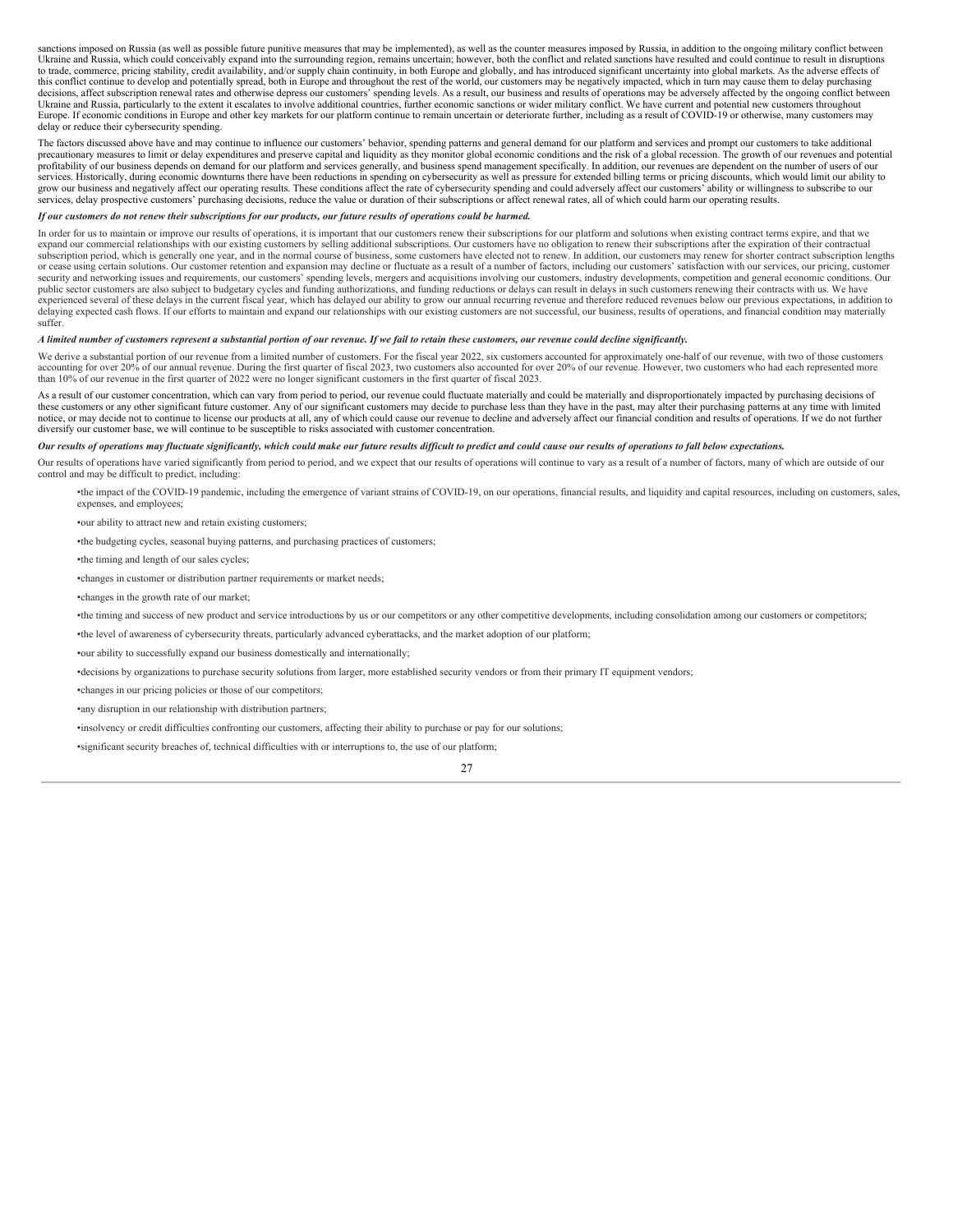sanctions imposed on Russia (as well as possible future punitive measures that may be implemented), as well as the counter measures imposed by Russia, in addition to the ongoing military conflict between Ukraine and Russia, which could conceivably expand into the surrounding region, remains uncertain; however, both the conflict and related sanctions have resulted and could continue to result in disruptions to trade, commerce, pricing stability, credit availability, and/or supply chain continuity, in both Europe and globally, and has introduced significant uncertainty into global markets. As the adverse effects of this conflict continue to develop and potentially spread, both in Europe and throughout the rest of the world, our customers may be negatively impacted, which in turn may cause them to delay purchasing decisions, affect subscription renewal rates and otherwise depress our customers' spending levels. As a result, our business and results of operations may be adversely affected by the ongoing conflict between Ukraine and Russia, particularly to the extent it escalates to involve additional countries, further economic sanctions or wider military conflict. We have current and potential new customers throughout Europe. If economic conditions in Europe and other key markets for our platform continue to remain uncertain or deteriorate further, including as a result of COVID-19 or otherwise, many customers may delay or reduce their cybersecurity spending.

The factors discussed above have and may continue to influence our customers' behavior, spending patterns and general demand for our platform and services and prompt our customers to take additional precautionary measures to limit or delay expenditures and preserve capital and liquidity as they monitor global economic conditions and the risk of a global recession. The growth of our revenues and potential profitability of our business depends on demand for our platform and services generally, and business spend management specifically. In addition, our revenues are dependent on the number of users of our services. Historically, during economic downturns there have been reductions in spending on cybersecurity as well as pressure for extended billing terms or pricing discounts, which would limit our ability to grow our business and negatively affect our operating results. These conditions affect the rate of cybersecurity spending and could adversely affect our customers' ability or willingness to subscribe to our services, delay prospective customers' purchasing decisions, reduce the value or duration of their subscriptions or affect renewal rates, all of which could harm our operating results.

***If our customers do not renew their subscriptions for our products, our future results of operations could be harmed.***

In order for us to maintain or improve our results of operations, it is important that our customers renew their subscriptions for our platform and solutions when existing contract terms expire, and that we expand our commercial relationships with our existing customers by selling additional subscriptions. Our customers have no obligation to renew their subscriptions after the expiration of their contractual subscription period, which is generally one year, and in the normal course of business, some customers have elected not to renew. In addition, our customers may renew for shorter contract subscription lengths or cease using certain solutions. Our customer retention and expansion may decline or fluctuate as a result of a number of factors, including our customers' satisfaction with our services, our pricing, customer security and networking issues and requirements, our customers' spending levels, mergers and acquisitions involving our customers, industry developments, competition and general economic conditions. Our public sector customers are also subject to budgetary cycles and funding authorizations, and funding reductions or delays can result in delays in such customers renewing their contracts with us. We have experienced several of these delays in the current fiscal year, which has delayed our ability to grow our annual recurring revenue and therefore reduced revenues below our previous expectations, in addition to delaying expected cash flows. If our efforts to maintain and expand our relationships with our existing customers are not successful, our business, results of operations, and financial condition may materially suffer.

***A limited number of customers represent a substantial portion of our revenue. If we fail to retain these customers, our revenue could decline significantly.***

We derive a substantial portion of our revenue from a limited number of customers. For the fiscal year 2022, six customers accounted for approximately one-half of our revenue, with two of those customers accounting for over 20% of our annual revenue. During the first quarter of fiscal 2023, two customers also accounted for over 20% of our revenue. However, two customers who had each represented more than 10% of our revenue in the first quarter of 2022 were no longer significant customers in the first quarter of fiscal 2023.

As a result of our customer concentration, which can vary from period to period, our revenue could fluctuate materially and could be materially and disproportionately impacted by purchasing decisions of these customers or any other significant future customer. Any of our significant customers may decide to purchase less than they have in the past, may alter their purchasing patterns at any time with limited notice, or may decide not to continue to license our products at all, any of which could cause our revenue to decline and adversely affect our financial condition and results of operations. If we do not further diversify our customer base, we will continue to be susceptible to risks associated with customer concentration.

***Our results of operations may fluctuate significantly, which could make our future results difficult to predict and could cause our results of operations to fall below expectations.***

Our results of operations have varied significantly from period to period, and we expect that our results of operations will continue to vary as a result of a number of factors, many of which are outside of our control and may be difficult to predict, including:

- the impact of the COVID-19 pandemic, including the emergence of variant strains of COVID-19, on our operations, financial results, and liquidity and capital resources, including on customers, sales, expenses, and employees;
- our ability to attract new and retain existing customers;
- the budgeting cycles, seasonal buying patterns, and purchasing practices of customers;
- the timing and length of our sales cycles;
- changes in customer or distribution partner requirements or market needs;
- changes in the growth rate of our market;
- the timing and success of new product and service introductions by us or our competitors or any other competitive developments, including consolidation among our customers or competitors;
- the level of awareness of cybersecurity threats, particularly advanced cyberattacks, and the market adoption of our platform;
- our ability to successfully expand our business domestically and internationally;
- decisions by organizations to purchase security solutions from larger, more established security vendors or from their primary IT equipment vendors;
- changes in our pricing policies or those of our competitors;
- any disruption in our relationship with distribution partners;
- insolvency or credit difficulties confronting our customers, affecting their ability to purchase or pay for our solutions;
- significant security breaches of, technical difficulties with or interruptions to, the use of our platform;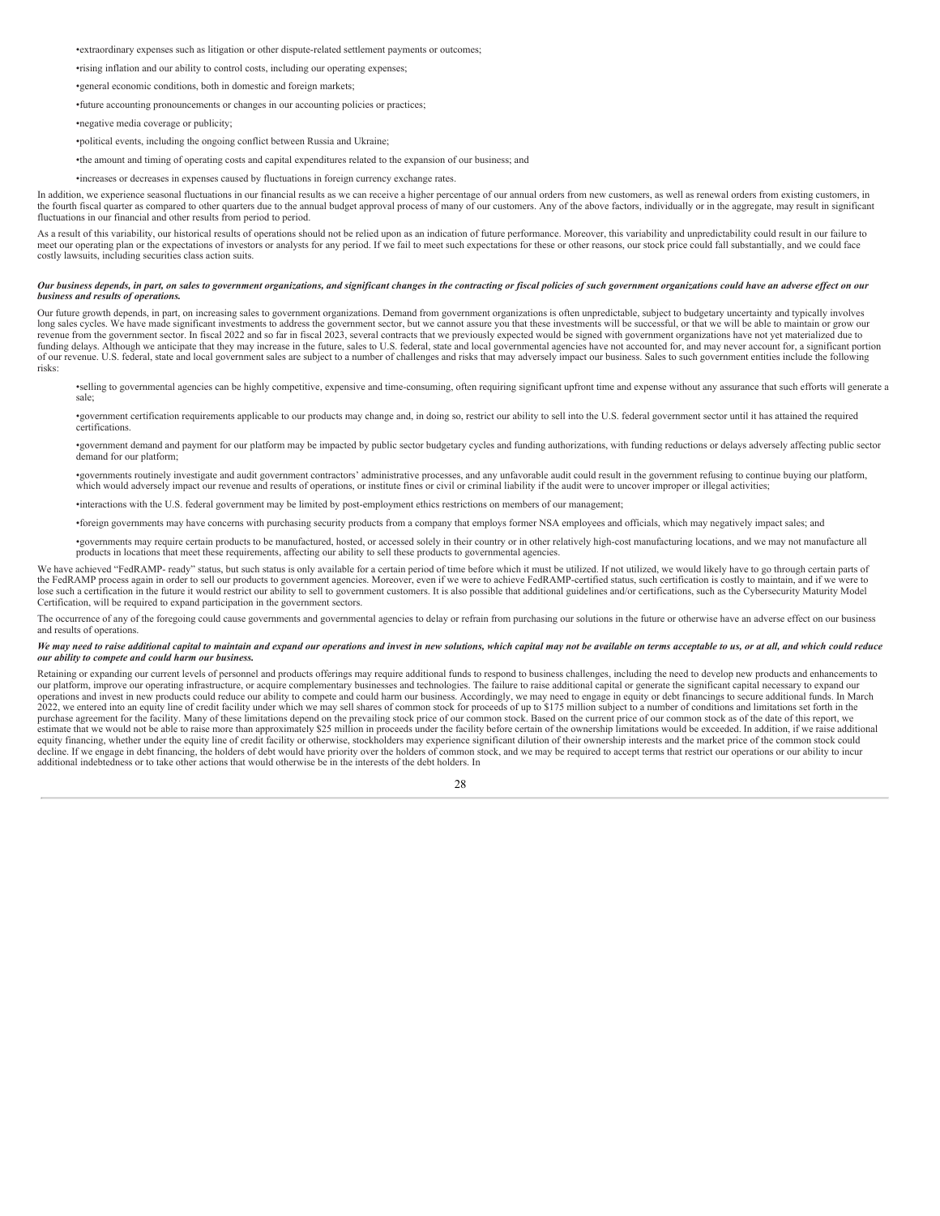- extraordinary expenses such as litigation or other dispute-related settlement payments or outcomes;
- rising inflation and our ability to control costs, including our operating expenses;
- general economic conditions, both in domestic and foreign markets;
- future accounting pronouncements or changes in our accounting policies or practices;
- negative media coverage or publicity;
- political events, including the ongoing conflict between Russia and Ukraine;
- the amount and timing of operating costs and capital expenditures related to the expansion of our business; and
- increases or decreases in expenses caused by fluctuations in foreign currency exchange rates.

In addition, we experience seasonal fluctuations in our financial results as we can receive a higher percentage of our annual orders from new customers, as well as renewal orders from existing customers, in the fourth fiscal quarter as compared to other quarters due to the annual budget approval process of many of our customers. Any of the above factors, individually or in the aggregate, may result in significant fluctuations in our financial and other results from period to period.

As a result of this variability, our historical results of operations should not be relied upon as an indication of future performance. Moreover, this variability and unpredictability could result in our failure to meet our operating plan or the expectations of investors or analysts for any period. If we fail to meet such expectations for these or other reasons, our stock price could fall substantially, and we could face costly lawsuits, including securities class action suits.

***Our business depends, in part, on sales to government organizations, and significant changes in the contracting or fiscal policies of such government organizations could have an adverse effect on our business and results of operations.***

Our future growth depends, in part, on increasing sales to government organizations. Demand from government organizations is often unpredictable, subject to budgetary uncertainty and typically involves long sales cycles. We have made significant investments to address the government sector, but we cannot assure you that these investments will be successful, or that we will be able to maintain or grow our revenue from the government sector. In fiscal 2022 and so far in fiscal 2023, several contracts that we previously expected would be signed with government organizations have not yet materialized due to funding delays. Although we anticipate that they may increase in the future, sales to U.S. federal, state and local governmental agencies have not accounted for, and may never account for, a significant portion of our revenue. U.S. federal, state and local government sales are subject to a number of challenges and risks that may adversely impact our business. Sales to such government entities include the following risks:

- selling to governmental agencies can be highly competitive, expensive and time-consuming, often requiring significant upfront time and expense without any assurance that such efforts will generate a sale;
- government certification requirements applicable to our products may change and, in doing so, restrict our ability to sell into the U.S. federal government sector until it has attained the required certifications.
- government demand and payment for our platform may be impacted by public sector budgetary cycles and funding authorizations, with funding reductions or delays adversely affecting public sector demand for our platform;
- governments routinely investigate and audit government contractors' administrative processes, and any unfavorable audit could result in the government refusing to continue buying our platform, which would adversely impact our revenue and results of operations, or institute fines or civil or criminal liability if the audit were to uncover improper or illegal activities;
- interactions with the U.S. federal government may be limited by post-employment ethics restrictions on members of our management;
- foreign governments may have concerns with purchasing security products from a company that employs former NSA employees and officials, which may negatively impact sales; and
- governments may require certain products to be manufactured, hosted, or accessed solely in their country or in other relatively high-cost manufacturing locations, and we may not manufacture all products in locations that meet these requirements, affecting our ability to sell these products to governmental agencies.

We have achieved "FedRAMP- ready" status, but such status is only available for a certain period of time before which it must be utilized. If not utilized, we would likely have to go through certain parts of the FedRAMP process again in order to sell our products to government agencies. Moreover, even if we were to achieve FedRAMP-certified status, such certification is costly to maintain, and if we were to lose such a certification in the future it would restrict our ability to sell to government customers. It is also possible that additional guidelines and/or certifications, such as the Cybersecurity Maturity Model Certification, will be required to expand participation in the government sectors.

The occurrence of any of the foregoing could cause governments and governmental agencies to delay or refrain from purchasing our solutions in the future or otherwise have an adverse effect on our business and results of operations.

***We may need to raise additional capital to maintain and expand our operations and invest in new solutions, which capital may not be available on terms acceptable to us, or at all, and which could reduce our ability to compete and could harm our business.***

Retaining or expanding our current levels of personnel and products offerings may require additional funds to respond to business challenges, including the need to develop new products and enhancements to our platform, improve our operating infrastructure, or acquire complementary businesses and technologies. The failure to raise additional capital or generate the significant capital necessary to expand our operations and invest in new products could reduce our ability to compete and could harm our business. Accordingly, we may need to engage in equity or debt financings to secure additional funds. In March 2022, we entered into an equity line of credit facility under which we may sell shares of common stock for proceeds of up to $175 million subject to a number of conditions and limitations set forth in the purchase agreement for the facility. Many of these limitations depend on the prevailing stock price of our common stock. Based on the current price of our common stock as of the date of this report, we estimate that we would not be able to raise more than approximately $25 million in proceeds under the facility before certain of the ownership limitations would be exceeded. In addition, if we raise additional equity financing, whether under the equity line of credit facility or otherwise, stockholders may experience significant dilution of their ownership interests and the market price of the common stock could decline. If we engage in debt financing, the holders of debt would have priority over the holders of common stock, and we may be required to accept terms that restrict our operations or our ability to incur additional indebtedness or to take other actions that would otherwise be in the interests of the debt holders. In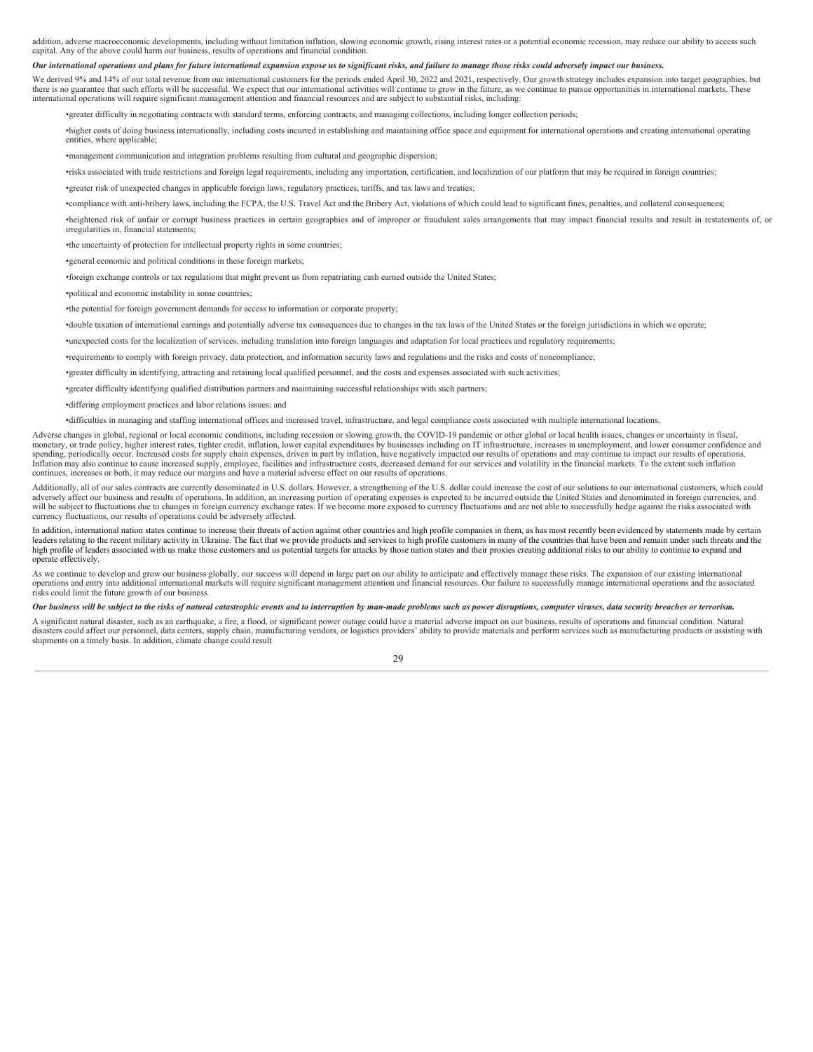addition, adverse macroeconomic developments, including without limitation inflation, slowing economic growth, rising interest rates or a potential economic recession, may reduce our ability to access such capital. Any of the above could harm our business, results of operations and financial condition.

***Our international operations and plans for future international expansion expose us to significant risks, and failure to manage those risks could adversely impact our business.***

We derived 9% and 14% of our total revenue from our international customers for the periods ended April 30, 2022 and 2021, respectively. Our growth strategy includes expansion into target geographies, but there is no guarantee that such efforts will be successful. We expect that our international activities will continue to grow in the future, as we continue to pursue opportunities in international markets. These international operations will require significant management attention and financial resources and are subject to substantial risks, including:

- greater difficulty in negotiating contracts with standard terms, enforcing contracts, and managing collections, including longer collection periods;
- higher costs of doing business internationally, including costs incurred in establishing and maintaining office space and equipment for international operations and creating international operating entities, where applicable;
- management communication and integration problems resulting from cultural and geographic dispersion;
- risks associated with trade restrictions and foreign legal requirements, including any importation, certification, and localization of our platform that may be required in foreign countries;
- greater risk of unexpected changes in applicable foreign laws, regulatory practices, tariffs, and tax laws and treaties;
- compliance with anti-bribery laws, including the FCPA, the U.S. Travel Act and the Bribery Act, violations of which could lead to significant fines, penalties, and collateral consequences;
- heightened risk of unfair or corrupt business practices in certain geographies and of improper or fraudulent sales arrangements that may impact financial results and result in restatements of, or irregularities in, financial statements;
- the uncertainty of protection for intellectual property rights in some countries;
- general economic and political conditions in these foreign markets;
- foreign exchange controls or tax regulations that might prevent us from repatriating cash earned outside the United States;
- political and economic instability in some countries;
- the potential for foreign government demands for access to information or corporate property;
- double taxation of international earnings and potentially adverse tax consequences due to changes in the tax laws of the United States or the foreign jurisdictions in which we operate;
- unexpected costs for the localization of services, including translation into foreign languages and adaptation for local practices and regulatory requirements;
- requirements to comply with foreign privacy, data protection, and information security laws and regulations and the risks and costs of noncompliance;
- greater difficulty in identifying, attracting and retaining local qualified personnel, and the costs and expenses associated with such activities;
- greater difficulty identifying qualified distribution partners and maintaining successful relationships with such partners;
- differing employment practices and labor relations issues; and
- difficulties in managing and staffing international offices and increased travel, infrastructure, and legal compliance costs associated with multiple international locations.

Adverse changes in global, regional or local economic conditions, including recession or slowing growth, the COVID-19 pandemic or other global or local health issues, changes or uncertainty in fiscal, monetary, or trade policy, higher interest rates, tighter credit, inflation, lower capital expenditures by businesses including on IT infrastructure, increases in unemployment, and lower consumer confidence and spending, periodically occur. Increased costs for supply chain expenses, driven in part by inflation, have negatively impacted our results of operations and may continue to impact our results of operations. Inflation may also continue to cause increased supply, employee, facilities and infrastructure costs, decreased demand for our services and volatility in the financial markets. To the extent such inflation continues, increases or both, it may reduce our margins and have a material adverse effect on our results of operations.

Additionally, all of our sales contracts are currently denominated in U.S. dollars. However, a strengthening of the U.S. dollar could increase the cost of our solutions to our international customers, which could adversely affect our business and results of operations. In addition, an increasing portion of operating expenses is expected to be incurred outside the United States and denominated in foreign currencies, and will be subject to fluctuations due to changes in foreign currency exchange rates. If we become more exposed to currency fluctuations and are not able to successfully hedge against the risks associated with currency fluctuations, our results of operations could be adversely affected.

In addition, international nation states continue to increase their threats of action against other countries and high profile companies in them, as has most recently been evidenced by statements made by certain leaders relating to the recent military activity in Ukraine. The fact that we provide products and services to high profile customers in many of the countries that have been and remain under such threats and the high profile of leaders associated with us make those customers and us potential targets for attacks by those nation states and their proxies creating additional risks to our ability to continue to expand and operate effectively.

As we continue to develop and grow our business globally, our success will depend in large part on our ability to anticipate and effectively manage these risks. The expansion of our existing international operations and entry into additional international markets will require significant management attention and financial resources. Our failure to successfully manage international operations and the associated risks could limit the future growth of our business.

***Our business will be subject to the risks of natural catastrophic events and to interruption by man-made problems such as power disruptions, computer viruses, data security breaches or terrorism.***

A significant natural disaster, such as an earthquake, a fire, a flood, or significant power outage could have a material adverse impact on our business, results of operations and financial condition. Natural disasters could affect our personnel, data centers, supply chain, manufacturing vendors, or logistics providers' ability to provide materials and perform services such as manufacturing products or assisting with shipments on a timely basis. In addition, climate change could result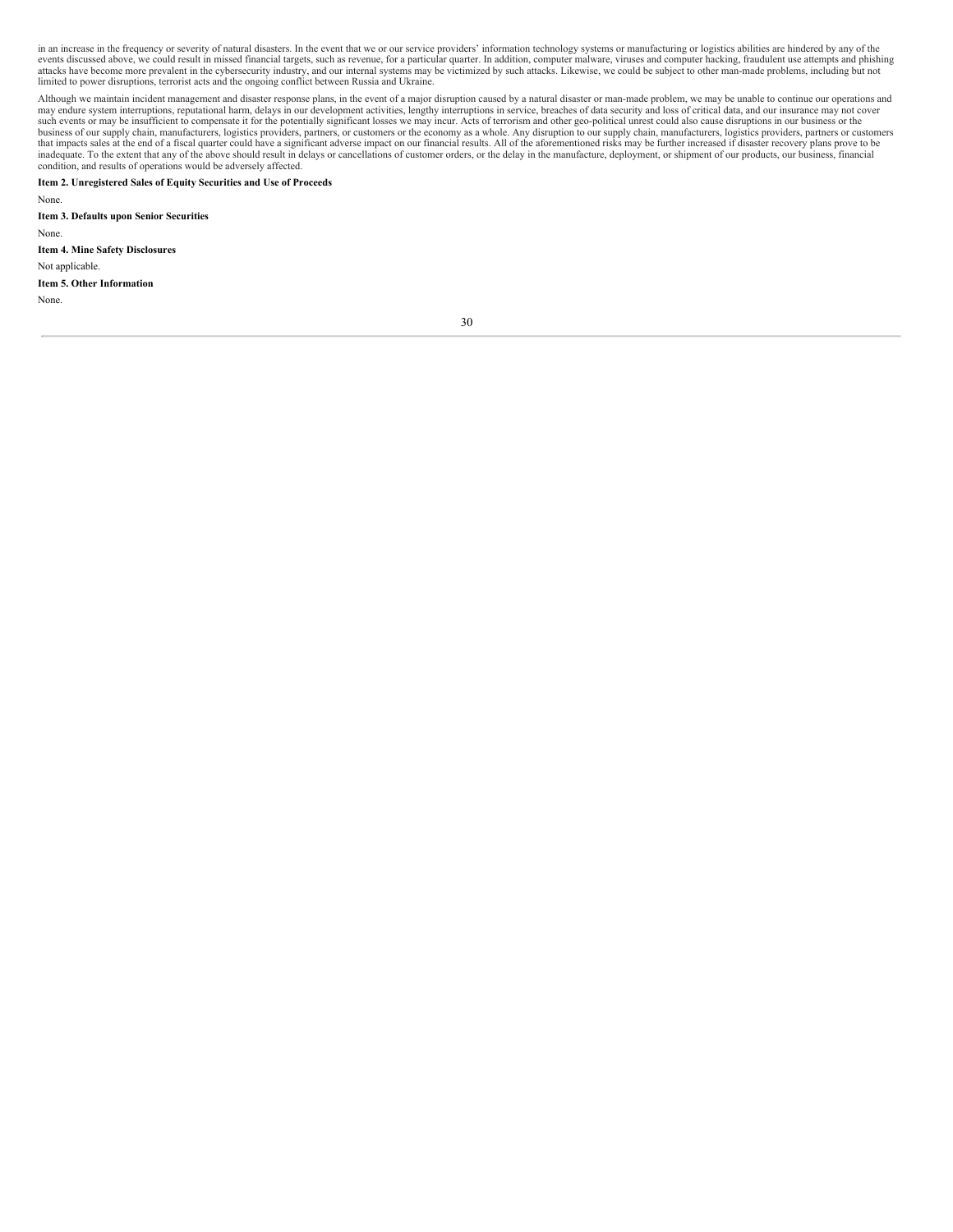in an increase in the frequency or severity of natural disasters. In the event that we or our service providers' information technology systems or manufacturing or logistics abilities are hindered by any of the events discussed above, we could result in missed financial targets, such as revenue, for a particular quarter. In addition, computer malware, viruses and computer hacking, fraudulent use attempts and phishing attacks have become more prevalent in the cybersecurity industry, and our internal systems may be victimized by such attacks. Likewise, we could be subject to other man-made problems, including but not limited to power disruptions, terrorist acts and the ongoing conflict between Russia and Ukraine.

Although we maintain incident management and disaster response plans, in the event of a major disruption caused by a natural disaster or man-made problem, we may be unable to continue our operations and may endure system interruptions, reputational harm, delays in our development activities, lengthy interruptions in service, breaches of data security and loss of critical data, and our insurance may not cover such events or may be insufficient to compensate it for the potentially significant losses we may incur. Acts of terrorism and other geo-political unrest could also cause disruptions in our business or the business of our supply chain, manufacturers, logistics providers, partners, or customers or the economy as a whole. Any disruption to our supply chain, manufacturers, logistics providers, partners or customers that impacts sales at the end of a fiscal quarter could have a significant adverse impact on our financial results. All of the aforementioned risks may be further increased if disaster recovery plans prove to be inadequate. To the extent that any of the above should result in delays or cancellations of customer orders, or the delay in the manufacture, deployment, or shipment of our products, our business, financial condition, and results of operations would be adversely affected.

**Item 2. Unregistered Sales of Equity Securities and Use of Proceeds**

None.

**Item 3. Defaults upon Senior Securities**

None.

**Item 4. Mine Safety Disclosures**

Not applicable.

**Item 5. Other Information**

None.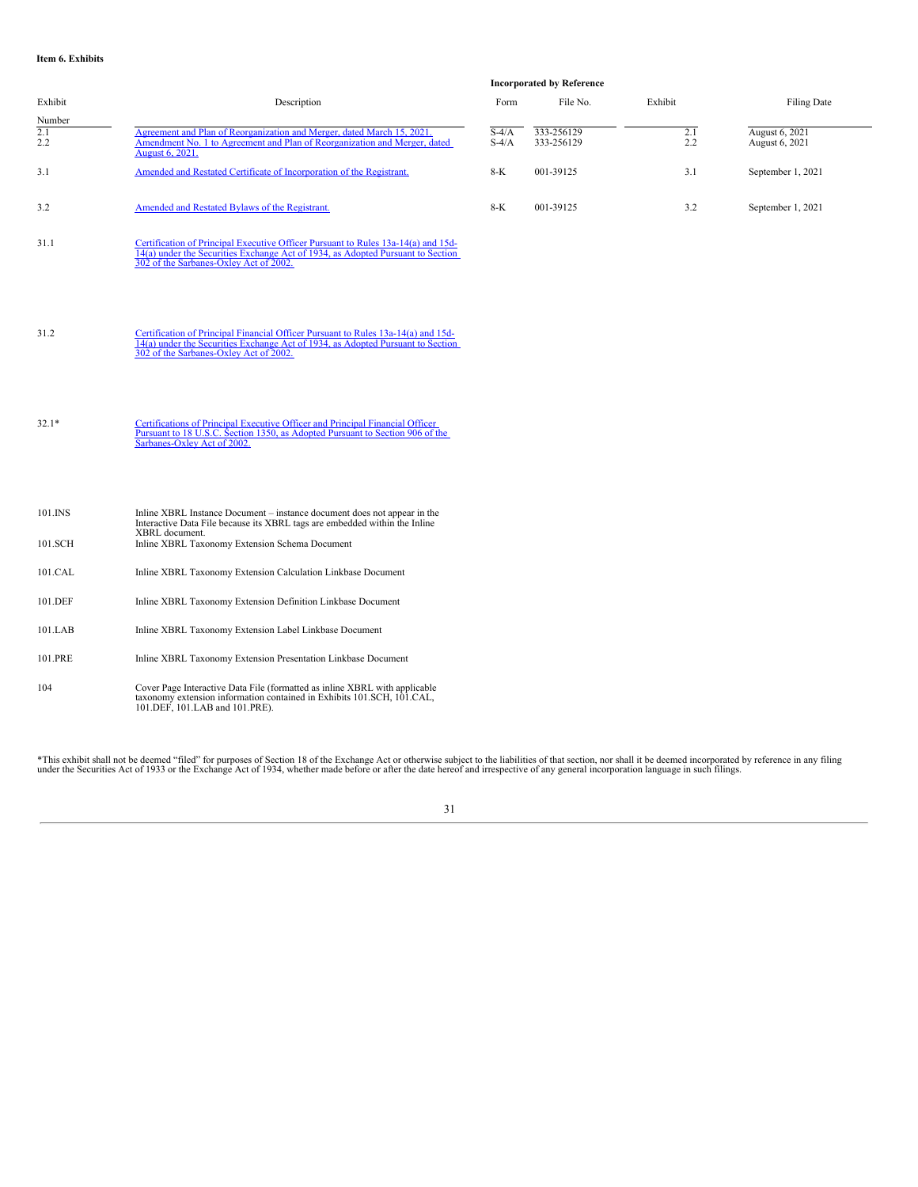**Item 6. Exhibits**

| Exhibit Number | Description | Incorporated by Reference | | | |
|---|---|---|---|---|---|
| | | Form | File No. | Exhibit | Filing Date |
| 2.1 | Agreement and Plan of Reorganization and Merger, dated March 15, 2021. | S-4/A | 333-256129 | 2.1 | August 6, 2021 |
| 2.2 | Amendment No. 1 to Agreement and Plan of Reorganization and Merger, dated August 6, 2021. | S-4/A | 333-256129 | 2.2 | August 6, 2021 |
| 3.1 | Amended and Restated Certificate of Incorporation of the Registrant. | 8-K | 001-39125 | 3.1 | September 1, 2021 |
| 3.2 | Amended and Restated Bylaws of the Registrant. | 8-K | 001-39125 | 3.2 | September 1, 2021 |
| 31.1 | Certification of Principal Executive Officer Pursuant to Rules 13a-14(a) and 15d-14(a) under the Securities Exchange Act of 1934, as Adopted Pursuant to Section 302 of the Sarbanes-Oxley Act of 2002. | | | | |
| 31.2 | Certification of Principal Financial Officer Pursuant to Rules 13a-14(a) and 15d-14(a) under the Securities Exchange Act of 1934, as Adopted Pursuant to Section 302 of the Sarbanes-Oxley Act of 2002. | | | | |
| 32.1* | Certifications of Principal Executive Officer and Principal Financial Officer Pursuant to 18 U.S.C. Section 1350, as Adopted Pursuant to Section 906 of the Sarbanes-Oxley Act of 2002. | | | | |
| 101.INS | Inline XBRL Instance Document – instance document does not appear in the Interactive Data File because its XBRL tags are embedded within the Inline XBRL document. | | | | |
| 101.SCH | Inline XBRL Taxonomy Extension Schema Document | | | | |
| 101.CAL | Inline XBRL Taxonomy Extension Calculation Linkbase Document | | | | |
| 101.DEF | Inline XBRL Taxonomy Extension Definition Linkbase Document | | | | |
| 101.LAB | Inline XBRL Taxonomy Extension Label Linkbase Document | | | | |
| 101.PRE | Inline XBRL Taxonomy Extension Presentation Linkbase Document | | | | |
| 104 | Cover Page Interactive Data File (formatted as inline XBRL with applicable taxonomy extension information contained in Exhibits 101.SCH, 101.CAL, 101.DEF, 101.LAB and 101.PRE). | | | | |

*This exhibit shall not be deemed "filed" for purposes of Section 18 of the Exchange Act or otherwise subject to the liabilities of that section, nor shall it be deemed incorporated by reference in any filing under the Securities Act of 1933 or the Exchange Act of 1934, whether made before or after the date hereof and irrespective of any general incorporation language in such filings.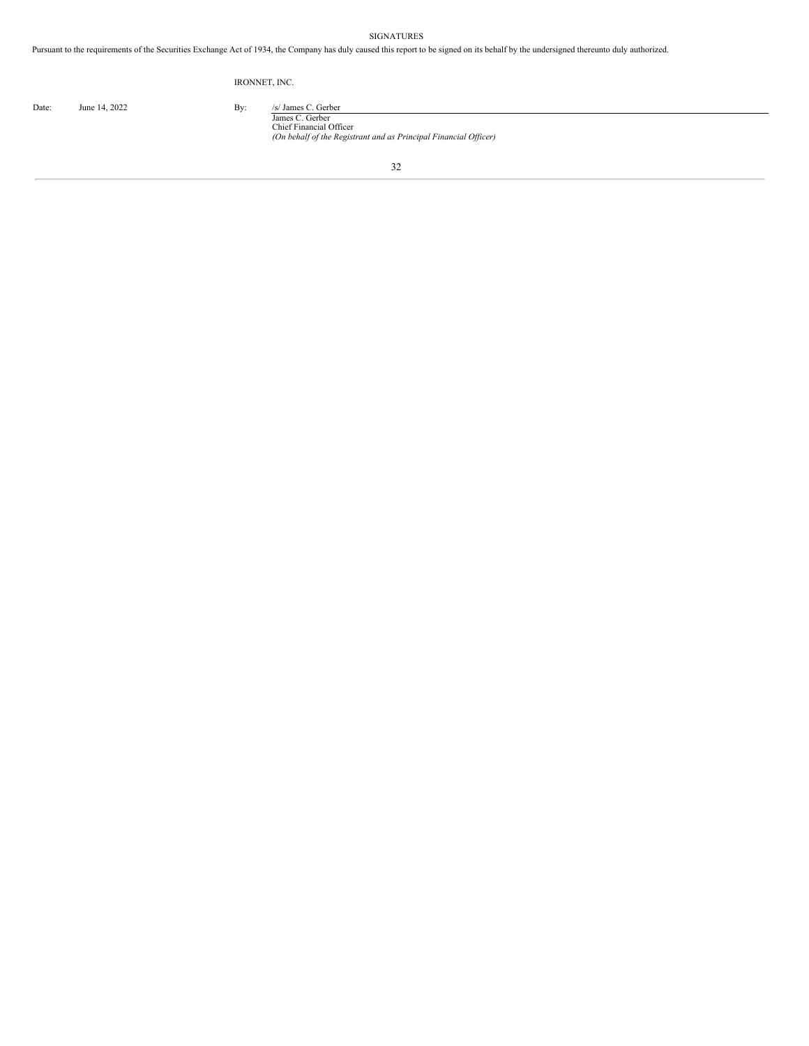# SIGNATURES

Pursuant to the requirements of the Securities Exchange Act of 1934, the Company has duly caused this report to be signed on its behalf by the undersigned thereunto duly authorized.

IRONNET, INC.

Date: June 14, 2022

By: /s/ James C. Gerber

James C. Gerber
Chief Financial Officer
*(On behalf of the Registrant and as Principal Financial Officer)*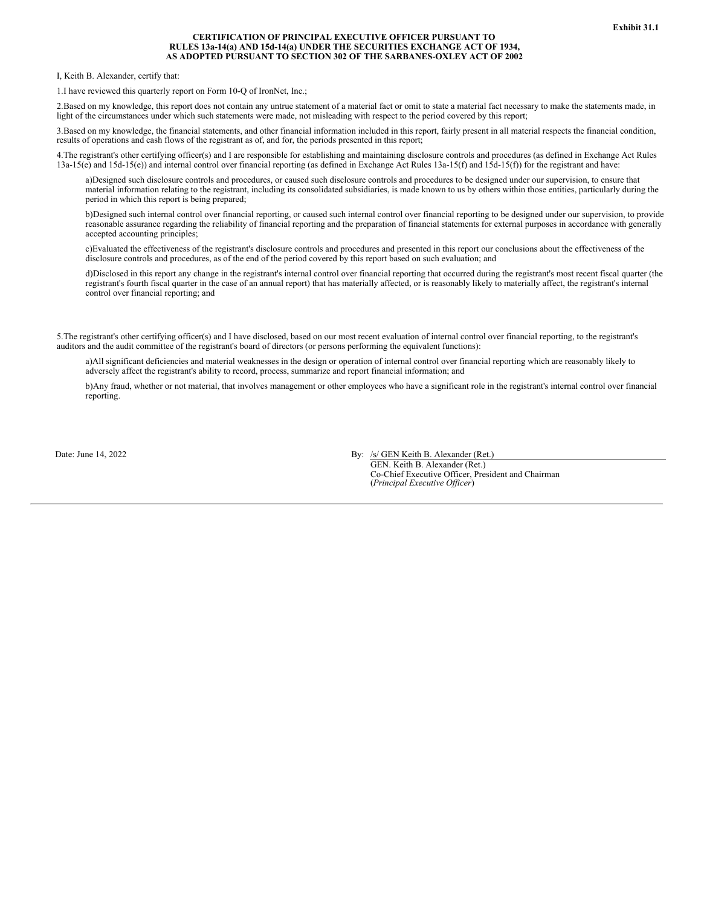**Exhibit 31.1**

**CERTIFICATION OF PRINCIPAL EXECUTIVE OFFICER PURSUANT TO RULES 13a-14(a) AND 15d-14(a) UNDER THE SECURITIES EXCHANGE ACT OF 1934, AS ADOPTED PURSUANT TO SECTION 302 OF THE SARBANES-OXLEY ACT OF 2002**

I, Keith B. Alexander, certify that:

1.I have reviewed this quarterly report on Form 10-Q of IronNet, Inc.;

2.Based on my knowledge, this report does not contain any untrue statement of a material fact or omit to state a material fact necessary to make the statements made, in light of the circumstances under which such statements were made, not misleading with respect to the period covered by this report;

3.Based on my knowledge, the financial statements, and other financial information included in this report, fairly present in all material respects the financial condition, results of operations and cash flows of the registrant as of, and for, the periods presented in this report;

4.The registrant's other certifying officer(s) and I are responsible for establishing and maintaining disclosure controls and procedures (as defined in Exchange Act Rules 13a-15(e) and 15d-15(e)) and internal control over financial reporting (as defined in Exchange Act Rules 13a-15(f) and 15d-15(f)) for the registrant and have:

a)Designed such disclosure controls and procedures, or caused such disclosure controls and procedures to be designed under our supervision, to ensure that material information relating to the registrant, including its consolidated subsidiaries, is made known to us by others within those entities, particularly during the period in which this report is being prepared;

b)Designed such internal control over financial reporting, or caused such internal control over financial reporting to be designed under our supervision, to provide reasonable assurance regarding the reliability of financial reporting and the preparation of financial statements for external purposes in accordance with generally accepted accounting principles;

c)Evaluated the effectiveness of the registrant's disclosure controls and procedures and presented in this report our conclusions about the effectiveness of the disclosure controls and procedures, as of the end of the period covered by this report based on such evaluation; and

d)Disclosed in this report any change in the registrant's internal control over financial reporting that occurred during the registrant's most recent fiscal quarter (the registrant's fourth fiscal quarter in the case of an annual report) that has materially affected, or is reasonably likely to materially affect, the registrant's internal control over financial reporting; and

5.The registrant's other certifying officer(s) and I have disclosed, based on our most recent evaluation of internal control over financial reporting, to the registrant's auditors and the audit committee of the registrant's board of directors (or persons performing the equivalent functions):

a)All significant deficiencies and material weaknesses in the design or operation of internal control over financial reporting which are reasonably likely to adversely affect the registrant's ability to record, process, summarize and report financial information; and

b)Any fraud, whether or not material, that involves management or other employees who have a significant role in the registrant's internal control over financial reporting.

Date: June 14, 2022

By: /s/ GEN Keith B. Alexander (Ret.)
GEN. Keith B. Alexander (Ret.)
Co-Chief Executive Officer, President and Chairman
(*Principal Executive Officer*)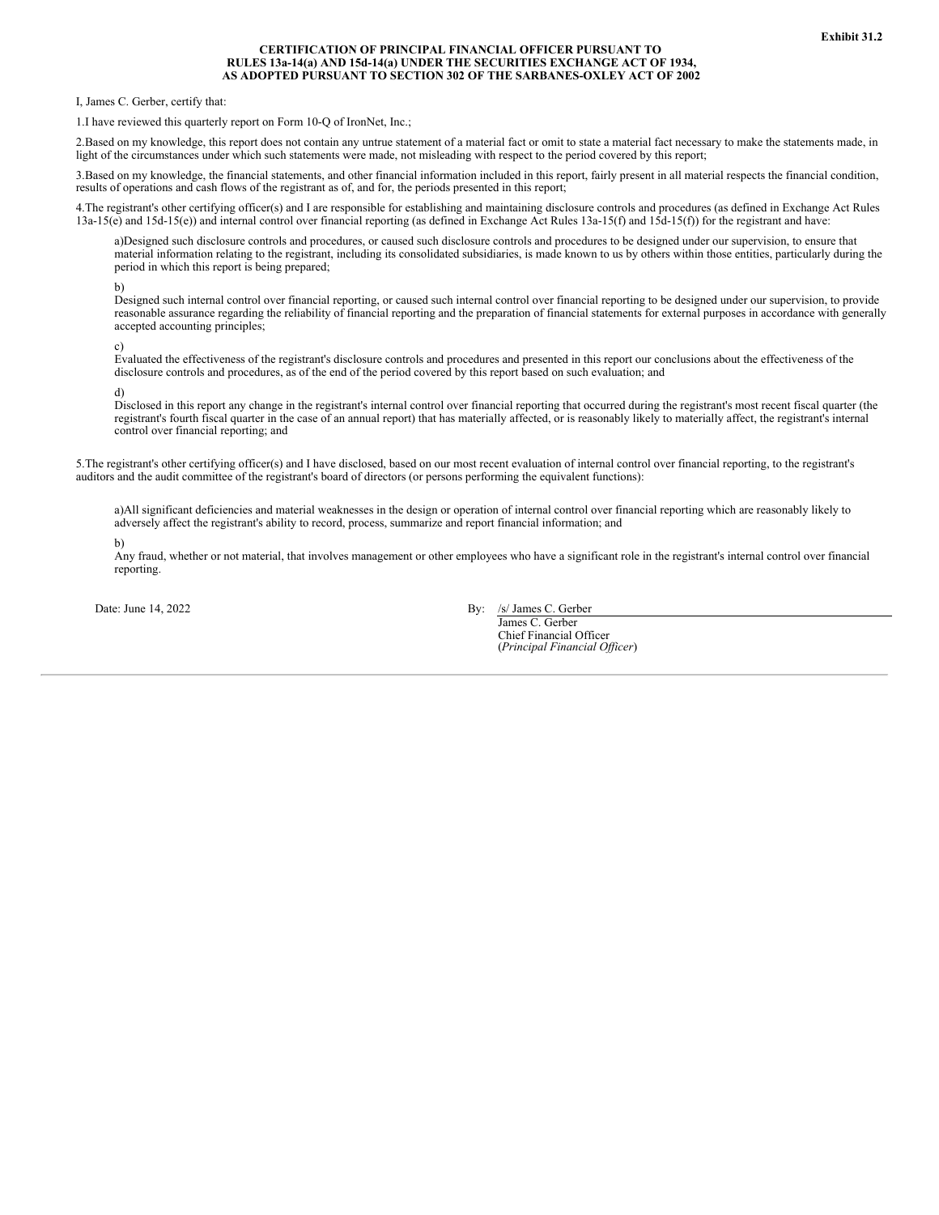**Exhibit 31.2**

**CERTIFICATION OF PRINCIPAL FINANCIAL OFFICER PURSUANT TO RULES 13a-14(a) AND 15d-14(a) UNDER THE SECURITIES EXCHANGE ACT OF 1934, AS ADOPTED PURSUANT TO SECTION 302 OF THE SARBANES-OXLEY ACT OF 2002**

I, James C. Gerber, certify that:

1.I have reviewed this quarterly report on Form 10-Q of IronNet, Inc.;

2.Based on my knowledge, this report does not contain any untrue statement of a material fact or omit to state a material fact necessary to make the statements made, in light of the circumstances under which such statements were made, not misleading with respect to the period covered by this report;

3.Based on my knowledge, the financial statements, and other financial information included in this report, fairly present in all material respects the financial condition, results of operations and cash flows of the registrant as of, and for, the periods presented in this report;

4.The registrant's other certifying officer(s) and I are responsible for establishing and maintaining disclosure controls and procedures (as defined in Exchange Act Rules 13a-15(e) and 15d-15(e)) and internal control over financial reporting (as defined in Exchange Act Rules 13a-15(f) and 15d-15(f)) for the registrant and have:

a)Designed such disclosure controls and procedures, or caused such disclosure controls and procedures to be designed under our supervision, to ensure that material information relating to the registrant, including its consolidated subsidiaries, is made known to us by others within those entities, particularly during the period in which this report is being prepared;

b)
Designed such internal control over financial reporting, or caused such internal control over financial reporting to be designed under our supervision, to provide reasonable assurance regarding the reliability of financial reporting and the preparation of financial statements for external purposes in accordance with generally accepted accounting principles;

c)
Evaluated the effectiveness of the registrant's disclosure controls and procedures and presented in this report our conclusions about the effectiveness of the disclosure controls and procedures, as of the end of the period covered by this report based on such evaluation; and

d)
Disclosed in this report any change in the registrant's internal control over financial reporting that occurred during the registrant's most recent fiscal quarter (the registrant's fourth fiscal quarter in the case of an annual report) that has materially affected, or is reasonably likely to materially affect, the registrant's internal control over financial reporting; and

5.The registrant's other certifying officer(s) and I have disclosed, based on our most recent evaluation of internal control over financial reporting, to the registrant's auditors and the audit committee of the registrant's board of directors (or persons performing the equivalent functions):

a)All significant deficiencies and material weaknesses in the design or operation of internal control over financial reporting which are reasonably likely to adversely affect the registrant's ability to record, process, summarize and report financial information; and

b)
Any fraud, whether or not material, that involves management or other employees who have a significant role in the registrant's internal control over financial reporting.

Date: June 14, 2022

By: /s/ James C. Gerber
James C. Gerber
Chief Financial Officer
(*Principal Financial Officer*)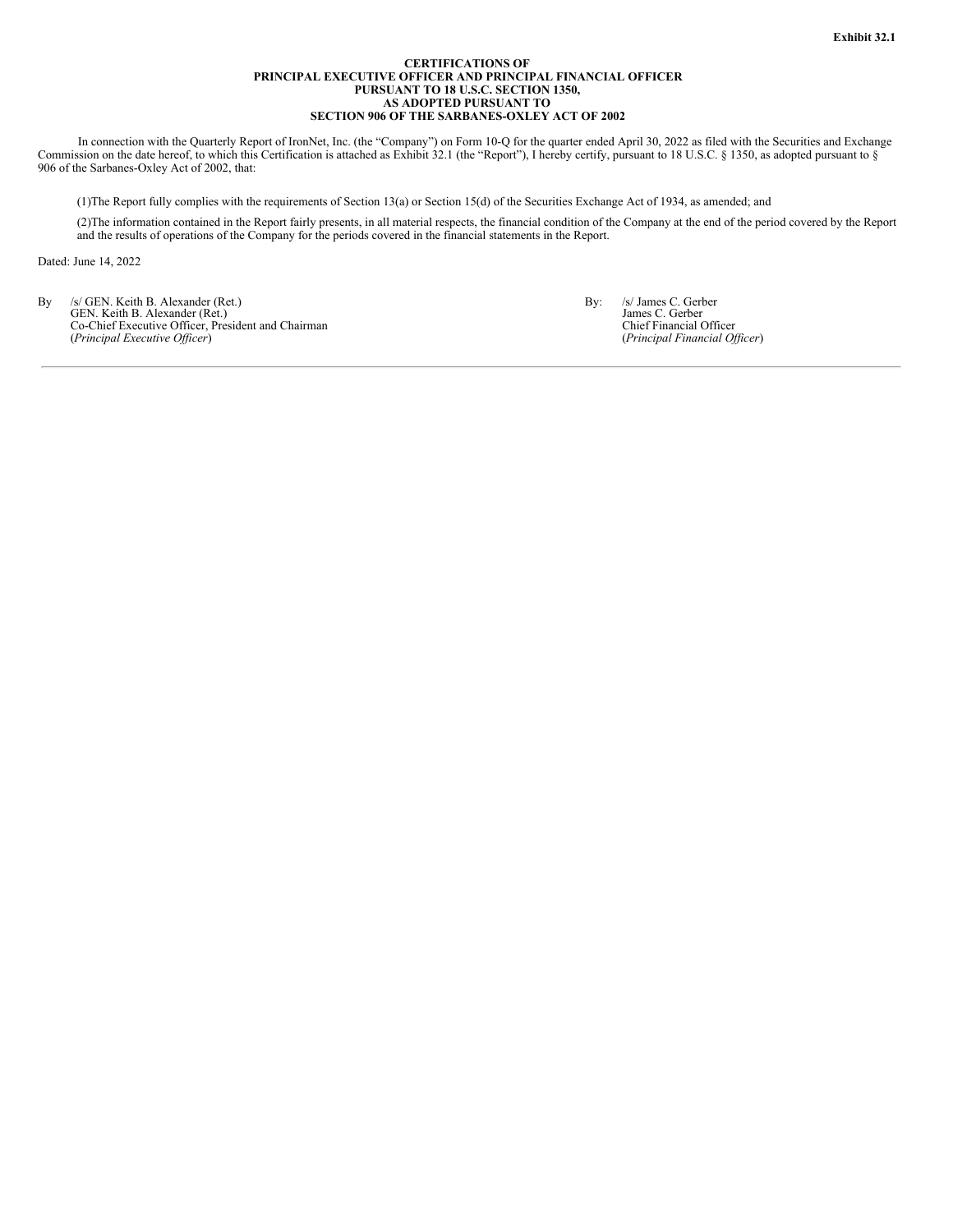**Exhibit 32.1**

**CERTIFICATIONS OF**
**PRINCIPAL EXECUTIVE OFFICER AND PRINCIPAL FINANCIAL OFFICER**
**PURSUANT TO 18 U.S.C. SECTION 1350,**
**AS ADOPTED PURSUANT TO**
**SECTION 906 OF THE SARBANES-OXLEY ACT OF 2002**

In connection with the Quarterly Report of IronNet, Inc. (the “Company”) on Form 10-Q for the quarter ended April 30, 2022 as filed with the Securities and Exchange Commission on the date hereof, to which this Certification is attached as Exhibit 32.1 (the “Report”), I hereby certify, pursuant to 18 U.S.C. § 1350, as adopted pursuant to § 906 of the Sarbanes-Oxley Act of 2002, that:

(1)The Report fully complies with the requirements of Section 13(a) or Section 15(d) of the Securities Exchange Act of 1934, as amended; and

(2)The information contained in the Report fairly presents, in all material respects, the financial condition of the Company at the end of the period covered by the Report and the results of operations of the Company for the periods covered in the financial statements in the Report.

Dated: June 14, 2022

By /s/ GEN. Keith B. Alexander (Ret.)
GEN. Keith B. Alexander (Ret.)
Co-Chief Executive Officer, President and Chairman
(*Principal Executive Officer*)

By: /s/ James C. Gerber
James C. Gerber
Chief Financial Officer
(*Principal Financial Officer*)